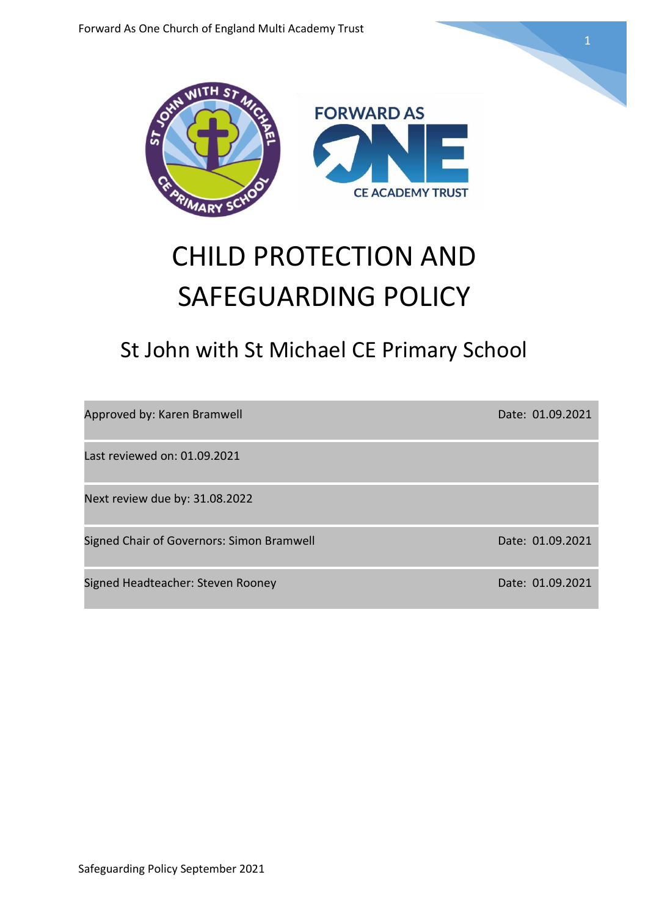# CHILD PROTECTION AND SAFEGUARDING POLICY

## St John with St Michael CE Primary School

| | |
|---|---|
| Approved by: Karen Bramwell | Date: 01.09.2021 |
| Last reviewed on: 01.09.2021 | |
| Next review due by: 31.08.2022 | |
| Signed Chair of Governors: Simon Bramwell | Date: 01.09.2021 |
| Signed Headteacher: Steven Rooney | Date: 01.09.2021 |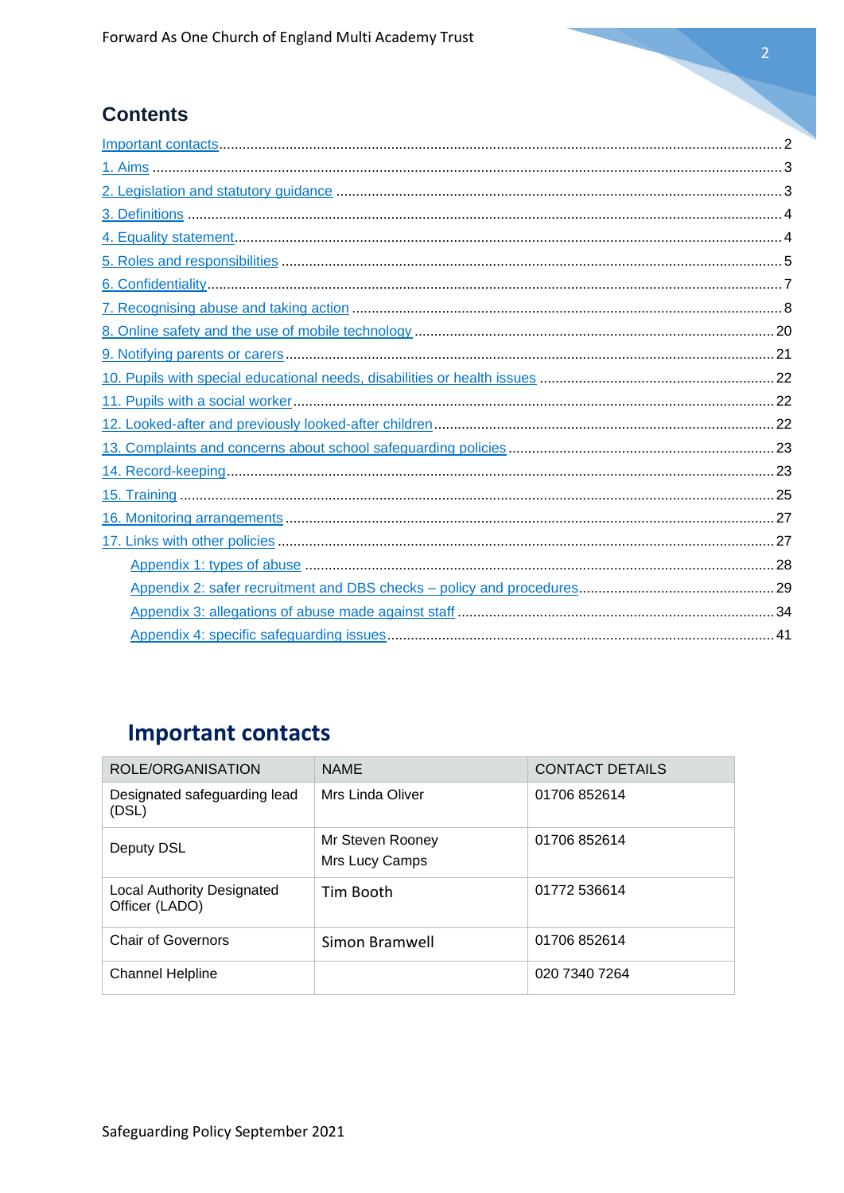## Contents

- Important contacts ..... 2
- 1. Aims ..... 3
- 2. Legislation and statutory guidance ..... 3
- 3. Definitions ..... 4
- 4. Equality statement ..... 4
- 5. Roles and responsibilities ..... 5
- 6. Confidentiality ..... 7
- 7. Recognising abuse and taking action ..... 8
- 8. Online safety and the use of mobile technology ..... 20
- 9. Notifying parents or carers ..... 21
- 10. Pupils with special educational needs, disabilities or health issues ..... 22
- 11. Pupils with a social worker ..... 22
- 12. Looked-after and previously looked-after children ..... 22
- 13. Complaints and concerns about school safeguarding policies ..... 23
- 14. Record-keeping ..... 23
- 15. Training ..... 25
- 16. Monitoring arrangements ..... 27
- 17. Links with other policies ..... 27
  - Appendix 1: types of abuse ..... 28
  - Appendix 2: safer recruitment and DBS checks – policy and procedures ..... 29
  - Appendix 3: allegations of abuse made against staff ..... 34
  - Appendix 4: specific safeguarding issues ..... 41

## Important contacts

| ROLE/ORGANISATION | NAME | CONTACT DETAILS |
|---|---|---|
| Designated safeguarding lead (DSL) | Mrs Linda Oliver | 01706 852614 |
| Deputy DSL | Mr Steven Rooney<br>Mrs Lucy Camps | 01706 852614 |
| Local Authority Designated Officer (LADO) | Tim Booth | 01772 536614 |
| Chair of Governors | Simon Bramwell | 01706 852614 |
| Channel Helpline | | 020 7340 7264 |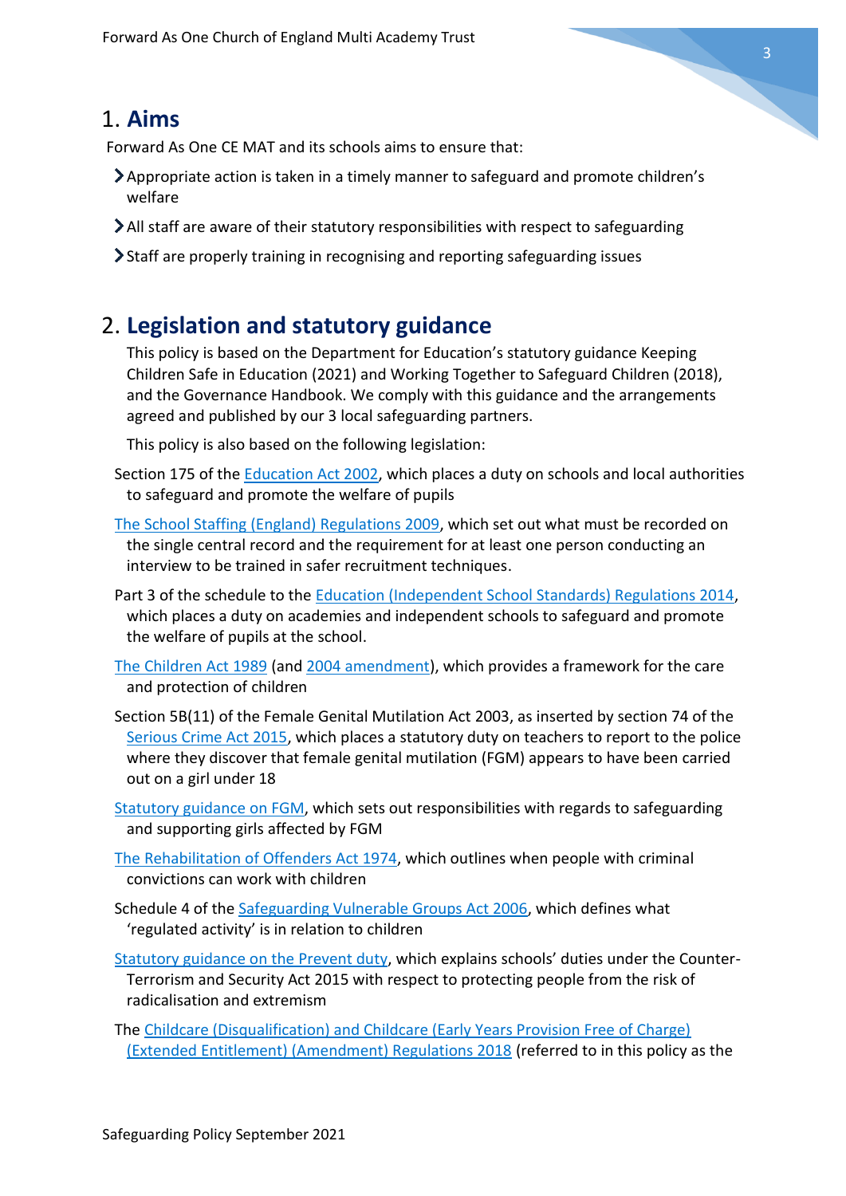# 1. **Aims**

Forward As One CE MAT and its schools aims to ensure that:

- Appropriate action is taken in a timely manner to safeguard and promote children's welfare
- All staff are aware of their statutory responsibilities with respect to safeguarding
- Staff are properly training in recognising and reporting safeguarding issues

# 2. **Legislation and statutory guidance**

This policy is based on the Department for Education's statutory guidance Keeping Children Safe in Education (2021) and Working Together to Safeguard Children (2018), and the Governance Handbook. We comply with this guidance and the arrangements agreed and published by our 3 local safeguarding partners.

This policy is also based on the following legislation:

Section 175 of the Education Act 2002, which places a duty on schools and local authorities to safeguard and promote the welfare of pupils

The School Staffing (England) Regulations 2009, which set out what must be recorded on the single central record and the requirement for at least one person conducting an interview to be trained in safer recruitment techniques.

Part 3 of the schedule to the Education (Independent School Standards) Regulations 2014, which places a duty on academies and independent schools to safeguard and promote the welfare of pupils at the school.

The Children Act 1989 (and 2004 amendment), which provides a framework for the care and protection of children

Section 5B(11) of the Female Genital Mutilation Act 2003, as inserted by section 74 of the Serious Crime Act 2015, which places a statutory duty on teachers to report to the police where they discover that female genital mutilation (FGM) appears to have been carried out on a girl under 18

Statutory guidance on FGM, which sets out responsibilities with regards to safeguarding and supporting girls affected by FGM

The Rehabilitation of Offenders Act 1974, which outlines when people with criminal convictions can work with children

Schedule 4 of the Safeguarding Vulnerable Groups Act 2006, which defines what 'regulated activity' is in relation to children

Statutory guidance on the Prevent duty, which explains schools' duties under the Counter-Terrorism and Security Act 2015 with respect to protecting people from the risk of radicalisation and extremism

The Childcare (Disqualification) and Childcare (Early Years Provision Free of Charge) (Extended Entitlement) (Amendment) Regulations 2018 (referred to in this policy as the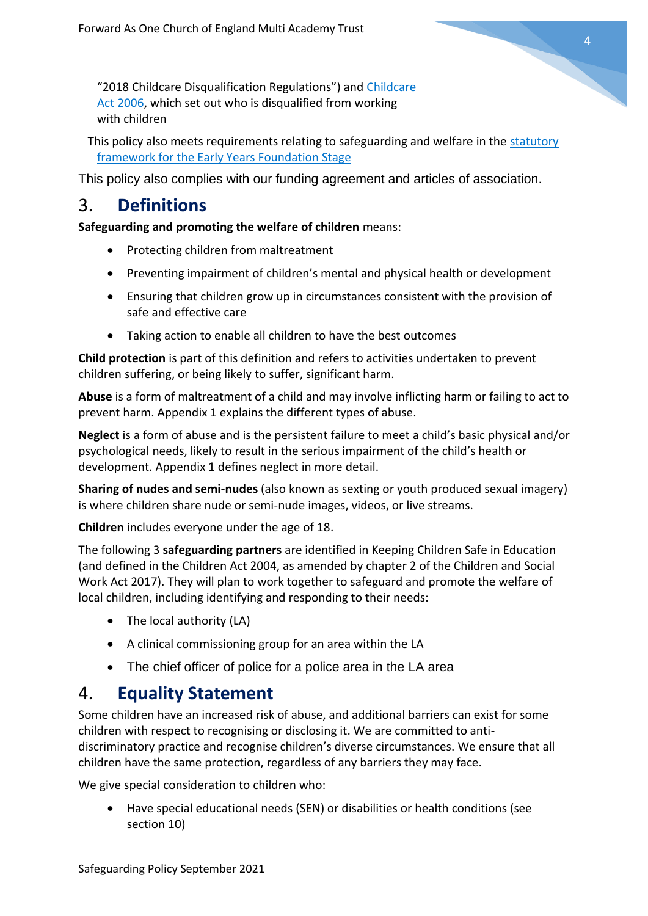"2018 Childcare Disqualification Regulations") and Childcare Act 2006, which set out who is disqualified from working with children

This policy also meets requirements relating to safeguarding and welfare in the statutory framework for the Early Years Foundation Stage

This policy also complies with our funding agreement and articles of association.

## 3. Definitions

**Safeguarding and promoting the welfare of children** means:

- Protecting children from maltreatment
- Preventing impairment of children's mental and physical health or development
- Ensuring that children grow up in circumstances consistent with the provision of safe and effective care
- Taking action to enable all children to have the best outcomes

**Child protection** is part of this definition and refers to activities undertaken to prevent children suffering, or being likely to suffer, significant harm.

**Abuse** is a form of maltreatment of a child and may involve inflicting harm or failing to act to prevent harm. Appendix 1 explains the different types of abuse.

**Neglect** is a form of abuse and is the persistent failure to meet a child's basic physical and/or psychological needs, likely to result in the serious impairment of the child's health or development. Appendix 1 defines neglect in more detail.

**Sharing of nudes and semi-nudes** (also known as sexting or youth produced sexual imagery) is where children share nude or semi-nude images, videos, or live streams.

**Children** includes everyone under the age of 18.

The following 3 **safeguarding partners** are identified in Keeping Children Safe in Education (and defined in the Children Act 2004, as amended by chapter 2 of the Children and Social Work Act 2017). They will plan to work together to safeguard and promote the welfare of local children, including identifying and responding to their needs:

- The local authority (LA)
- A clinical commissioning group for an area within the LA
- The chief officer of police for a police area in the LA area

## 4. Equality Statement

Some children have an increased risk of abuse, and additional barriers can exist for some children with respect to recognising or disclosing it. We are committed to anti-discriminatory practice and recognise children's diverse circumstances. We ensure that all children have the same protection, regardless of any barriers they may face.

We give special consideration to children who:

- Have special educational needs (SEN) or disabilities or health conditions (see section 10)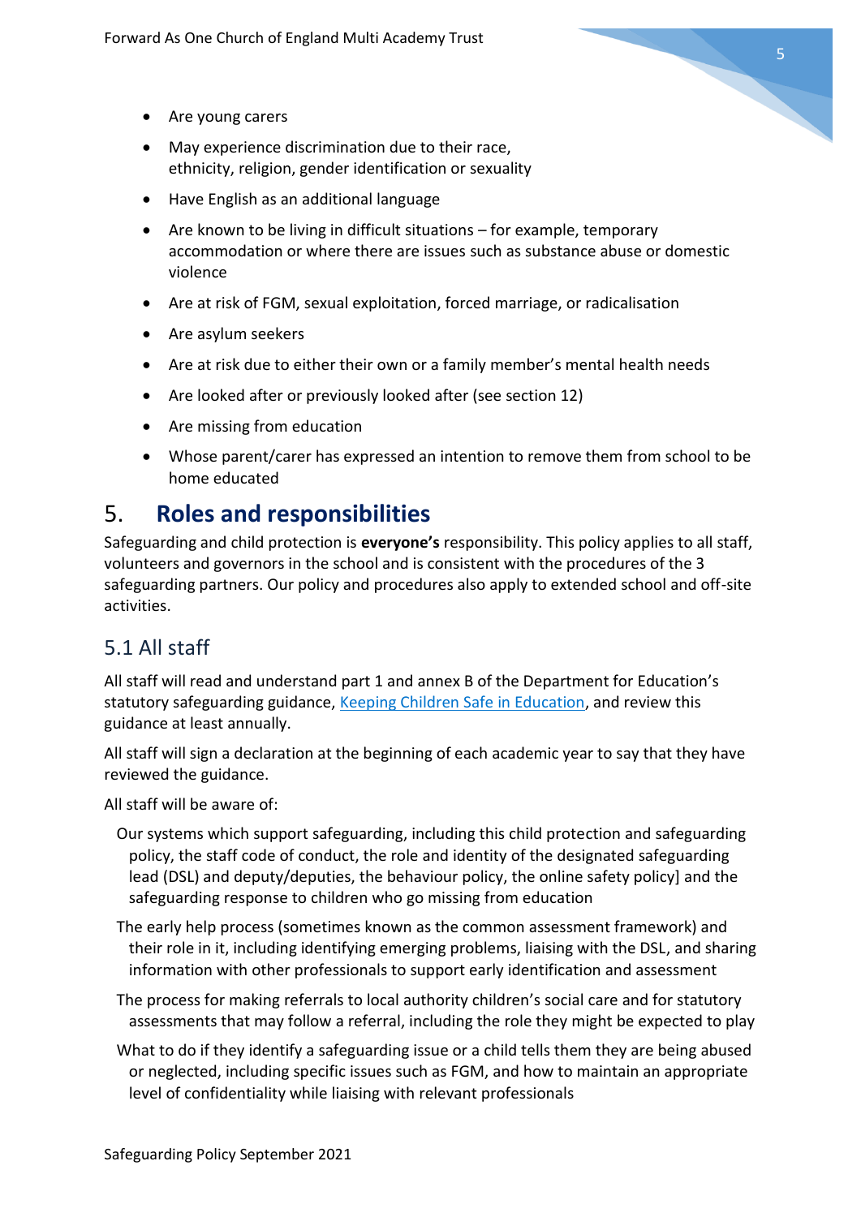- Are young carers
- May experience discrimination due to their race, ethnicity, religion, gender identification or sexuality
- Have English as an additional language
- Are known to be living in difficult situations – for example, temporary accommodation or where there are issues such as substance abuse or domestic violence
- Are at risk of FGM, sexual exploitation, forced marriage, or radicalisation
- Are asylum seekers
- Are at risk due to either their own or a family member's mental health needs
- Are looked after or previously looked after (see section 12)
- Are missing from education
- Whose parent/carer has expressed an intention to remove them from school to be home educated

# 5. Roles and responsibilities

Safeguarding and child protection is **everyone's** responsibility. This policy applies to all staff, volunteers and governors in the school and is consistent with the procedures of the 3 safeguarding partners. Our policy and procedures also apply to extended school and off-site activities.

## 5.1 All staff

All staff will read and understand part 1 and annex B of the Department for Education's statutory safeguarding guidance, [Keeping Children Safe in Education](), and review this guidance at least annually.

All staff will sign a declaration at the beginning of each academic year to say that they have reviewed the guidance.

All staff will be aware of:

Our systems which support safeguarding, including this child protection and safeguarding policy, the staff code of conduct, the role and identity of the designated safeguarding lead (DSL) and deputy/deputies, the behaviour policy, the online safety policy] and the safeguarding response to children who go missing from education

The early help process (sometimes known as the common assessment framework) and their role in it, including identifying emerging problems, liaising with the DSL, and sharing information with other professionals to support early identification and assessment

The process for making referrals to local authority children's social care and for statutory assessments that may follow a referral, including the role they might be expected to play

What to do if they identify a safeguarding issue or a child tells them they are being abused or neglected, including specific issues such as FGM, and how to maintain an appropriate level of confidentiality while liaising with relevant professionals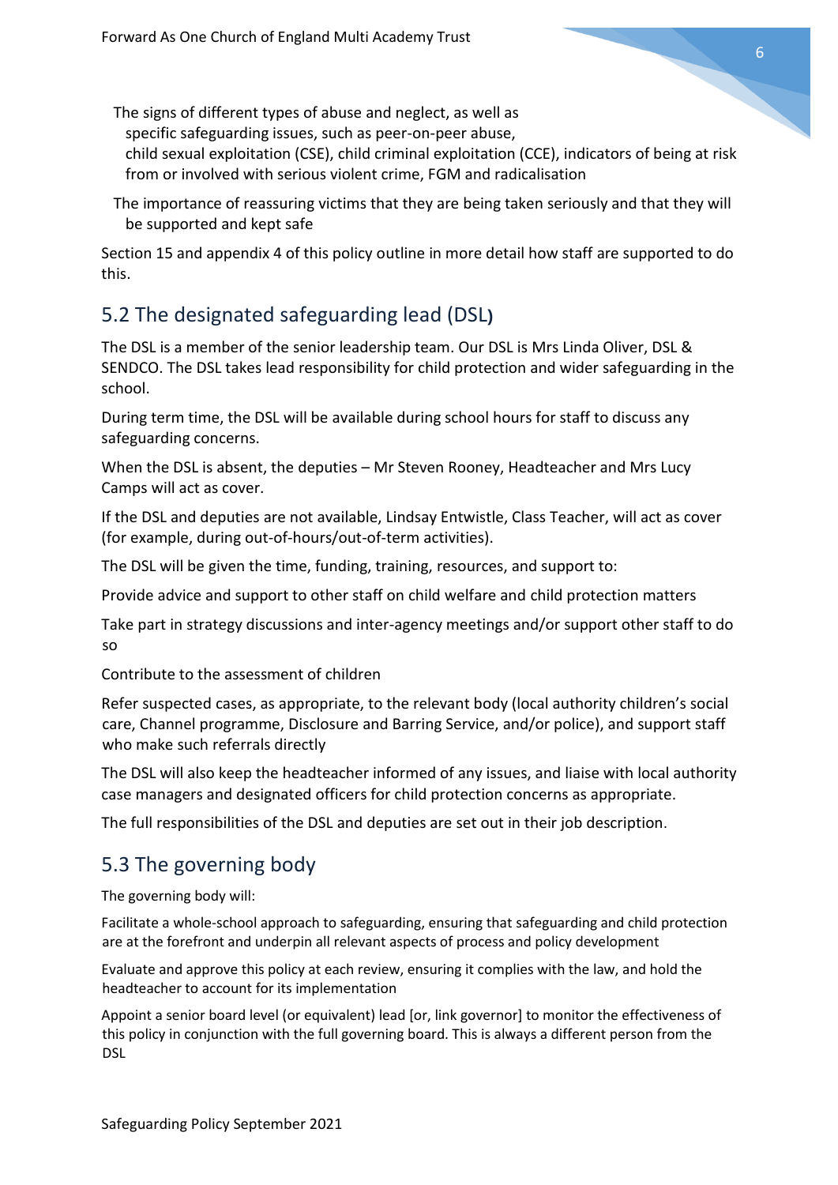- The signs of different types of abuse and neglect, as well as specific safeguarding issues, such as peer-on-peer abuse, child sexual exploitation (CSE), child criminal exploitation (CCE), indicators of being at risk from or involved with serious violent crime, FGM and radicalisation
- The importance of reassuring victims that they are being taken seriously and that they will be supported and kept safe

Section 15 and appendix 4 of this policy outline in more detail how staff are supported to do this.

## 5.2 The designated safeguarding lead (DSL)

The DSL is a member of the senior leadership team. Our DSL is Mrs Linda Oliver, DSL & SENDCO. The DSL takes lead responsibility for child protection and wider safeguarding in the school.

During term time, the DSL will be available during school hours for staff to discuss any safeguarding concerns.

When the DSL is absent, the deputies – Mr Steven Rooney, Headteacher and Mrs Lucy Camps will act as cover.

If the DSL and deputies are not available, Lindsay Entwistle, Class Teacher, will act as cover (for example, during out-of-hours/out-of-term activities).

The DSL will be given the time, funding, training, resources, and support to:

Provide advice and support to other staff on child welfare and child protection matters

Take part in strategy discussions and inter-agency meetings and/or support other staff to do so

Contribute to the assessment of children

Refer suspected cases, as appropriate, to the relevant body (local authority children's social care, Channel programme, Disclosure and Barring Service, and/or police), and support staff who make such referrals directly

The DSL will also keep the headteacher informed of any issues, and liaise with local authority case managers and designated officers for child protection concerns as appropriate.

The full responsibilities of the DSL and deputies are set out in their job description.

## 5.3 The governing body

The governing body will:

Facilitate a whole-school approach to safeguarding, ensuring that safeguarding and child protection are at the forefront and underpin all relevant aspects of process and policy development

Evaluate and approve this policy at each review, ensuring it complies with the law, and hold the headteacher to account for its implementation

Appoint a senior board level (or equivalent) lead [or, link governor] to monitor the effectiveness of this policy in conjunction with the full governing board. This is always a different person from the DSL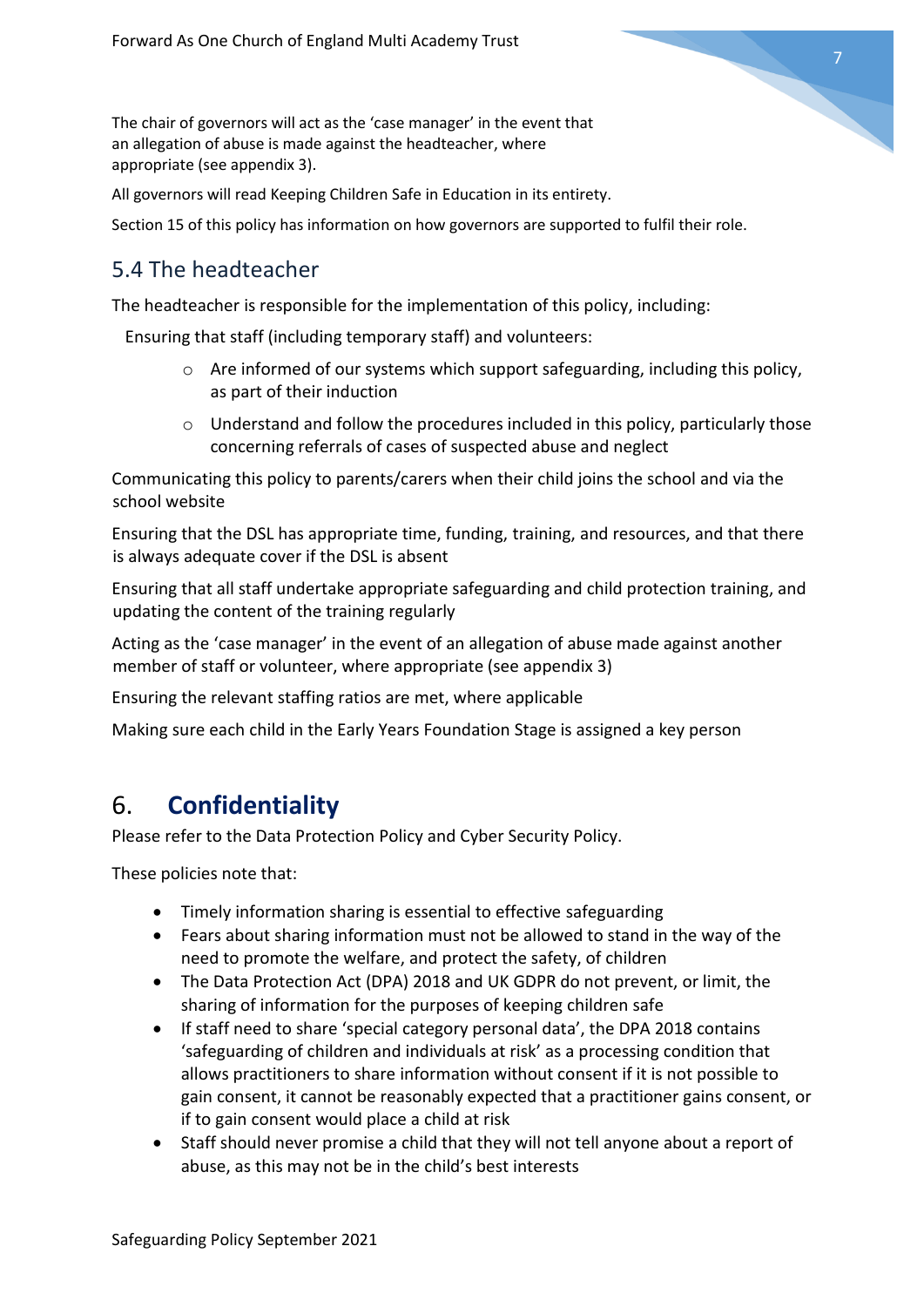The chair of governors will act as the 'case manager' in the event that an allegation of abuse is made against the headteacher, where appropriate (see appendix 3).

All governors will read Keeping Children Safe in Education in its entirety.

Section 15 of this policy has information on how governors are supported to fulfil their role.

## 5.4 The headteacher

The headteacher is responsible for the implementation of this policy, including:

Ensuring that staff (including temporary staff) and volunteers:

- Are informed of our systems which support safeguarding, including this policy, as part of their induction
- Understand and follow the procedures included in this policy, particularly those concerning referrals of cases of suspected abuse and neglect

Communicating this policy to parents/carers when their child joins the school and via the school website

Ensuring that the DSL has appropriate time, funding, training, and resources, and that there is always adequate cover if the DSL is absent

Ensuring that all staff undertake appropriate safeguarding and child protection training, and updating the content of the training regularly

Acting as the 'case manager' in the event of an allegation of abuse made against another member of staff or volunteer, where appropriate (see appendix 3)

Ensuring the relevant staffing ratios are met, where applicable

Making sure each child in the Early Years Foundation Stage is assigned a key person

# 6. **Confidentiality**

Please refer to the Data Protection Policy and Cyber Security Policy.

These policies note that:

- Timely information sharing is essential to effective safeguarding
- Fears about sharing information must not be allowed to stand in the way of the need to promote the welfare, and protect the safety, of children
- The Data Protection Act (DPA) 2018 and UK GDPR do not prevent, or limit, the sharing of information for the purposes of keeping children safe
- If staff need to share 'special category personal data', the DPA 2018 contains 'safeguarding of children and individuals at risk' as a processing condition that allows practitioners to share information without consent if it is not possible to gain consent, it cannot be reasonably expected that a practitioner gains consent, or if to gain consent would place a child at risk
- Staff should never promise a child that they will not tell anyone about a report of abuse, as this may not be in the child's best interests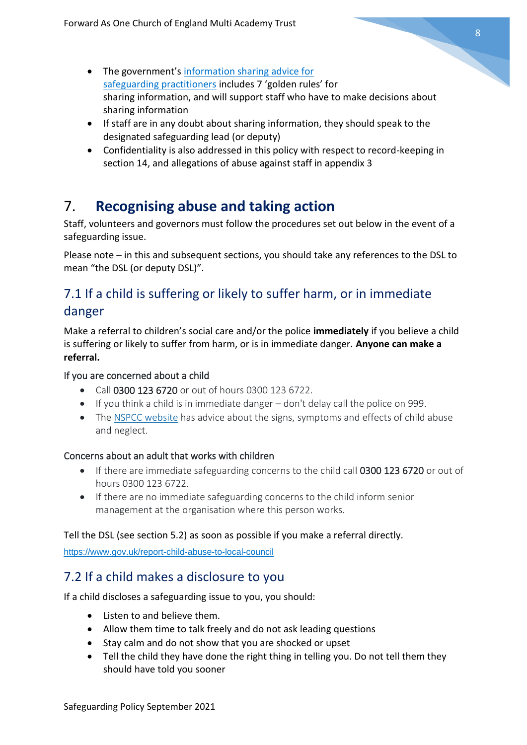- The government's [information sharing advice for safeguarding practitioners](https://www.gov.uk/government/publications/safeguarding-practitioners-information-sharing-advice) includes 7 'golden rules' for sharing information, and will support staff who have to make decisions about sharing information
- If staff are in any doubt about sharing information, they should speak to the designated safeguarding lead (or deputy)
- Confidentiality is also addressed in this policy with respect to record-keeping in section 14, and allegations of abuse against staff in appendix 3

# 7. Recognising abuse and taking action

Staff, volunteers and governors must follow the procedures set out below in the event of a safeguarding issue.

Please note – in this and subsequent sections, you should take any references to the DSL to mean "the DSL (or deputy DSL)".

## 7.1 If a child is suffering or likely to suffer harm, or in immediate danger

Make a referral to children's social care and/or the police **immediately** if you believe a child is suffering or likely to suffer from harm, or is in immediate danger. **Anyone can make a referral.**

### If you are concerned about a child

- Call 0300 123 6720 or out of hours 0300 123 6722.
- If you think a child is in immediate danger – don't delay call the police on 999.
- The NSPCC website has advice about the signs, symptoms and effects of child abuse and neglect.

### Concerns about an adult that works with children

- If there are immediate safeguarding concerns to the child call 0300 123 6720 or out of hours 0300 123 6722.
- If there are no immediate safeguarding concerns to the child inform senior management at the organisation where this person works.

Tell the DSL (see section 5.2) as soon as possible if you make a referral directly.

https://www.gov.uk/report-child-abuse-to-local-council

## 7.2 If a child makes a disclosure to you

If a child discloses a safeguarding issue to you, you should:

- Listen to and believe them.
- Allow them time to talk freely and do not ask leading questions
- Stay calm and do not show that you are shocked or upset
- Tell the child they have done the right thing in telling you. Do not tell them they should have told you sooner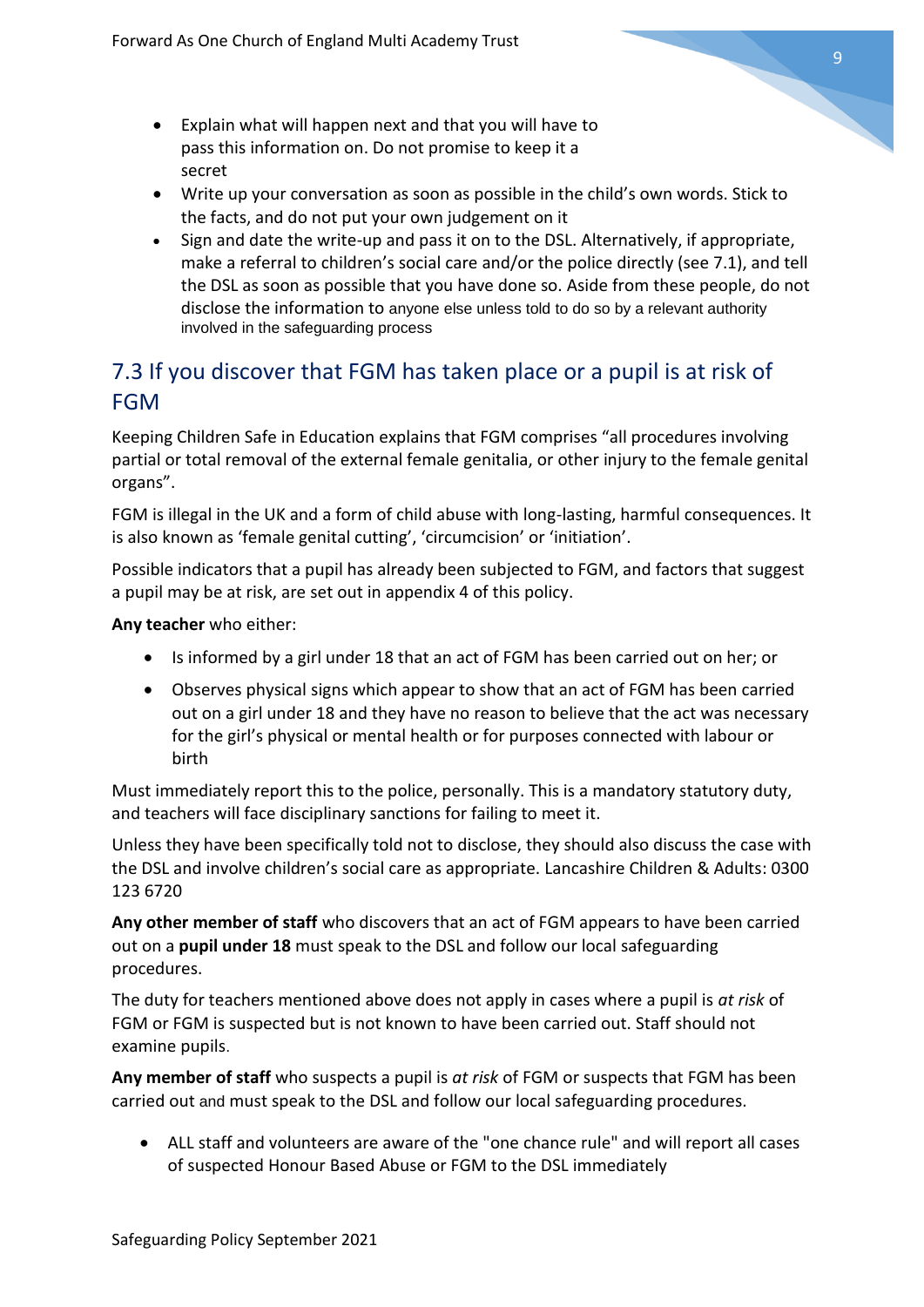- Explain what will happen next and that you will have to pass this information on. Do not promise to keep it a secret
- Write up your conversation as soon as possible in the child's own words. Stick to the facts, and do not put your own judgement on it
- Sign and date the write-up and pass it on to the DSL. Alternatively, if appropriate, make a referral to children's social care and/or the police directly (see 7.1), and tell the DSL as soon as possible that you have done so. Aside from these people, do not disclose the information to anyone else unless told to do so by a relevant authority involved in the safeguarding process

## 7.3 If you discover that FGM has taken place or a pupil is at risk of FGM

Keeping Children Safe in Education explains that FGM comprises "all procedures involving partial or total removal of the external female genitalia, or other injury to the female genital organs".

FGM is illegal in the UK and a form of child abuse with long-lasting, harmful consequences. It is also known as 'female genital cutting', 'circumcision' or 'initiation'.

Possible indicators that a pupil has already been subjected to FGM, and factors that suggest a pupil may be at risk, are set out in appendix 4 of this policy.

**Any teacher** who either:

- Is informed by a girl under 18 that an act of FGM has been carried out on her; or
- Observes physical signs which appear to show that an act of FGM has been carried out on a girl under 18 and they have no reason to believe that the act was necessary for the girl's physical or mental health or for purposes connected with labour or birth

Must immediately report this to the police, personally. This is a mandatory statutory duty, and teachers will face disciplinary sanctions for failing to meet it.

Unless they have been specifically told not to disclose, they should also discuss the case with the DSL and involve children's social care as appropriate. Lancashire Children & Adults: 0300 123 6720

**Any other member of staff** who discovers that an act of FGM appears to have been carried out on a **pupil under 18** must speak to the DSL and follow our local safeguarding procedures.

The duty for teachers mentioned above does not apply in cases where a pupil is *at risk* of FGM or FGM is suspected but is not known to have been carried out. Staff should not examine pupils.

**Any member of staff** who suspects a pupil is *at risk* of FGM or suspects that FGM has been carried out and must speak to the DSL and follow our local safeguarding procedures.

- ALL staff and volunteers are aware of the "one chance rule" and will report all cases of suspected Honour Based Abuse or FGM to the DSL immediately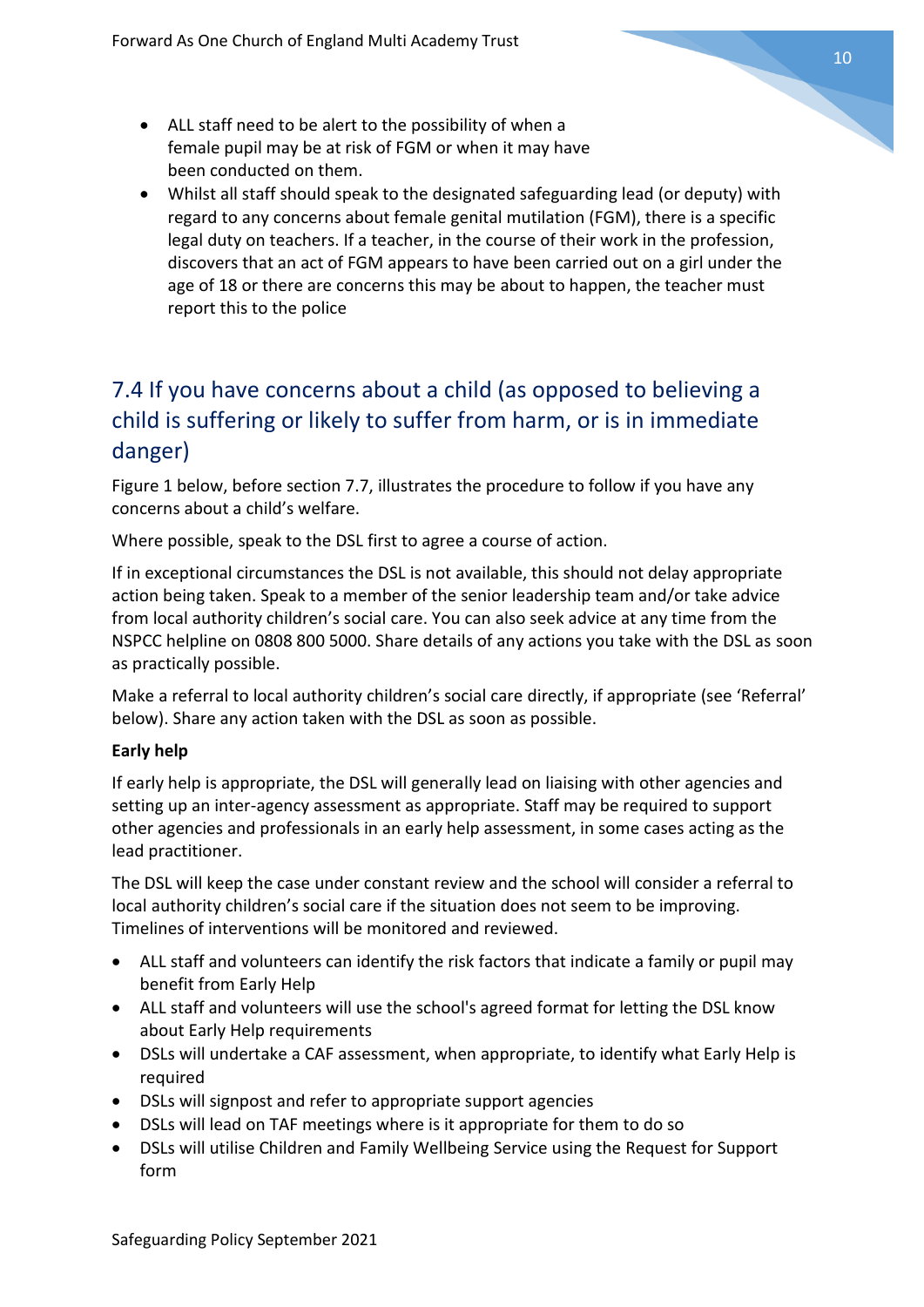- ALL staff need to be alert to the possibility of when a female pupil may be at risk of FGM or when it may have been conducted on them.
- Whilst all staff should speak to the designated safeguarding lead (or deputy) with regard to any concerns about female genital mutilation (FGM), there is a specific legal duty on teachers. If a teacher, in the course of their work in the profession, discovers that an act of FGM appears to have been carried out on a girl under the age of 18 or there are concerns this may be about to happen, the teacher must report this to the police

## 7.4 If you have concerns about a child (as opposed to believing a child is suffering or likely to suffer from harm, or is in immediate danger)

Figure 1 below, before section 7.7, illustrates the procedure to follow if you have any concerns about a child's welfare.

Where possible, speak to the DSL first to agree a course of action.

If in exceptional circumstances the DSL is not available, this should not delay appropriate action being taken. Speak to a member of the senior leadership team and/or take advice from local authority children's social care. You can also seek advice at any time from the NSPCC helpline on 0808 800 5000. Share details of any actions you take with the DSL as soon as practically possible.

Make a referral to local authority children's social care directly, if appropriate (see 'Referral' below). Share any action taken with the DSL as soon as possible.

**Early help**

If early help is appropriate, the DSL will generally lead on liaising with other agencies and setting up an inter-agency assessment as appropriate. Staff may be required to support other agencies and professionals in an early help assessment, in some cases acting as the lead practitioner.

The DSL will keep the case under constant review and the school will consider a referral to local authority children's social care if the situation does not seem to be improving. Timelines of interventions will be monitored and reviewed.

- ALL staff and volunteers can identify the risk factors that indicate a family or pupil may benefit from Early Help
- ALL staff and volunteers will use the school's agreed format for letting the DSL know about Early Help requirements
- DSLs will undertake a CAF assessment, when appropriate, to identify what Early Help is required
- DSLs will signpost and refer to appropriate support agencies
- DSLs will lead on TAF meetings where is it appropriate for them to do so
- DSLs will utilise Children and Family Wellbeing Service using the Request for Support form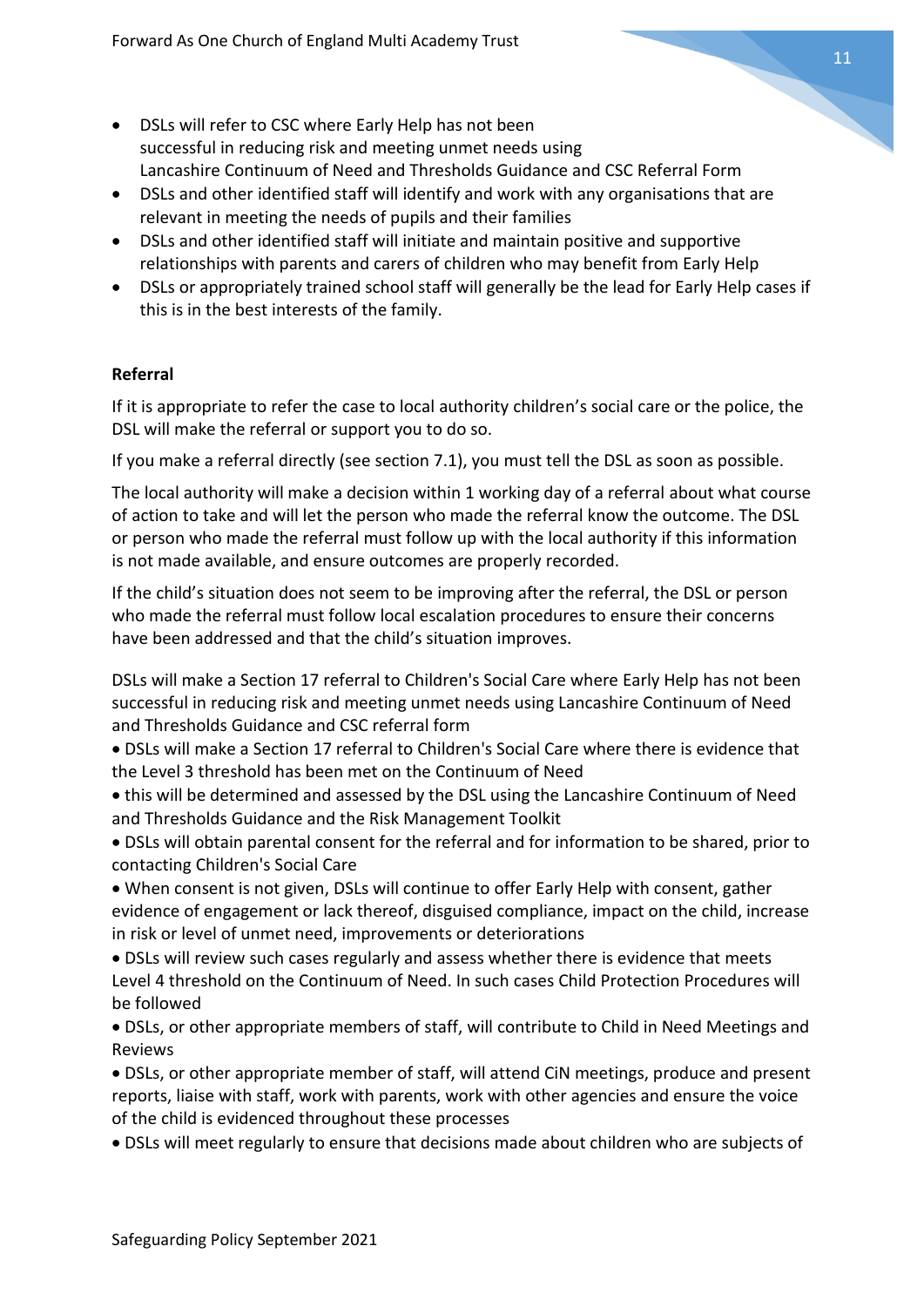- DSLs will refer to CSC where Early Help has not been successful in reducing risk and meeting unmet needs using Lancashire Continuum of Need and Thresholds Guidance and CSC Referral Form
- DSLs and other identified staff will identify and work with any organisations that are relevant in meeting the needs of pupils and their families
- DSLs and other identified staff will initiate and maintain positive and supportive relationships with parents and carers of children who may benefit from Early Help
- DSLs or appropriately trained school staff will generally be the lead for Early Help cases if this is in the best interests of the family.

**Referral**

If it is appropriate to refer the case to local authority children's social care or the police, the DSL will make the referral or support you to do so.

If you make a referral directly (see section 7.1), you must tell the DSL as soon as possible.

The local authority will make a decision within 1 working day of a referral about what course of action to take and will let the person who made the referral know the outcome. The DSL or person who made the referral must follow up with the local authority if this information is not made available, and ensure outcomes are properly recorded.

If the child's situation does not seem to be improving after the referral, the DSL or person who made the referral must follow local escalation procedures to ensure their concerns have been addressed and that the child's situation improves.

DSLs will make a Section 17 referral to Children's Social Care where Early Help has not been successful in reducing risk and meeting unmet needs using Lancashire Continuum of Need and Thresholds Guidance and CSC referral form

- DSLs will make a Section 17 referral to Children's Social Care where there is evidence that the Level 3 threshold has been met on the Continuum of Need
- this will be determined and assessed by the DSL using the Lancashire Continuum of Need and Thresholds Guidance and the Risk Management Toolkit
- DSLs will obtain parental consent for the referral and for information to be shared, prior to contacting Children's Social Care
- When consent is not given, DSLs will continue to offer Early Help with consent, gather evidence of engagement or lack thereof, disguised compliance, impact on the child, increase in risk or level of unmet need, improvements or deteriorations
- DSLs will review such cases regularly and assess whether there is evidence that meets Level 4 threshold on the Continuum of Need. In such cases Child Protection Procedures will be followed
- DSLs, or other appropriate members of staff, will contribute to Child in Need Meetings and Reviews
- DSLs, or other appropriate member of staff, will attend CiN meetings, produce and present reports, liaise with staff, work with parents, work with other agencies and ensure the voice of the child is evidenced throughout these processes
- DSLs will meet regularly to ensure that decisions made about children who are subjects of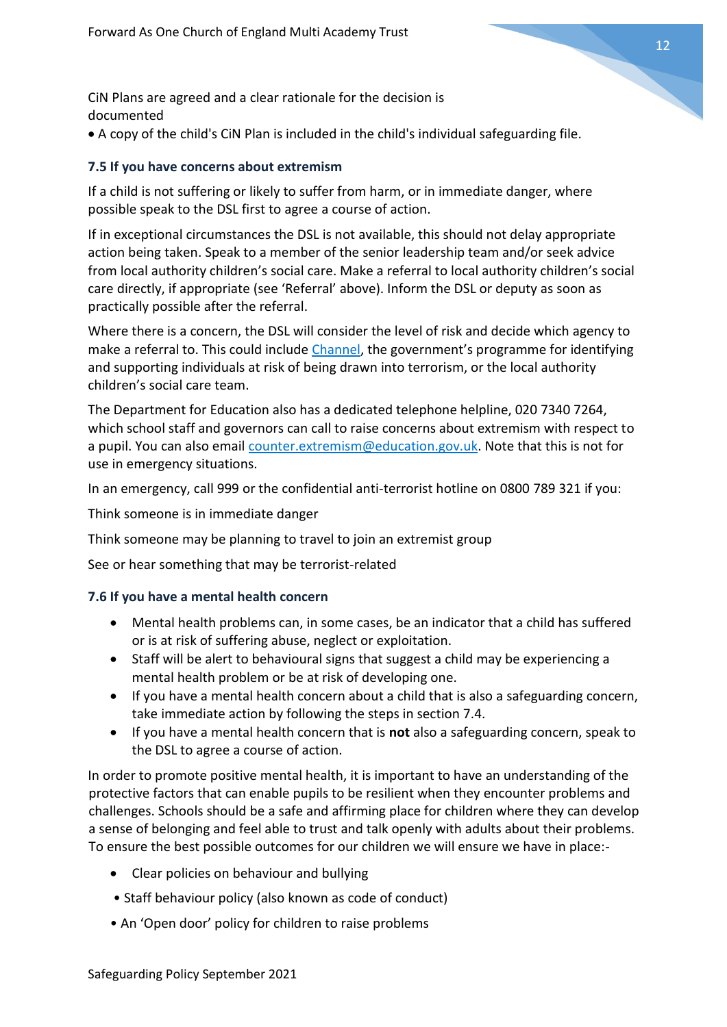CiN Plans are agreed and a clear rationale for the decision is documented

- A copy of the child's CiN Plan is included in the child's individual safeguarding file.

### 7.5 If you have concerns about extremism

If a child is not suffering or likely to suffer from harm, or in immediate danger, where possible speak to the DSL first to agree a course of action.

If in exceptional circumstances the DSL is not available, this should not delay appropriate action being taken. Speak to a member of the senior leadership team and/or seek advice from local authority children's social care. Make a referral to local authority children's social care directly, if appropriate (see 'Referral' above). Inform the DSL or deputy as soon as practically possible after the referral.

Where there is a concern, the DSL will consider the level of risk and decide which agency to make a referral to. This could include [Channel](), the government's programme for identifying and supporting individuals at risk of being drawn into terrorism, or the local authority children's social care team.

The Department for Education also has a dedicated telephone helpline, 020 7340 7264, which school staff and governors can call to raise concerns about extremism with respect to a pupil. You can also email [counter.extremism@education.gov.uk](mailto:counter.extremism@education.gov.uk). Note that this is not for use in emergency situations.

In an emergency, call 999 or the confidential anti-terrorist hotline on 0800 789 321 if you:

Think someone is in immediate danger

Think someone may be planning to travel to join an extremist group

See or hear something that may be terrorist-related

### 7.6 If you have a mental health concern

- Mental health problems can, in some cases, be an indicator that a child has suffered or is at risk of suffering abuse, neglect or exploitation.
- Staff will be alert to behavioural signs that suggest a child may be experiencing a mental health problem or be at risk of developing one.
- If you have a mental health concern about a child that is also a safeguarding concern, take immediate action by following the steps in section 7.4.
- If you have a mental health concern that is **not** also a safeguarding concern, speak to the DSL to agree a course of action.

In order to promote positive mental health, it is important to have an understanding of the protective factors that can enable pupils to be resilient when they encounter problems and challenges. Schools should be a safe and affirming place for children where they can develop a sense of belonging and feel able to trust and talk openly with adults about their problems. To ensure the best possible outcomes for our children we will ensure we have in place:-

- Clear policies on behaviour and bullying
- Staff behaviour policy (also known as code of conduct)
- An 'Open door' policy for children to raise problems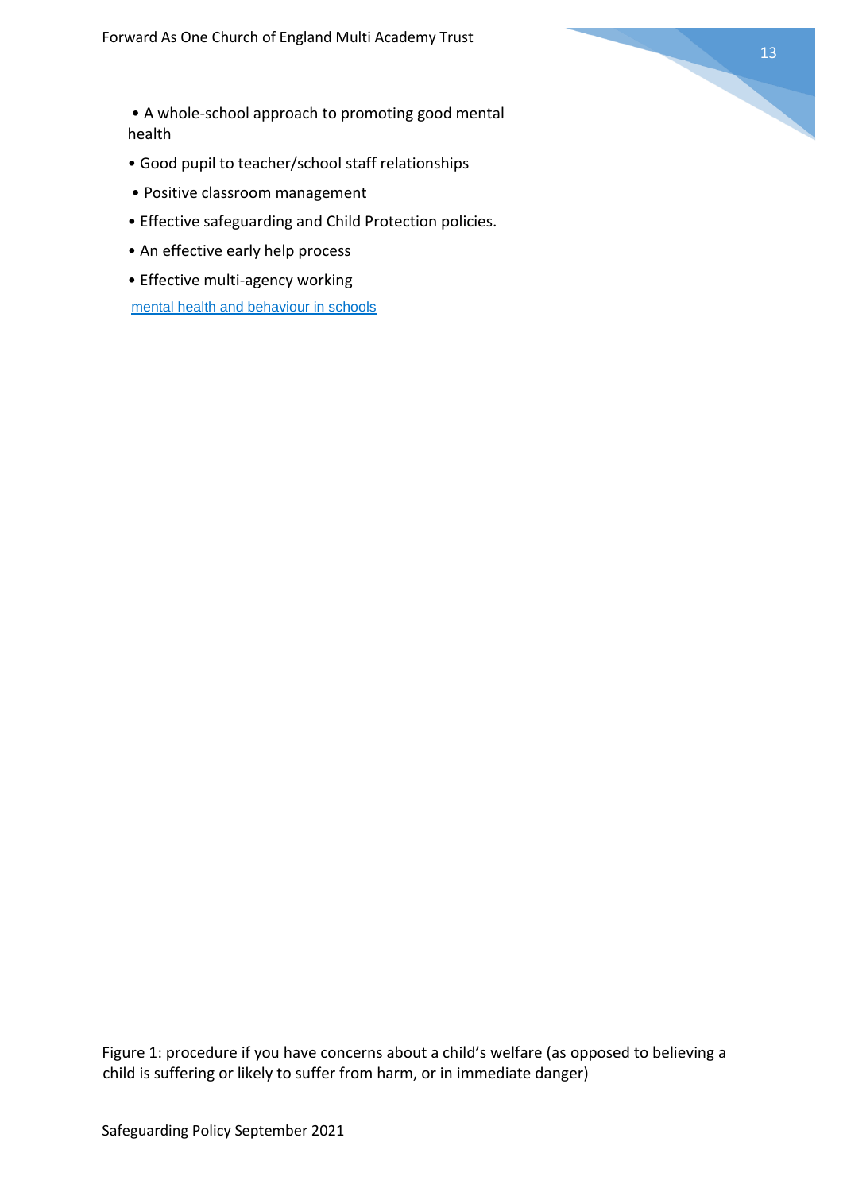- A whole-school approach to promoting good mental health
- Good pupil to teacher/school staff relationships
- Positive classroom management
- Effective safeguarding and Child Protection policies.
- An effective early help process
- Effective multi-agency working

mental health and behaviour in schools

Figure 1: procedure if you have concerns about a child's welfare (as opposed to believing a child is suffering or likely to suffer from harm, or in immediate danger)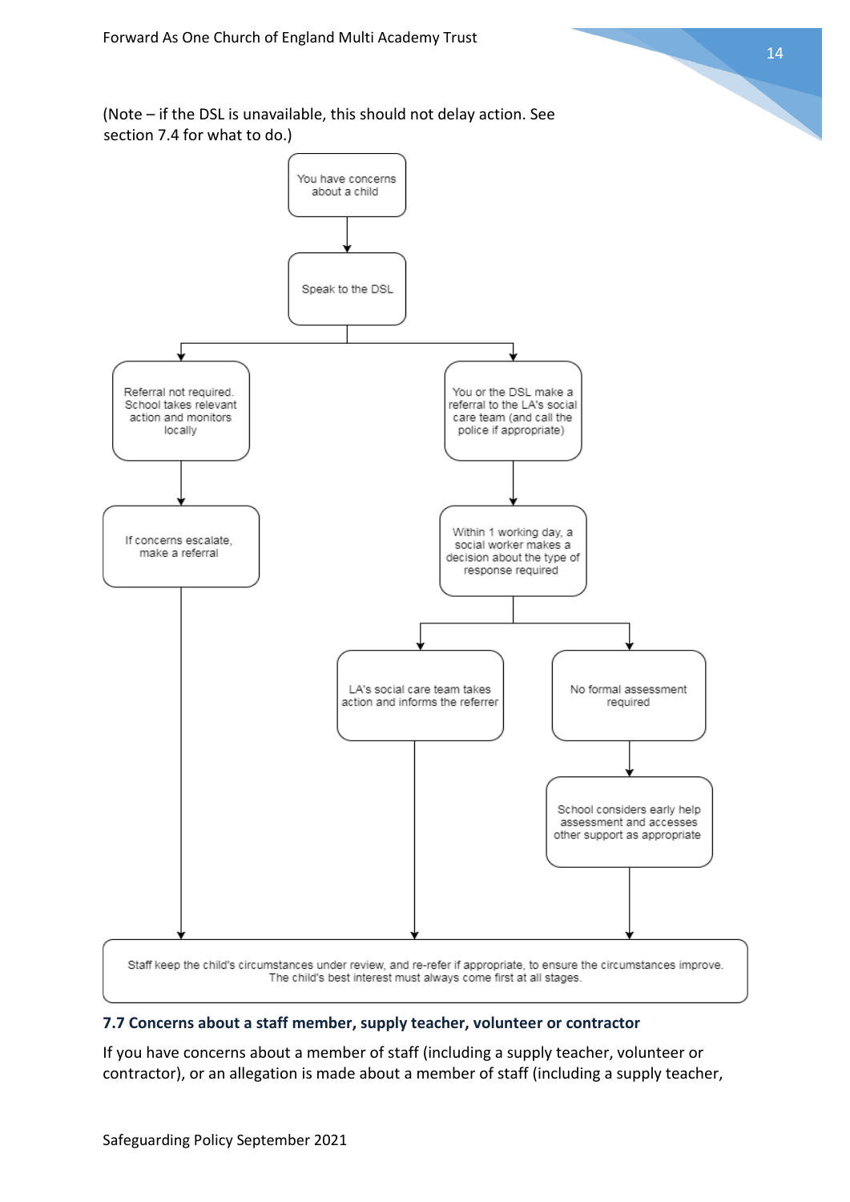(Note – if the DSL is unavailable, this should not delay action. See section 7.4 for what to do.)

You have concerns about a child

↓

Speak to the DSL

↓

- **Referral not required.** School takes relevant action and monitors locally
  - ↓ If concerns escalate, make a referral
- You or the DSL make a referral to the LA's social care team (and call the police if appropriate)
  - ↓ Within 1 working day, a social worker makes a decision about the type of response required
    - LA's social care team takes action and informs the referrer
    - No formal assessment required
      - ↓ School considers early help assessment and accesses other support as appropriate

↓

Staff keep the child's circumstances under review, and re-refer if appropriate, to ensure the circumstances improve. The child's best interest must always come first at all stages.

### 7.7 Concerns about a staff member, supply teacher, volunteer or contractor

If you have concerns about a member of staff (including a supply teacher, volunteer or contractor), or an allegation is made about a member of staff (including a supply teacher,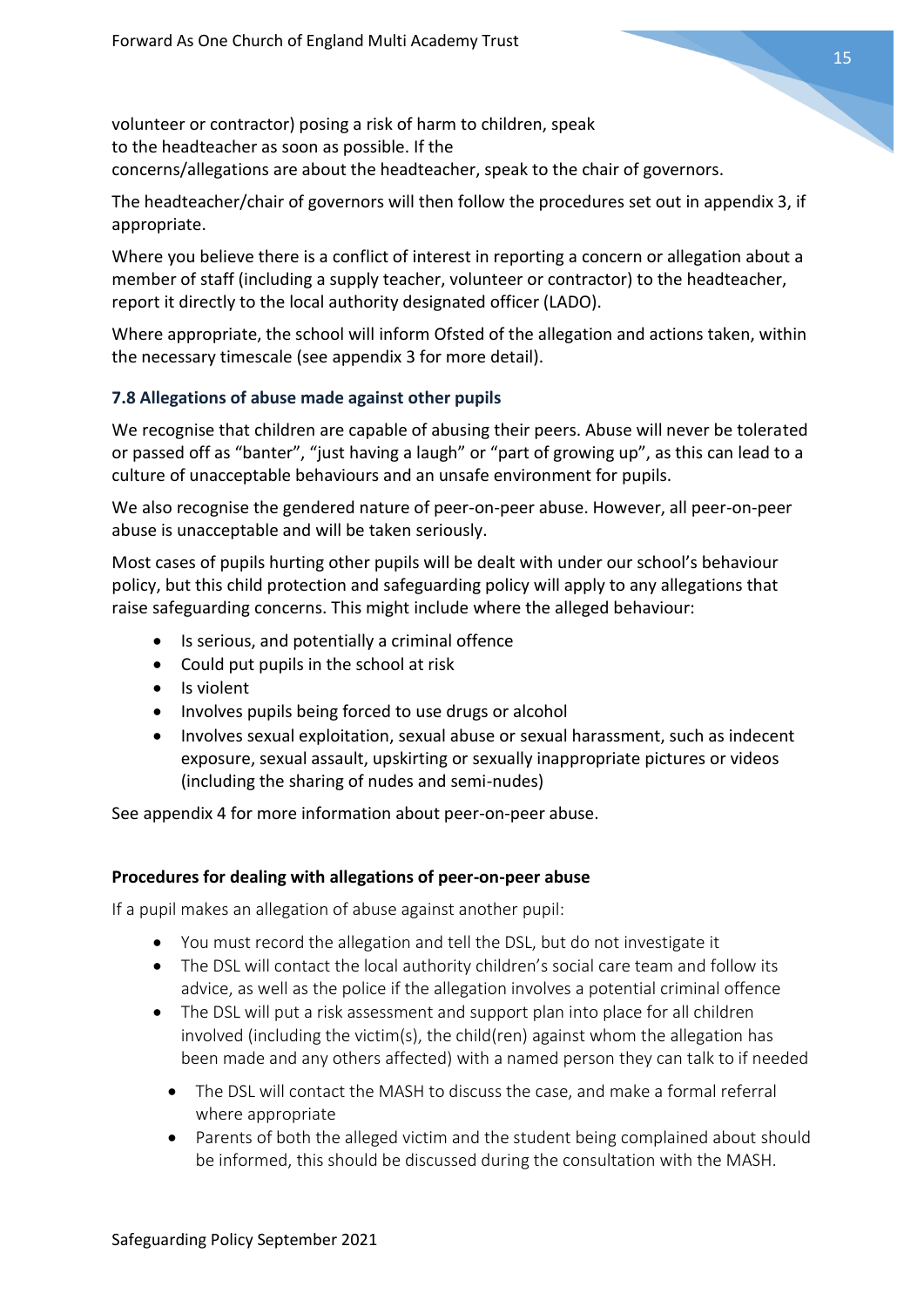volunteer or contractor) posing a risk of harm to children, speak to the headteacher as soon as possible. If the concerns/allegations are about the headteacher, speak to the chair of governors.

The headteacher/chair of governors will then follow the procedures set out in appendix 3, if appropriate.

Where you believe there is a conflict of interest in reporting a concern or allegation about a member of staff (including a supply teacher, volunteer or contractor) to the headteacher, report it directly to the local authority designated officer (LADO).

Where appropriate, the school will inform Ofsted of the allegation and actions taken, within the necessary timescale (see appendix 3 for more detail).

### 7.8 Allegations of abuse made against other pupils

We recognise that children are capable of abusing their peers. Abuse will never be tolerated or passed off as "banter", "just having a laugh" or "part of growing up", as this can lead to a culture of unacceptable behaviours and an unsafe environment for pupils.

We also recognise the gendered nature of peer-on-peer abuse. However, all peer-on-peer abuse is unacceptable and will be taken seriously.

Most cases of pupils hurting other pupils will be dealt with under our school's behaviour policy, but this child protection and safeguarding policy will apply to any allegations that raise safeguarding concerns. This might include where the alleged behaviour:

- Is serious, and potentially a criminal offence
- Could put pupils in the school at risk
- Is violent
- Involves pupils being forced to use drugs or alcohol
- Involves sexual exploitation, sexual abuse or sexual harassment, such as indecent exposure, sexual assault, upskirting or sexually inappropriate pictures or videos (including the sharing of nudes and semi-nudes)

See appendix 4 for more information about peer-on-peer abuse.

**Procedures for dealing with allegations of peer-on-peer abuse**

If a pupil makes an allegation of abuse against another pupil:

- You must record the allegation and tell the DSL, but do not investigate it
- The DSL will contact the local authority children's social care team and follow its advice, as well as the police if the allegation involves a potential criminal offence
- The DSL will put a risk assessment and support plan into place for all children involved (including the victim(s), the child(ren) against whom the allegation has been made and any others affected) with a named person they can talk to if needed
- The DSL will contact the MASH to discuss the case, and make a formal referral where appropriate
- Parents of both the alleged victim and the student being complained about should be informed, this should be discussed during the consultation with the MASH.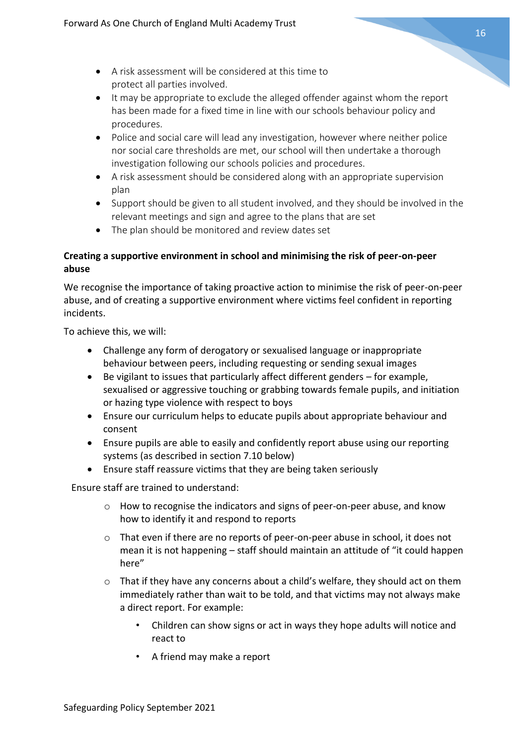- A risk assessment will be considered at this time to protect all parties involved.
- It may be appropriate to exclude the alleged offender against whom the report has been made for a fixed time in line with our schools behaviour policy and procedures.
- Police and social care will lead any investigation, however where neither police nor social care thresholds are met, our school will then undertake a thorough investigation following our schools policies and procedures.
- A risk assessment should be considered along with an appropriate supervision plan
- Support should be given to all student involved, and they should be involved in the relevant meetings and sign and agree to the plans that are set
- The plan should be monitored and review dates set

**Creating a supportive environment in school and minimising the risk of peer-on-peer abuse**

We recognise the importance of taking proactive action to minimise the risk of peer-on-peer abuse, and of creating a supportive environment where victims feel confident in reporting incidents.

To achieve this, we will:

- Challenge any form of derogatory or sexualised language or inappropriate behaviour between peers, including requesting or sending sexual images
- Be vigilant to issues that particularly affect different genders – for example, sexualised or aggressive touching or grabbing towards female pupils, and initiation or hazing type violence with respect to boys
- Ensure our curriculum helps to educate pupils about appropriate behaviour and consent
- Ensure pupils are able to easily and confidently report abuse using our reporting systems (as described in section 7.10 below)
- Ensure staff reassure victims that they are being taken seriously

Ensure staff are trained to understand:

- How to recognise the indicators and signs of peer-on-peer abuse, and know how to identify it and respond to reports
- That even if there are no reports of peer-on-peer abuse in school, it does not mean it is not happening – staff should maintain an attitude of "it could happen here"
- That if they have any concerns about a child's welfare, they should act on them immediately rather than wait to be told, and that victims may not always make a direct report. For example:
    - Children can show signs or act in ways they hope adults will notice and react to
    - A friend may make a report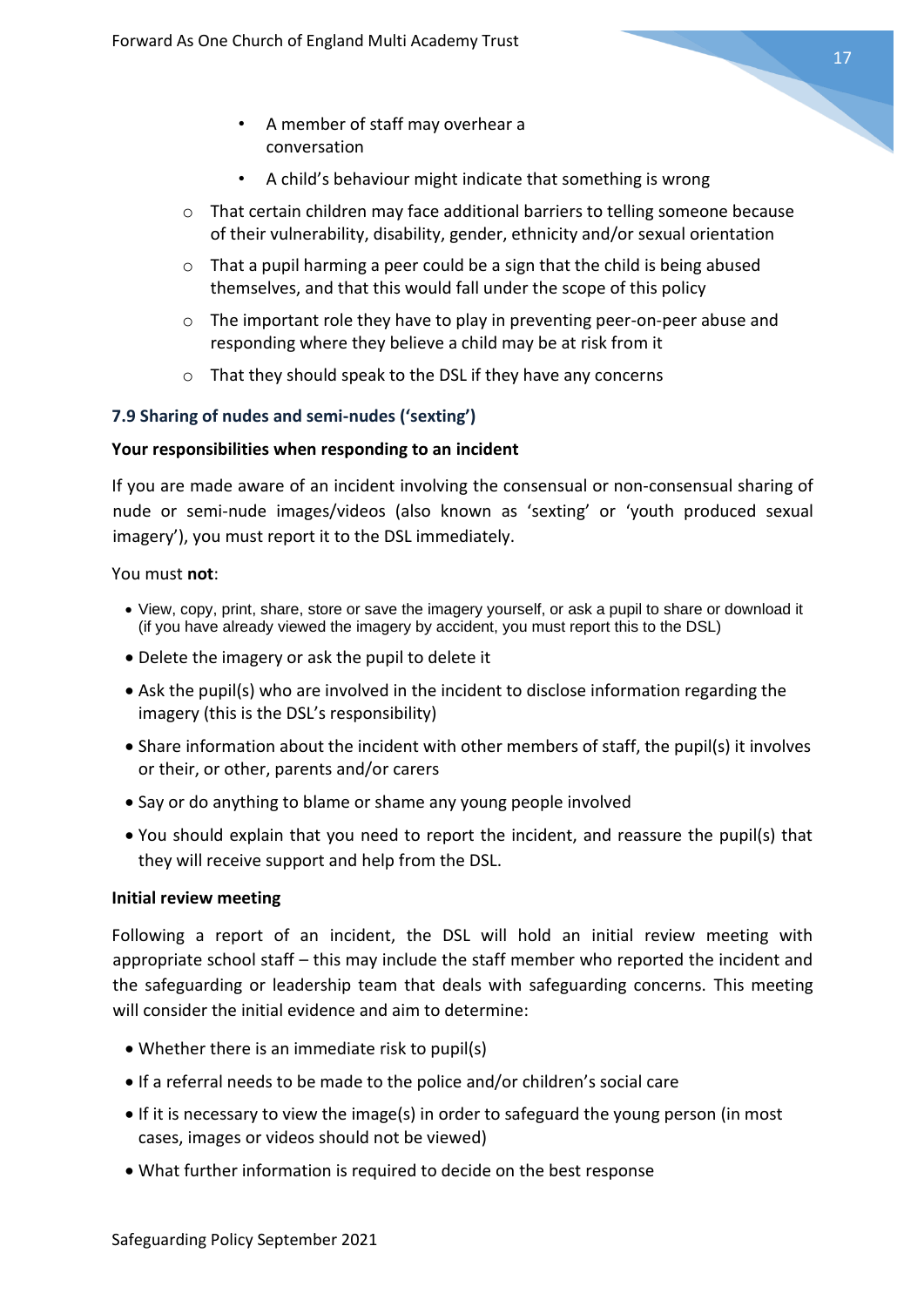- A member of staff may overhear a conversation
        - A child's behaviour might indicate that something is wrong
    - That certain children may face additional barriers to telling someone because of their vulnerability, disability, gender, ethnicity and/or sexual orientation
    - That a pupil harming a peer could be a sign that the child is being abused themselves, and that this would fall under the scope of this policy
    - The important role they have to play in preventing peer-on-peer abuse and responding where they believe a child may be at risk from it
    - That they should speak to the DSL if they have any concerns

### 7.9 Sharing of nudes and semi-nudes ('sexting')

**Your responsibilities when responding to an incident**

If you are made aware of an incident involving the consensual or non-consensual sharing of nude or semi-nude images/videos (also known as 'sexting' or 'youth produced sexual imagery'), you must report it to the DSL immediately.

You must **not**:

- View, copy, print, share, store or save the imagery yourself, or ask a pupil to share or download it (if you have already viewed the imagery by accident, you must report this to the DSL)
- Delete the imagery or ask the pupil to delete it
- Ask the pupil(s) who are involved in the incident to disclose information regarding the imagery (this is the DSL's responsibility)
- Share information about the incident with other members of staff, the pupil(s) it involves or their, or other, parents and/or carers
- Say or do anything to blame or shame any young people involved
- You should explain that you need to report the incident, and reassure the pupil(s) that they will receive support and help from the DSL.

**Initial review meeting**

Following a report of an incident, the DSL will hold an initial review meeting with appropriate school staff – this may include the staff member who reported the incident and the safeguarding or leadership team that deals with safeguarding concerns. This meeting will consider the initial evidence and aim to determine:

- Whether there is an immediate risk to pupil(s)
- If a referral needs to be made to the police and/or children's social care
- If it is necessary to view the image(s) in order to safeguard the young person (in most cases, images or videos should not be viewed)
- What further information is required to decide on the best response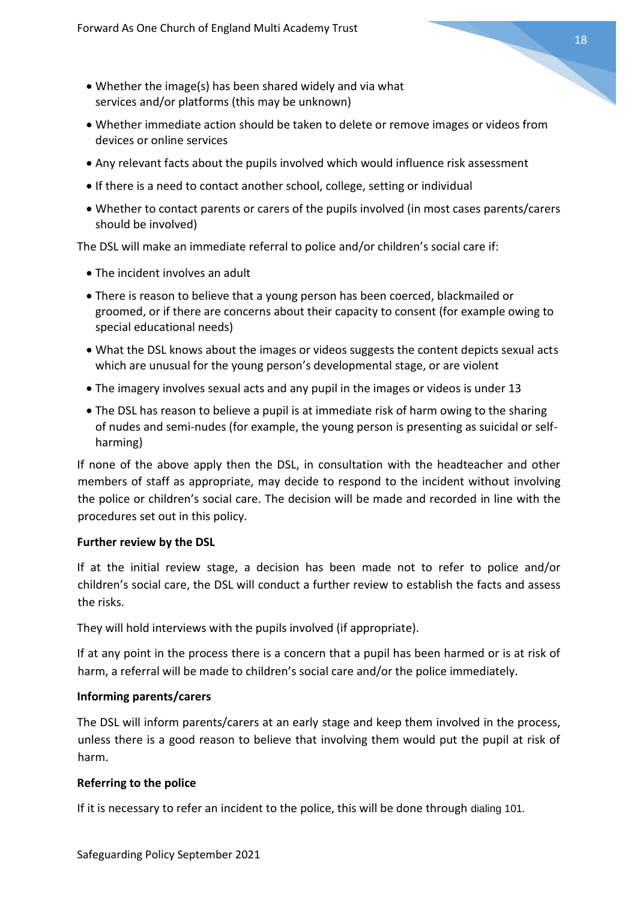- Whether the image(s) has been shared widely and via what services and/or platforms (this may be unknown)
- Whether immediate action should be taken to delete or remove images or videos from devices or online services
- Any relevant facts about the pupils involved which would influence risk assessment
- If there is a need to contact another school, college, setting or individual
- Whether to contact parents or carers of the pupils involved (in most cases parents/carers should be involved)

The DSL will make an immediate referral to police and/or children's social care if:

- The incident involves an adult
- There is reason to believe that a young person has been coerced, blackmailed or groomed, or if there are concerns about their capacity to consent (for example owing to special educational needs)
- What the DSL knows about the images or videos suggests the content depicts sexual acts which are unusual for the young person's developmental stage, or are violent
- The imagery involves sexual acts and any pupil in the images or videos is under 13
- The DSL has reason to believe a pupil is at immediate risk of harm owing to the sharing of nudes and semi-nudes (for example, the young person is presenting as suicidal or self-harming)

If none of the above apply then the DSL, in consultation with the headteacher and other members of staff as appropriate, may decide to respond to the incident without involving the police or children's social care. The decision will be made and recorded in line with the procedures set out in this policy.

**Further review by the DSL**

If at the initial review stage, a decision has been made not to refer to police and/or children's social care, the DSL will conduct a further review to establish the facts and assess the risks.

They will hold interviews with the pupils involved (if appropriate).

If at any point in the process there is a concern that a pupil has been harmed or is at risk of harm, a referral will be made to children's social care and/or the police immediately.

**Informing parents/carers**

The DSL will inform parents/carers at an early stage and keep them involved in the process, unless there is a good reason to believe that involving them would put the pupil at risk of harm.

**Referring to the police**

If it is necessary to refer an incident to the police, this will be done through dialing 101.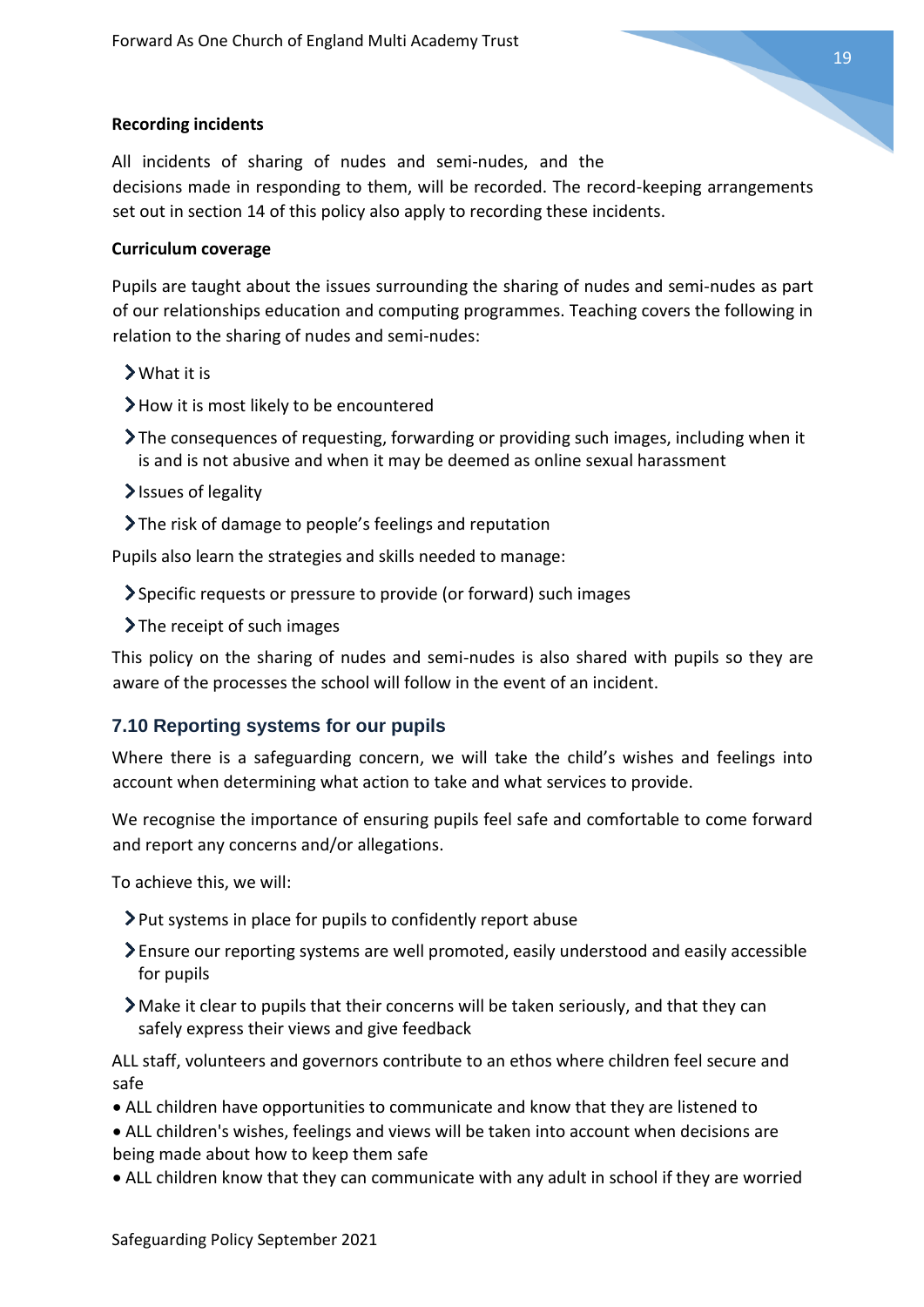**Recording incidents**

All incidents of sharing of nudes and semi-nudes, and the decisions made in responding to them, will be recorded. The record-keeping arrangements set out in section 14 of this policy also apply to recording these incidents.

**Curriculum coverage**

Pupils are taught about the issues surrounding the sharing of nudes and semi-nudes as part of our relationships education and computing programmes. Teaching covers the following in relation to the sharing of nudes and semi-nudes:

- What it is
- How it is most likely to be encountered
- The consequences of requesting, forwarding or providing such images, including when it is and is not abusive and when it may be deemed as online sexual harassment
- Issues of legality
- The risk of damage to people's feelings and reputation

Pupils also learn the strategies and skills needed to manage:

- Specific requests or pressure to provide (or forward) such images
- The receipt of such images

This policy on the sharing of nudes and semi-nudes is also shared with pupils so they are aware of the processes the school will follow in the event of an incident.

### 7.10 Reporting systems for our pupils

Where there is a safeguarding concern, we will take the child's wishes and feelings into account when determining what action to take and what services to provide.

We recognise the importance of ensuring pupils feel safe and comfortable to come forward and report any concerns and/or allegations.

To achieve this, we will:

- Put systems in place for pupils to confidently report abuse
- Ensure our reporting systems are well promoted, easily understood and easily accessible for pupils
- Make it clear to pupils that their concerns will be taken seriously, and that they can safely express their views and give feedback

ALL staff, volunteers and governors contribute to an ethos where children feel secure and safe

- ALL children have opportunities to communicate and know that they are listened to
- ALL children's wishes, feelings and views will be taken into account when decisions are being made about how to keep them safe
- ALL children know that they can communicate with any adult in school if they are worried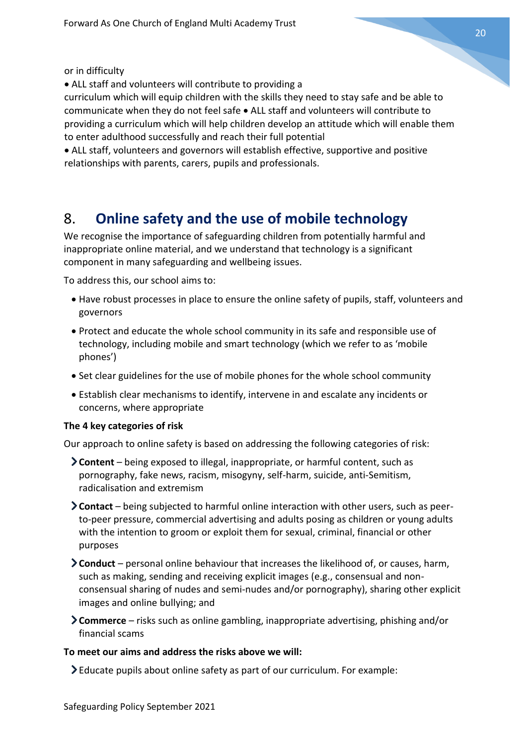or in difficulty

• ALL staff and volunteers will contribute to providing a curriculum which will equip children with the skills they need to stay safe and be able to communicate when they do not feel safe • ALL staff and volunteers will contribute to providing a curriculum which will help children develop an attitude which will enable them to enter adulthood successfully and reach their full potential

• ALL staff, volunteers and governors will establish effective, supportive and positive relationships with parents, carers, pupils and professionals.

## 8. Online safety and the use of mobile technology

We recognise the importance of safeguarding children from potentially harmful and inappropriate online material, and we understand that technology is a significant component in many safeguarding and wellbeing issues.

To address this, our school aims to:

- Have robust processes in place to ensure the online safety of pupils, staff, volunteers and governors
- Protect and educate the whole school community in its safe and responsible use of technology, including mobile and smart technology (which we refer to as 'mobile phones')
- Set clear guidelines for the use of mobile phones for the whole school community
- Establish clear mechanisms to identify, intervene in and escalate any incidents or concerns, where appropriate

**The 4 key categories of risk**

Our approach to online safety is based on addressing the following categories of risk:

- **Content** – being exposed to illegal, inappropriate, or harmful content, such as pornography, fake news, racism, misogyny, self-harm, suicide, anti-Semitism, radicalisation and extremism
- **Contact** – being subjected to harmful online interaction with other users, such as peer-to-peer pressure, commercial advertising and adults posing as children or young adults with the intention to groom or exploit them for sexual, criminal, financial or other purposes
- **Conduct** – personal online behaviour that increases the likelihood of, or causes, harm, such as making, sending and receiving explicit images (e.g., consensual and non-consensual sharing of nudes and semi-nudes and/or pornography), sharing other explicit images and online bullying; and
- **Commerce** – risks such as online gambling, inappropriate advertising, phishing and/or financial scams

**To meet our aims and address the risks above we will:**

- Educate pupils about online safety as part of our curriculum. For example: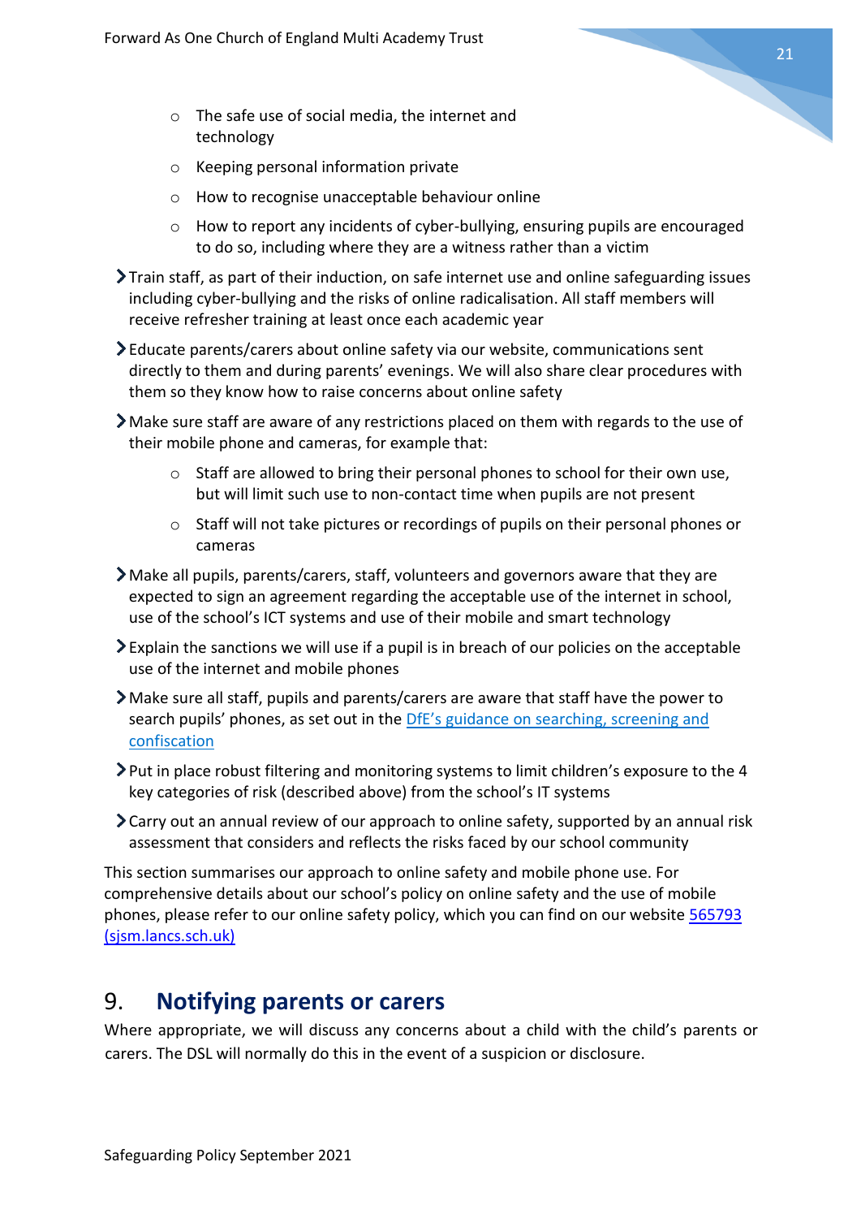- The safe use of social media, the internet and technology
    - Keeping personal information private
    - How to recognise unacceptable behaviour online
    - How to report any incidents of cyber-bullying, ensuring pupils are encouraged to do so, including where they are a witness rather than a victim

- Train staff, as part of their induction, on safe internet use and online safeguarding issues including cyber-bullying and the risks of online radicalisation. All staff members will receive refresher training at least once each academic year
- Educate parents/carers about online safety via our website, communications sent directly to them and during parents' evenings. We will also share clear procedures with them so they know how to raise concerns about online safety
- Make sure staff are aware of any restrictions placed on them with regards to the use of their mobile phone and cameras, for example that:
    - Staff are allowed to bring their personal phones to school for their own use, but will limit such use to non-contact time when pupils are not present
    - Staff will not take pictures or recordings of pupils on their personal phones or cameras
- Make all pupils, parents/carers, staff, volunteers and governors aware that they are expected to sign an agreement regarding the acceptable use of the internet in school, use of the school's ICT systems and use of their mobile and smart technology
- Explain the sanctions we will use if a pupil is in breach of our policies on the acceptable use of the internet and mobile phones
- Make sure all staff, pupils and parents/carers are aware that staff have the power to search pupils' phones, as set out in the [DfE's guidance on searching, screening and confiscation]
- Put in place robust filtering and monitoring systems to limit children's exposure to the 4 key categories of risk (described above) from the school's IT systems
- Carry out an annual review of our approach to online safety, supported by an annual risk assessment that considers and reflects the risks faced by our school community

This section summarises our approach to online safety and mobile phone use. For comprehensive details about our school's policy on online safety and the use of mobile phones, please refer to our online safety policy, which you can find on our website [565793 (sjsm.lancs.sch.uk)]

## 9. Notifying parents or carers

Where appropriate, we will discuss any concerns about a child with the child's parents or carers. The DSL will normally do this in the event of a suspicion or disclosure.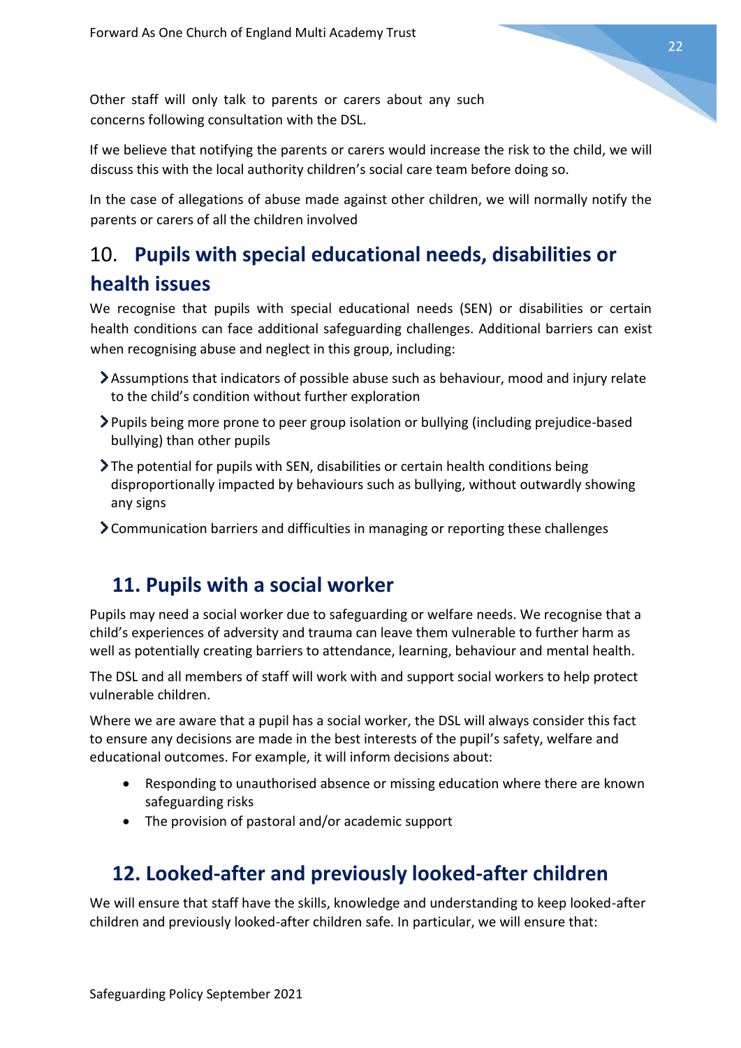Other staff will only talk to parents or carers about any such concerns following consultation with the DSL.

If we believe that notifying the parents or carers would increase the risk to the child, we will discuss this with the local authority children's social care team before doing so.

In the case of allegations of abuse made against other children, we will normally notify the parents or carers of all the children involved

## 10. Pupils with special educational needs, disabilities or health issues

We recognise that pupils with special educational needs (SEN) or disabilities or certain health conditions can face additional safeguarding challenges. Additional barriers can exist when recognising abuse and neglect in this group, including:

- Assumptions that indicators of possible abuse such as behaviour, mood and injury relate to the child's condition without further exploration
- Pupils being more prone to peer group isolation or bullying (including prejudice-based bullying) than other pupils
- The potential for pupils with SEN, disabilities or certain health conditions being disproportionally impacted by behaviours such as bullying, without outwardly showing any signs
- Communication barriers and difficulties in managing or reporting these challenges

## 11. Pupils with a social worker

Pupils may need a social worker due to safeguarding or welfare needs. We recognise that a child's experiences of adversity and trauma can leave them vulnerable to further harm as well as potentially creating barriers to attendance, learning, behaviour and mental health.

The DSL and all members of staff will work with and support social workers to help protect vulnerable children.

Where we are aware that a pupil has a social worker, the DSL will always consider this fact to ensure any decisions are made in the best interests of the pupil's safety, welfare and educational outcomes. For example, it will inform decisions about:

- Responding to unauthorised absence or missing education where there are known safeguarding risks
- The provision of pastoral and/or academic support

## 12. Looked-after and previously looked-after children

We will ensure that staff have the skills, knowledge and understanding to keep looked-after children and previously looked-after children safe. In particular, we will ensure that: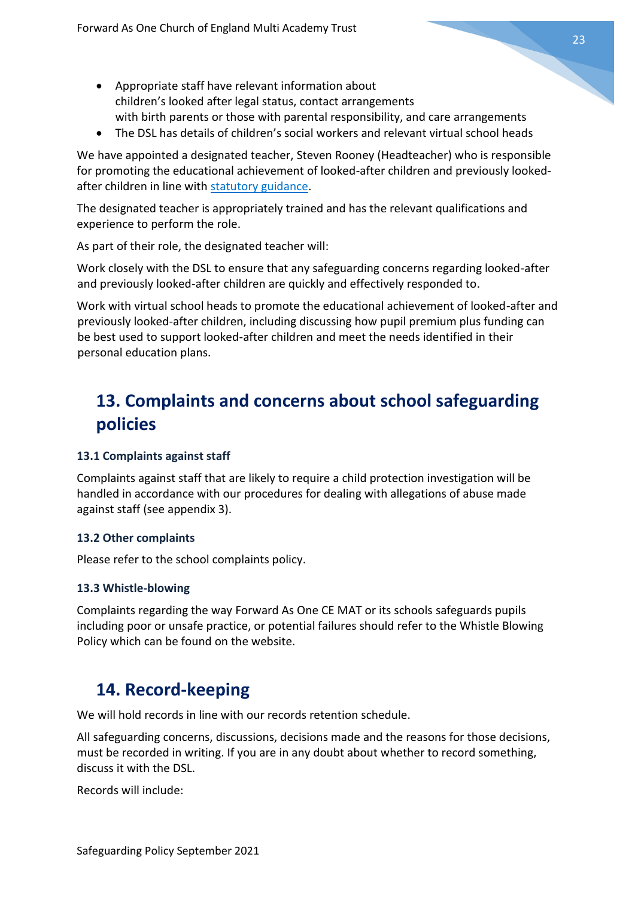- Appropriate staff have relevant information about children's looked after legal status, contact arrangements with birth parents or those with parental responsibility, and care arrangements
- The DSL has details of children's social workers and relevant virtual school heads

We have appointed a designated teacher, Steven Rooney (Headteacher) who is responsible for promoting the educational achievement of looked-after children and previously looked-after children in line with statutory guidance.

The designated teacher is appropriately trained and has the relevant qualifications and experience to perform the role.

As part of their role, the designated teacher will:

Work closely with the DSL to ensure that any safeguarding concerns regarding looked-after and previously looked-after children are quickly and effectively responded to.

Work with virtual school heads to promote the educational achievement of looked-after and previously looked-after children, including discussing how pupil premium plus funding can be best used to support looked-after children and meet the needs identified in their personal education plans.

## 13. Complaints and concerns about school safeguarding policies

#### 13.1 Complaints against staff

Complaints against staff that are likely to require a child protection investigation will be handled in accordance with our procedures for dealing with allegations of abuse made against staff (see appendix 3).

#### 13.2 Other complaints

Please refer to the school complaints policy.

#### 13.3 Whistle-blowing

Complaints regarding the way Forward As One CE MAT or its schools safeguards pupils including poor or unsafe practice, or potential failures should refer to the Whistle Blowing Policy which can be found on the website.

## 14. Record-keeping

We will hold records in line with our records retention schedule.

All safeguarding concerns, discussions, decisions made and the reasons for those decisions, must be recorded in writing. If you are in any doubt about whether to record something, discuss it with the DSL.

Records will include: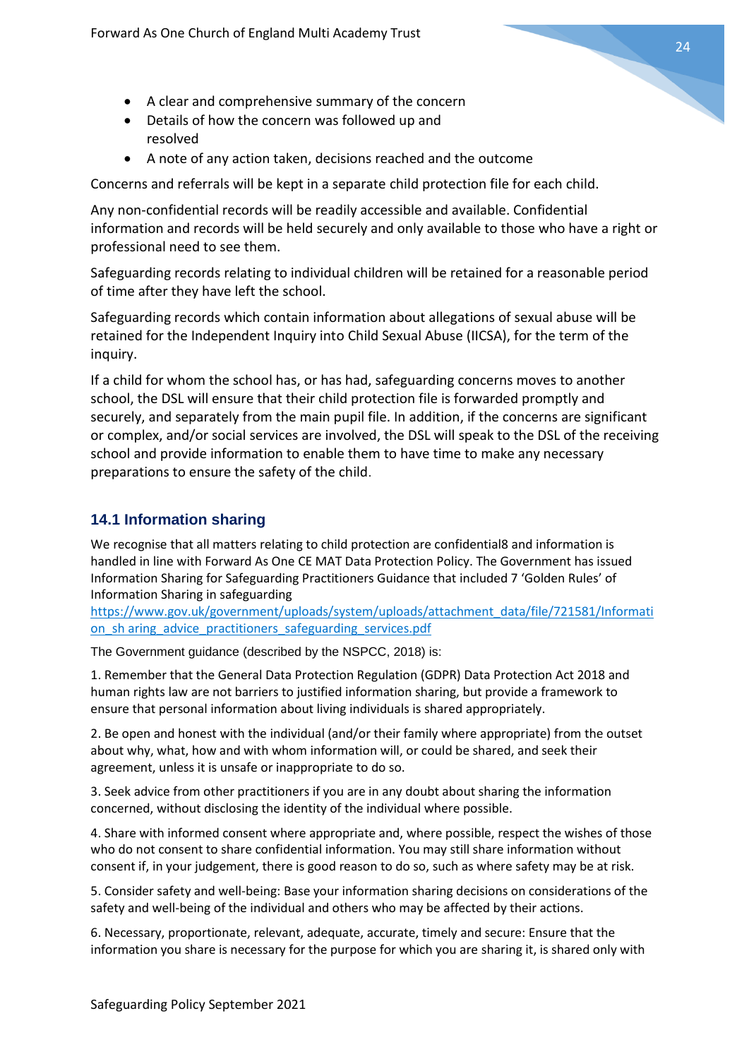- A clear and comprehensive summary of the concern
- Details of how the concern was followed up and resolved
- A note of any action taken, decisions reached and the outcome

Concerns and referrals will be kept in a separate child protection file for each child.

Any non-confidential records will be readily accessible and available. Confidential information and records will be held securely and only available to those who have a right or professional need to see them.

Safeguarding records relating to individual children will be retained for a reasonable period of time after they have left the school.

Safeguarding records which contain information about allegations of sexual abuse will be retained for the Independent Inquiry into Child Sexual Abuse (IICSA), for the term of the inquiry.

If a child for whom the school has, or has had, safeguarding concerns moves to another school, the DSL will ensure that their child protection file is forwarded promptly and securely, and separately from the main pupil file. In addition, if the concerns are significant or complex, and/or social services are involved, the DSL will speak to the DSL of the receiving school and provide information to enable them to have time to make any necessary preparations to ensure the safety of the child.

## 14.1 Information sharing

We recognise that all matters relating to child protection are confidential8 and information is handled in line with Forward As One CE MAT Data Protection Policy. The Government has issued Information Sharing for Safeguarding Practitioners Guidance that included 7 'Golden Rules' of Information Sharing in safeguarding
https://www.gov.uk/government/uploads/system/uploads/attachment_data/file/721581/Information_sh aring_advice_practitioners_safeguarding_services.pdf

The Government guidance (described by the NSPCC, 2018) is:

1. Remember that the General Data Protection Regulation (GDPR) Data Protection Act 2018 and human rights law are not barriers to justified information sharing, but provide a framework to ensure that personal information about living individuals is shared appropriately.

2. Be open and honest with the individual (and/or their family where appropriate) from the outset about why, what, how and with whom information will, or could be shared, and seek their agreement, unless it is unsafe or inappropriate to do so.

3. Seek advice from other practitioners if you are in any doubt about sharing the information concerned, without disclosing the identity of the individual where possible.

4. Share with informed consent where appropriate and, where possible, respect the wishes of those who do not consent to share confidential information. You may still share information without consent if, in your judgement, there is good reason to do so, such as where safety may be at risk.

5. Consider safety and well-being: Base your information sharing decisions on considerations of the safety and well-being of the individual and others who may be affected by their actions.

6. Necessary, proportionate, relevant, adequate, accurate, timely and secure: Ensure that the information you share is necessary for the purpose for which you are sharing it, is shared only with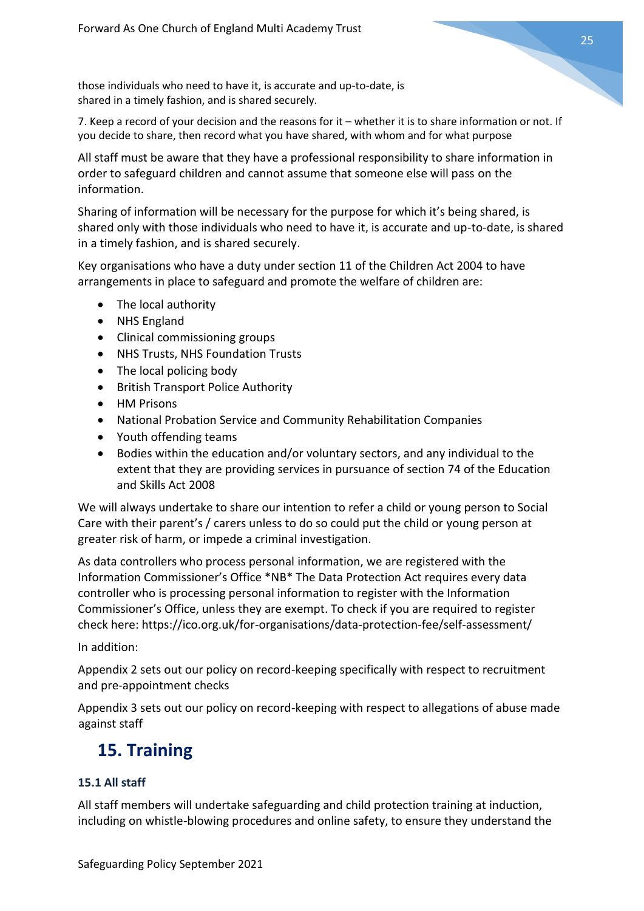those individuals who need to have it, is accurate and up-to-date, is shared in a timely fashion, and is shared securely.

7. Keep a record of your decision and the reasons for it – whether it is to share information or not. If you decide to share, then record what you have shared, with whom and for what purpose

All staff must be aware that they have a professional responsibility to share information in order to safeguard children and cannot assume that someone else will pass on the information.

Sharing of information will be necessary for the purpose for which it's being shared, is shared only with those individuals who need to have it, is accurate and up-to-date, is shared in a timely fashion, and is shared securely.

Key organisations who have a duty under section 11 of the Children Act 2004 to have arrangements in place to safeguard and promote the welfare of children are:

- The local authority
- NHS England
- Clinical commissioning groups
- NHS Trusts, NHS Foundation Trusts
- The local policing body
- British Transport Police Authority
- HM Prisons
- National Probation Service and Community Rehabilitation Companies
- Youth offending teams
- Bodies within the education and/or voluntary sectors, and any individual to the extent that they are providing services in pursuance of section 74 of the Education and Skills Act 2008

We will always undertake to share our intention to refer a child or young person to Social Care with their parent's / carers unless to do so could put the child or young person at greater risk of harm, or impede a criminal investigation.

As data controllers who process personal information, we are registered with the Information Commissioner's Office *NB* The Data Protection Act requires every data controller who is processing personal information to register with the Information Commissioner's Office, unless they are exempt. To check if you are required to register check here: https://ico.org.uk/for-organisations/data-protection-fee/self-assessment/

In addition:

Appendix 2 sets out our policy on record-keeping specifically with respect to recruitment and pre-appointment checks

Appendix 3 sets out our policy on record-keeping with respect to allegations of abuse made against staff

## 15. Training

### 15.1 All staff

All staff members will undertake safeguarding and child protection training at induction, including on whistle-blowing procedures and online safety, to ensure they understand the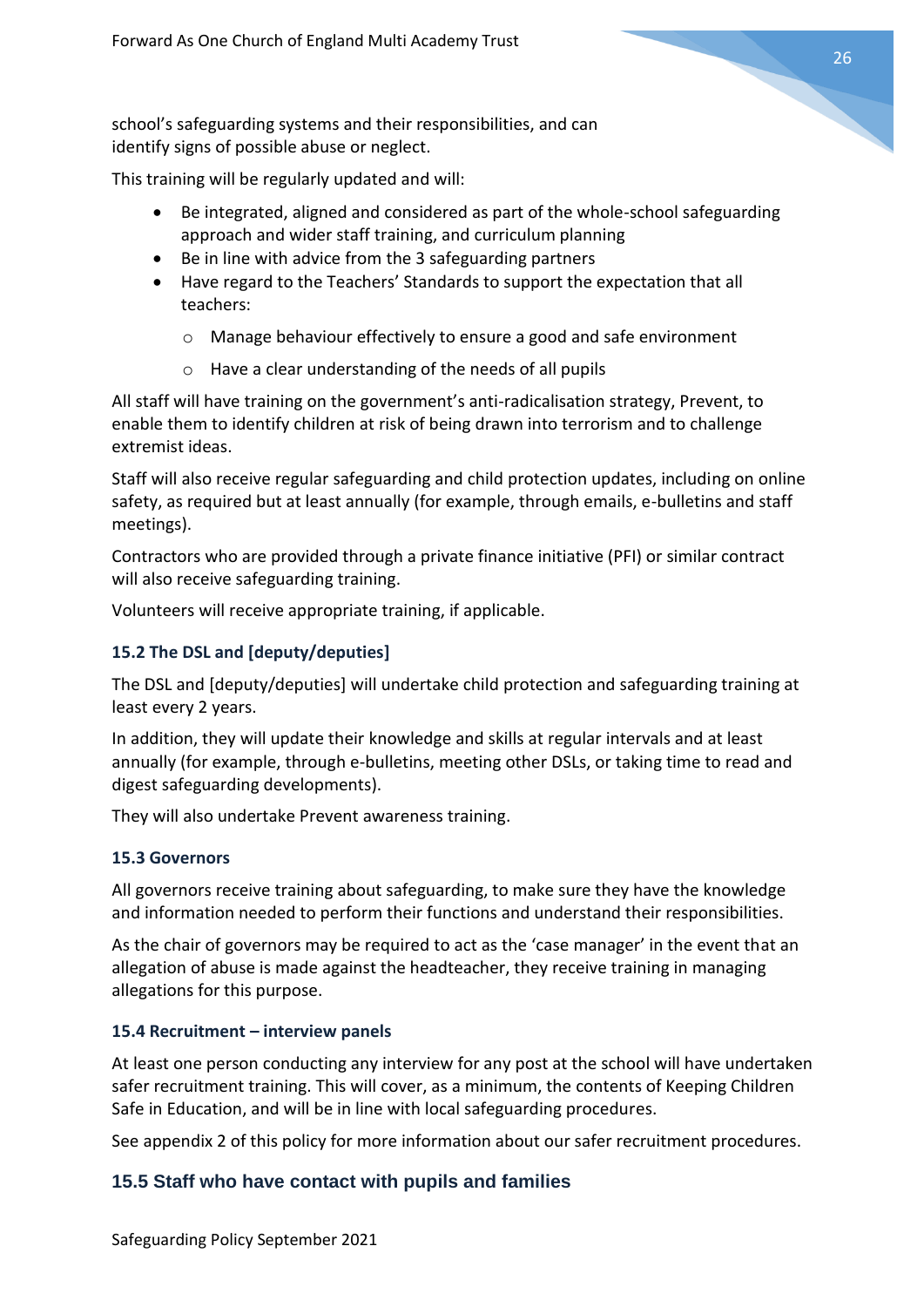school's safeguarding systems and their responsibilities, and can identify signs of possible abuse or neglect.

This training will be regularly updated and will:

- Be integrated, aligned and considered as part of the whole-school safeguarding approach and wider staff training, and curriculum planning
- Be in line with advice from the 3 safeguarding partners
- Have regard to the Teachers' Standards to support the expectation that all teachers:
    - Manage behaviour effectively to ensure a good and safe environment
    - Have a clear understanding of the needs of all pupils

All staff will have training on the government's anti-radicalisation strategy, Prevent, to enable them to identify children at risk of being drawn into terrorism and to challenge extremist ideas.

Staff will also receive regular safeguarding and child protection updates, including on online safety, as required but at least annually (for example, through emails, e-bulletins and staff meetings).

Contractors who are provided through a private finance initiative (PFI) or similar contract will also receive safeguarding training.

Volunteers will receive appropriate training, if applicable.

### 15.2 The DSL and [deputy/deputies]

The DSL and [deputy/deputies] will undertake child protection and safeguarding training at least every 2 years.

In addition, they will update their knowledge and skills at regular intervals and at least annually (for example, through e-bulletins, meeting other DSLs, or taking time to read and digest safeguarding developments).

They will also undertake Prevent awareness training.

### 15.3 Governors

All governors receive training about safeguarding, to make sure they have the knowledge and information needed to perform their functions and understand their responsibilities.

As the chair of governors may be required to act as the 'case manager' in the event that an allegation of abuse is made against the headteacher, they receive training in managing allegations for this purpose.

### 15.4 Recruitment – interview panels

At least one person conducting any interview for any post at the school will have undertaken safer recruitment training. This will cover, as a minimum, the contents of Keeping Children Safe in Education, and will be in line with local safeguarding procedures.

See appendix 2 of this policy for more information about our safer recruitment procedures.

## 15.5 Staff who have contact with pupils and families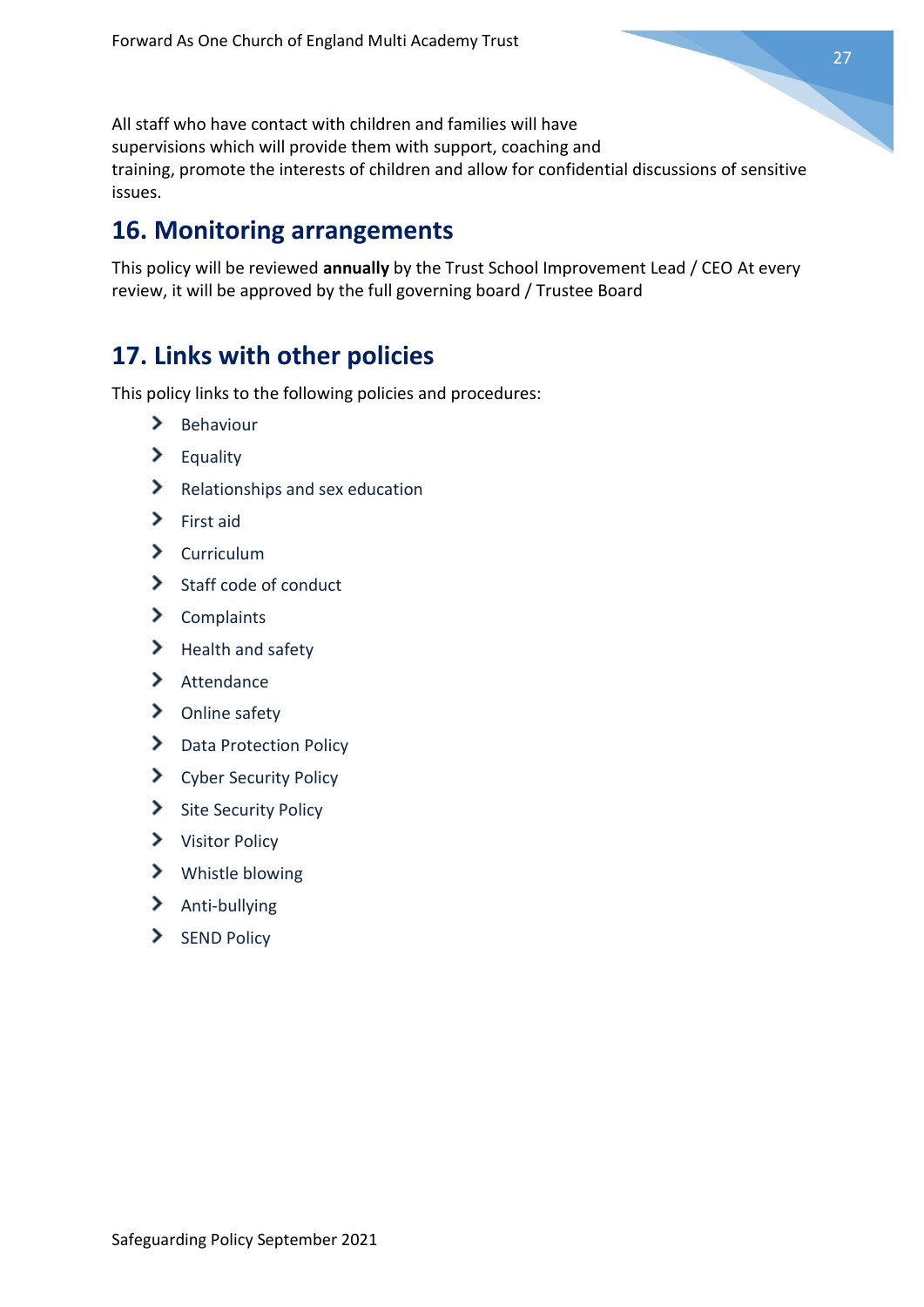All staff who have contact with children and families will have supervisions which will provide them with support, coaching and training, promote the interests of children and allow for confidential discussions of sensitive issues.

## 16. Monitoring arrangements

This policy will be reviewed **annually** by the Trust School Improvement Lead / CEO At every review, it will be approved by the full governing board / Trustee Board

## 17. Links with other policies

This policy links to the following policies and procedures:

- Behaviour
- Equality
- Relationships and sex education
- First aid
- Curriculum
- Staff code of conduct
- Complaints
- Health and safety
- Attendance
- Online safety
- Data Protection Policy
- Cyber Security Policy
- Site Security Policy
- Visitor Policy
- Whistle blowing
- Anti-bullying
- SEND Policy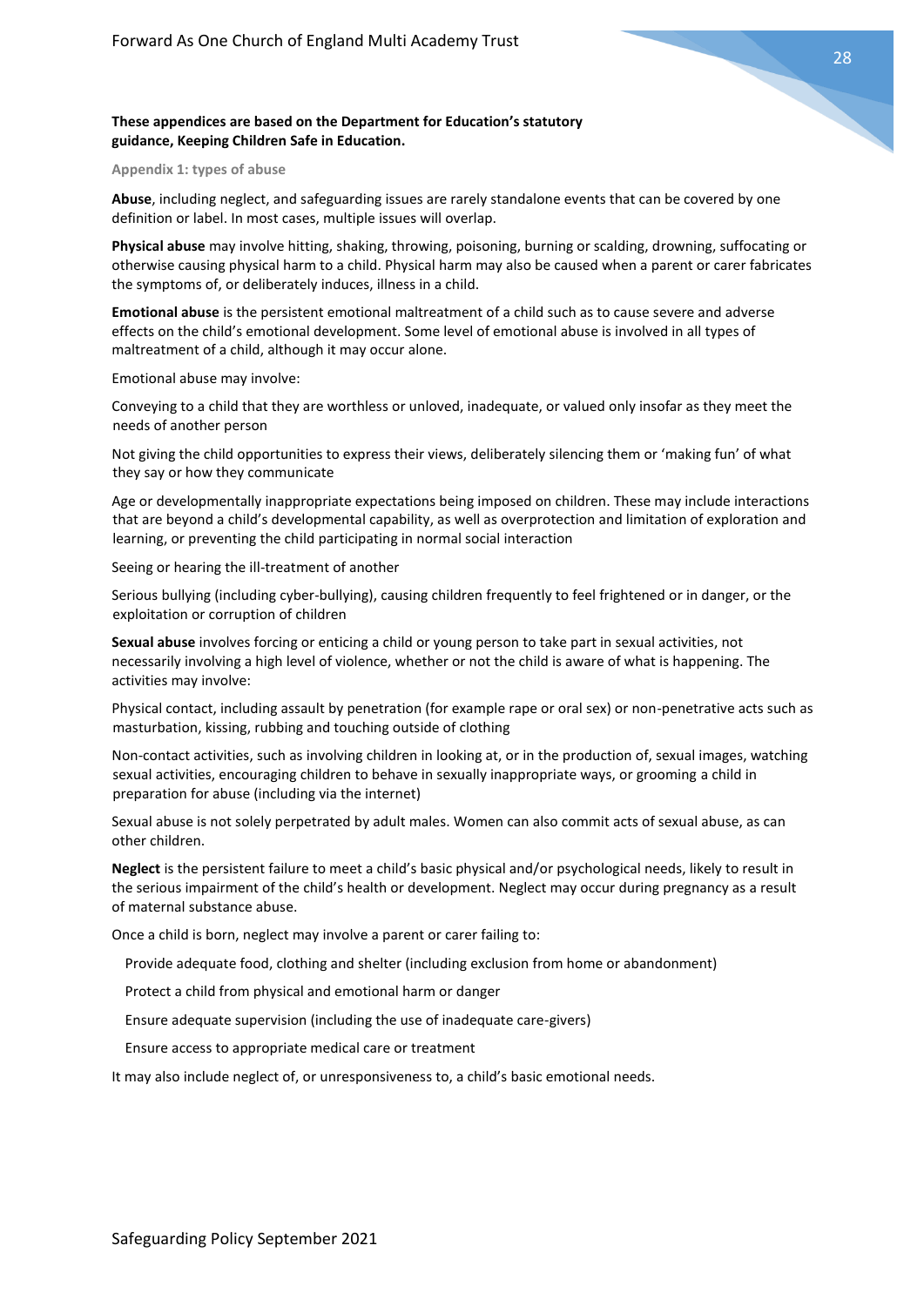**These appendices are based on the Department for Education's statutory guidance, Keeping Children Safe in Education.**

## Appendix 1: types of abuse

**Abuse**, including neglect, and safeguarding issues are rarely standalone events that can be covered by one definition or label. In most cases, multiple issues will overlap.

**Physical abuse** may involve hitting, shaking, throwing, poisoning, burning or scalding, drowning, suffocating or otherwise causing physical harm to a child. Physical harm may also be caused when a parent or carer fabricates the symptoms of, or deliberately induces, illness in a child.

**Emotional abuse** is the persistent emotional maltreatment of a child such as to cause severe and adverse effects on the child's emotional development. Some level of emotional abuse is involved in all types of maltreatment of a child, although it may occur alone.

Emotional abuse may involve:

- Conveying to a child that they are worthless or unloved, inadequate, or valued only insofar as they meet the needs of another person
- Not giving the child opportunities to express their views, deliberately silencing them or 'making fun' of what they say or how they communicate
- Age or developmentally inappropriate expectations being imposed on children. These may include interactions that are beyond a child's developmental capability, as well as overprotection and limitation of exploration and learning, or preventing the child participating in normal social interaction
- Seeing or hearing the ill-treatment of another
- Serious bullying (including cyber-bullying), causing children frequently to feel frightened or in danger, or the exploitation or corruption of children

**Sexual abuse** involves forcing or enticing a child or young person to take part in sexual activities, not necessarily involving a high level of violence, whether or not the child is aware of what is happening. The activities may involve:

- Physical contact, including assault by penetration (for example rape or oral sex) or non-penetrative acts such as masturbation, kissing, rubbing and touching outside of clothing
- Non-contact activities, such as involving children in looking at, or in the production of, sexual images, watching sexual activities, encouraging children to behave in sexually inappropriate ways, or grooming a child in preparation for abuse (including via the internet)

Sexual abuse is not solely perpetrated by adult males. Women can also commit acts of sexual abuse, as can other children.

**Neglect** is the persistent failure to meet a child's basic physical and/or psychological needs, likely to result in the serious impairment of the child's health or development. Neglect may occur during pregnancy as a result of maternal substance abuse.

Once a child is born, neglect may involve a parent or carer failing to:

- Provide adequate food, clothing and shelter (including exclusion from home or abandonment)
- Protect a child from physical and emotional harm or danger
- Ensure adequate supervision (including the use of inadequate care-givers)
- Ensure access to appropriate medical care or treatment

It may also include neglect of, or unresponsiveness to, a child's basic emotional needs.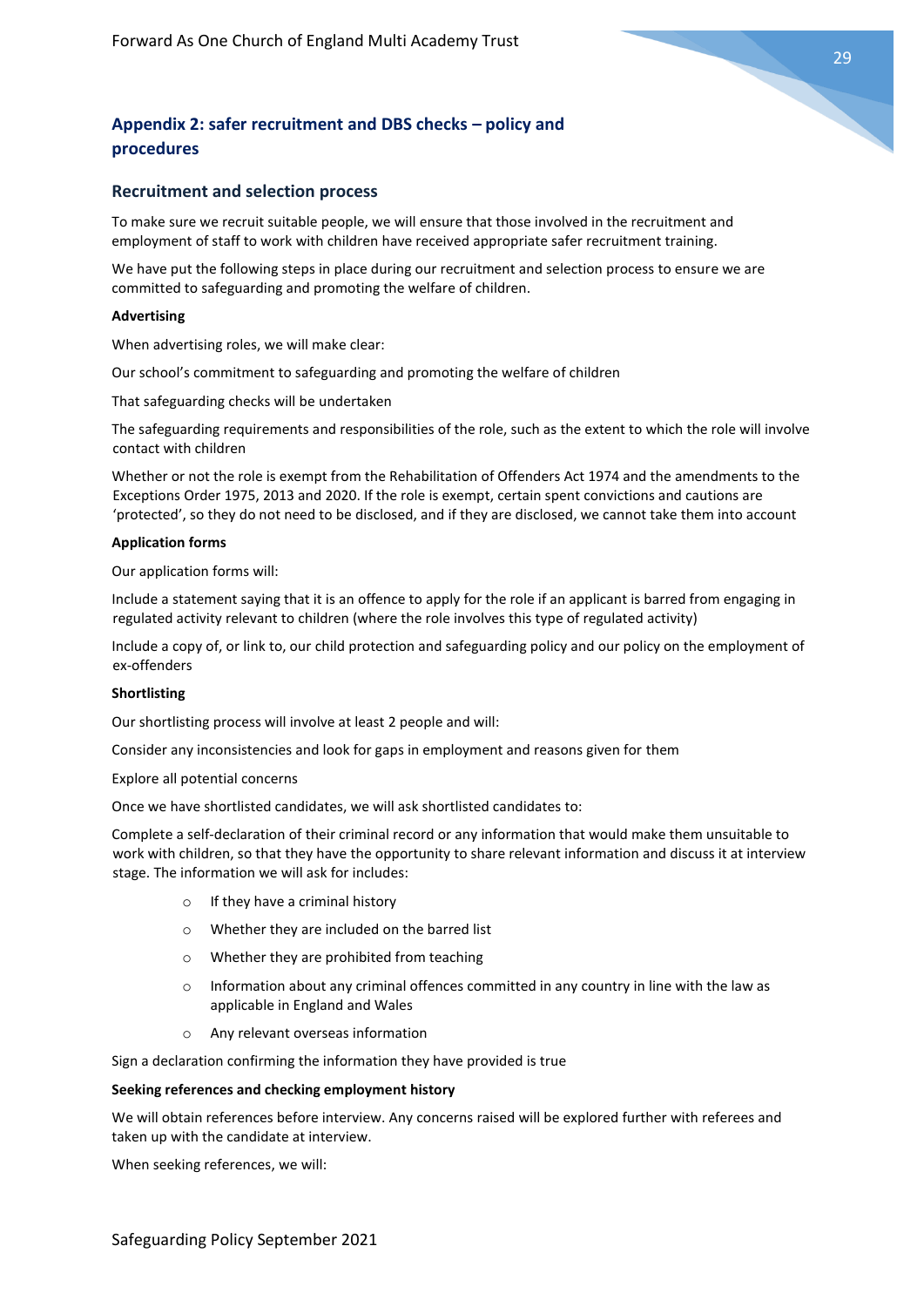## Appendix 2: safer recruitment and DBS checks – policy and procedures

### Recruitment and selection process

To make sure we recruit suitable people, we will ensure that those involved in the recruitment and employment of staff to work with children have received appropriate safer recruitment training.

We have put the following steps in place during our recruitment and selection process to ensure we are committed to safeguarding and promoting the welfare of children.

**Advertising**

When advertising roles, we will make clear:

Our school's commitment to safeguarding and promoting the welfare of children

That safeguarding checks will be undertaken

The safeguarding requirements and responsibilities of the role, such as the extent to which the role will involve contact with children

Whether or not the role is exempt from the Rehabilitation of Offenders Act 1974 and the amendments to the Exceptions Order 1975, 2013 and 2020. If the role is exempt, certain spent convictions and cautions are 'protected', so they do not need to be disclosed, and if they are disclosed, we cannot take them into account

**Application forms**

Our application forms will:

Include a statement saying that it is an offence to apply for the role if an applicant is barred from engaging in regulated activity relevant to children (where the role involves this type of regulated activity)

Include a copy of, or link to, our child protection and safeguarding policy and our policy on the employment of ex-offenders

**Shortlisting**

Our shortlisting process will involve at least 2 people and will:

Consider any inconsistencies and look for gaps in employment and reasons given for them

Explore all potential concerns

Once we have shortlisted candidates, we will ask shortlisted candidates to:

Complete a self-declaration of their criminal record or any information that would make them unsuitable to work with children, so that they have the opportunity to share relevant information and discuss it at interview stage. The information we will ask for includes:

- If they have a criminal history
- Whether they are included on the barred list
- Whether they are prohibited from teaching
- Information about any criminal offences committed in any country in line with the law as applicable in England and Wales
- Any relevant overseas information

Sign a declaration confirming the information they have provided is true

**Seeking references and checking employment history**

We will obtain references before interview. Any concerns raised will be explored further with referees and taken up with the candidate at interview.

When seeking references, we will: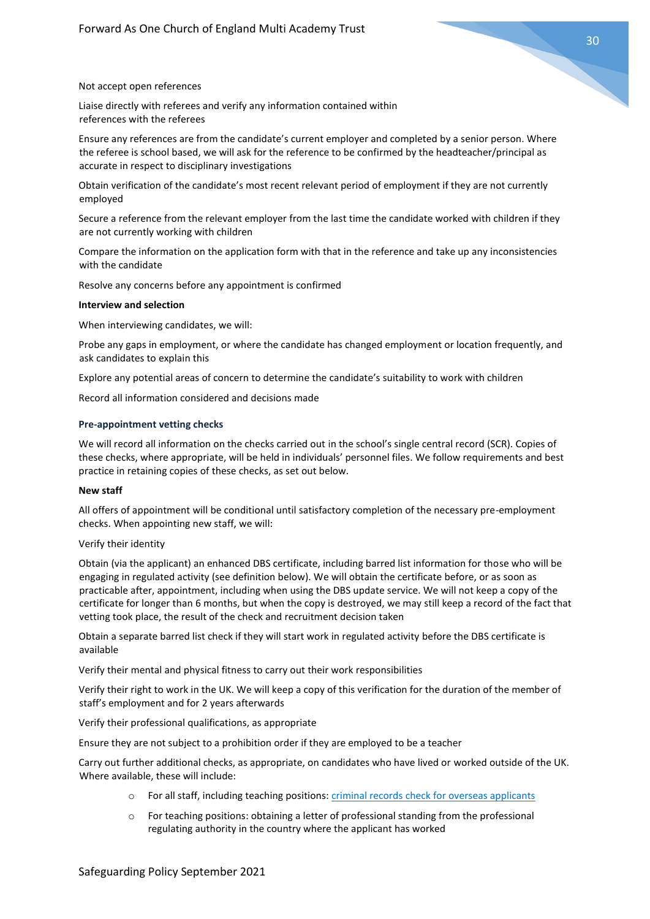Not accept open references

Liaise directly with referees and verify any information contained within references with the referees

Ensure any references are from the candidate's current employer and completed by a senior person. Where the referee is school based, we will ask for the reference to be confirmed by the headteacher/principal as accurate in respect to disciplinary investigations

Obtain verification of the candidate's most recent relevant period of employment if they are not currently employed

Secure a reference from the relevant employer from the last time the candidate worked with children if they are not currently working with children

Compare the information on the application form with that in the reference and take up any inconsistencies with the candidate

Resolve any concerns before any appointment is confirmed

**Interview and selection**

When interviewing candidates, we will:

Probe any gaps in employment, or where the candidate has changed employment or location frequently, and ask candidates to explain this

Explore any potential areas of concern to determine the candidate's suitability to work with children

Record all information considered and decisions made

### Pre-appointment vetting checks

We will record all information on the checks carried out in the school's single central record (SCR). Copies of these checks, where appropriate, will be held in individuals' personnel files. We follow requirements and best practice in retaining copies of these checks, as set out below.

**New staff**

All offers of appointment will be conditional until satisfactory completion of the necessary pre-employment checks. When appointing new staff, we will:

Verify their identity

Obtain (via the applicant) an enhanced DBS certificate, including barred list information for those who will be engaging in regulated activity (see definition below). We will obtain the certificate before, or as soon as practicable after, appointment, including when using the DBS update service. We will not keep a copy of the certificate for longer than 6 months, but when the copy is destroyed, we may still keep a record of the fact that vetting took place, the result of the check and recruitment decision taken

Obtain a separate barred list check if they will start work in regulated activity before the DBS certificate is available

Verify their mental and physical fitness to carry out their work responsibilities

Verify their right to work in the UK. We will keep a copy of this verification for the duration of the member of staff's employment and for 2 years afterwards

Verify their professional qualifications, as appropriate

Ensure they are not subject to a prohibition order if they are employed to be a teacher

Carry out further additional checks, as appropriate, on candidates who have lived or worked outside of the UK. Where available, these will include:

- For all staff, including teaching positions: criminal records check for overseas applicants
- For teaching positions: obtaining a letter of professional standing from the professional regulating authority in the country where the applicant has worked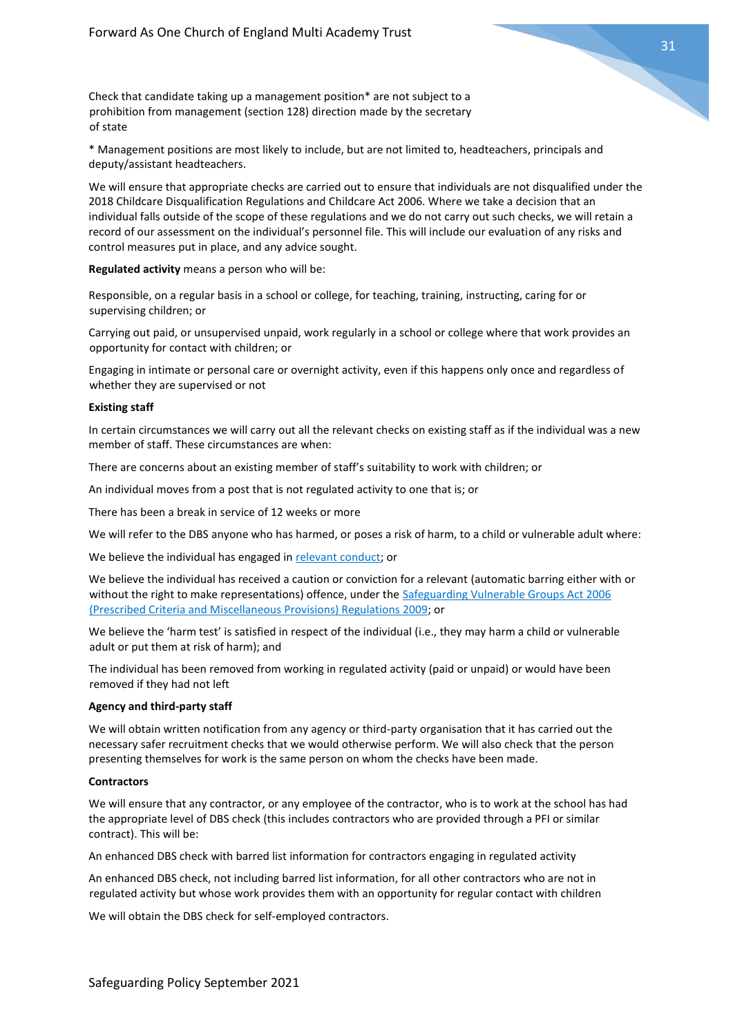Check that candidate taking up a management position* are not subject to a prohibition from management (section 128) direction made by the secretary of state

* Management positions are most likely to include, but are not limited to, headteachers, principals and deputy/assistant headteachers.

We will ensure that appropriate checks are carried out to ensure that individuals are not disqualified under the 2018 Childcare Disqualification Regulations and Childcare Act 2006. Where we take a decision that an individual falls outside of the scope of these regulations and we do not carry out such checks, we will retain a record of our assessment on the individual's personnel file. This will include our evaluation of any risks and control measures put in place, and any advice sought.

**Regulated activity** means a person who will be:

Responsible, on a regular basis in a school or college, for teaching, training, instructing, caring for or supervising children; or

Carrying out paid, or unsupervised unpaid, work regularly in a school or college where that work provides an opportunity for contact with children; or

Engaging in intimate or personal care or overnight activity, even if this happens only once and regardless of whether they are supervised or not

**Existing staff**

In certain circumstances we will carry out all the relevant checks on existing staff as if the individual was a new member of staff. These circumstances are when:

There are concerns about an existing member of staff's suitability to work with children; or

An individual moves from a post that is not regulated activity to one that is; or

There has been a break in service of 12 weeks or more

We will refer to the DBS anyone who has harmed, or poses a risk of harm, to a child or vulnerable adult where:

We believe the individual has engaged in relevant conduct; or

We believe the individual has received a caution or conviction for a relevant (automatic barring either with or without the right to make representations) offence, under the Safeguarding Vulnerable Groups Act 2006 (Prescribed Criteria and Miscellaneous Provisions) Regulations 2009; or

We believe the 'harm test' is satisfied in respect of the individual (i.e., they may harm a child or vulnerable adult or put them at risk of harm); and

The individual has been removed from working in regulated activity (paid or unpaid) or would have been removed if they had not left

**Agency and third-party staff**

We will obtain written notification from any agency or third-party organisation that it has carried out the necessary safer recruitment checks that we would otherwise perform. We will also check that the person presenting themselves for work is the same person on whom the checks have been made.

**Contractors**

We will ensure that any contractor, or any employee of the contractor, who is to work at the school has had the appropriate level of DBS check (this includes contractors who are provided through a PFI or similar contract). This will be:

An enhanced DBS check with barred list information for contractors engaging in regulated activity

An enhanced DBS check, not including barred list information, for all other contractors who are not in regulated activity but whose work provides them with an opportunity for regular contact with children

We will obtain the DBS check for self-employed contractors.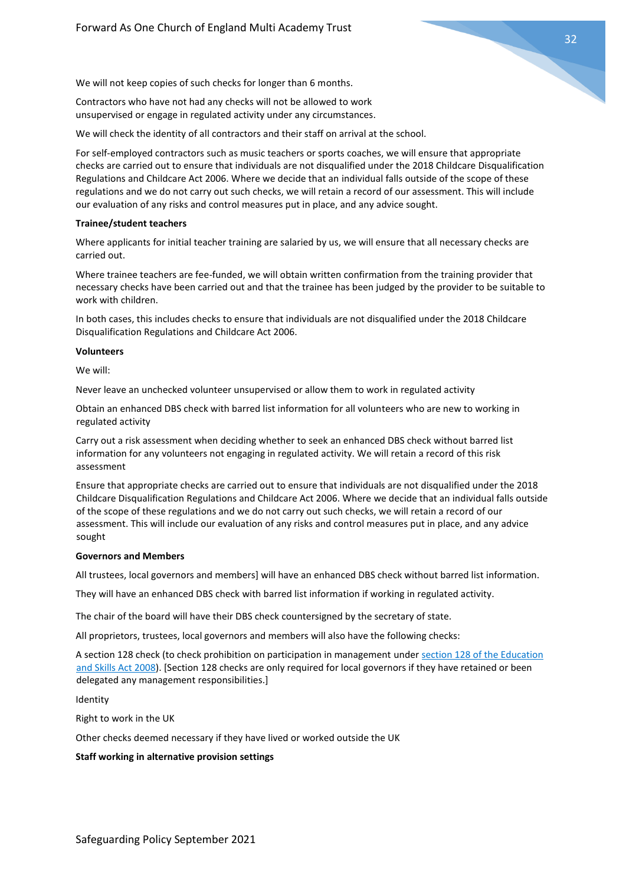We will not keep copies of such checks for longer than 6 months.

Contractors who have not had any checks will not be allowed to work unsupervised or engage in regulated activity under any circumstances.

We will check the identity of all contractors and their staff on arrival at the school.

For self-employed contractors such as music teachers or sports coaches, we will ensure that appropriate checks are carried out to ensure that individuals are not disqualified under the 2018 Childcare Disqualification Regulations and Childcare Act 2006. Where we decide that an individual falls outside of the scope of these regulations and we do not carry out such checks, we will retain a record of our assessment. This will include our evaluation of any risks and control measures put in place, and any advice sought.

**Trainee/student teachers**

Where applicants for initial teacher training are salaried by us, we will ensure that all necessary checks are carried out.

Where trainee teachers are fee-funded, we will obtain written confirmation from the training provider that necessary checks have been carried out and that the trainee has been judged by the provider to be suitable to work with children.

In both cases, this includes checks to ensure that individuals are not disqualified under the 2018 Childcare Disqualification Regulations and Childcare Act 2006.

**Volunteers**

We will:

Never leave an unchecked volunteer unsupervised or allow them to work in regulated activity

Obtain an enhanced DBS check with barred list information for all volunteers who are new to working in regulated activity

Carry out a risk assessment when deciding whether to seek an enhanced DBS check without barred list information for any volunteers not engaging in regulated activity. We will retain a record of this risk assessment

Ensure that appropriate checks are carried out to ensure that individuals are not disqualified under the 2018 Childcare Disqualification Regulations and Childcare Act 2006. Where we decide that an individual falls outside of the scope of these regulations and we do not carry out such checks, we will retain a record of our assessment. This will include our evaluation of any risks and control measures put in place, and any advice sought

**Governors and Members**

All trustees, local governors and members] will have an enhanced DBS check without barred list information.

They will have an enhanced DBS check with barred list information if working in regulated activity.

The chair of the board will have their DBS check countersigned by the secretary of state.

All proprietors, trustees, local governors and members will also have the following checks:

A section 128 check (to check prohibition on participation in management under [section 128 of the Education and Skills Act 2008](#)). [Section 128 checks are only required for local governors if they have retained or been delegated any management responsibilities.]

Identity

Right to work in the UK

Other checks deemed necessary if they have lived or worked outside the UK

**Staff working in alternative provision settings**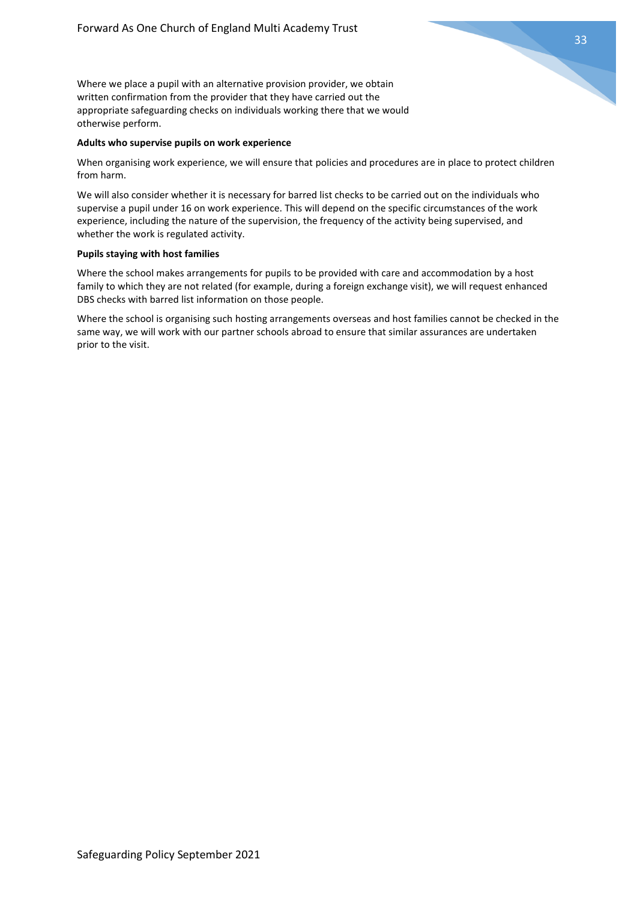Where we place a pupil with an alternative provision provider, we obtain written confirmation from the provider that they have carried out the appropriate safeguarding checks on individuals working there that we would otherwise perform.

**Adults who supervise pupils on work experience**

When organising work experience, we will ensure that policies and procedures are in place to protect children from harm.

We will also consider whether it is necessary for barred list checks to be carried out on the individuals who supervise a pupil under 16 on work experience. This will depend on the specific circumstances of the work experience, including the nature of the supervision, the frequency of the activity being supervised, and whether the work is regulated activity.

**Pupils staying with host families**

Where the school makes arrangements for pupils to be provided with care and accommodation by a host family to which they are not related (for example, during a foreign exchange visit), we will request enhanced DBS checks with barred list information on those people.

Where the school is organising such hosting arrangements overseas and host families cannot be checked in the same way, we will work with our partner schools abroad to ensure that similar assurances are undertaken prior to the visit.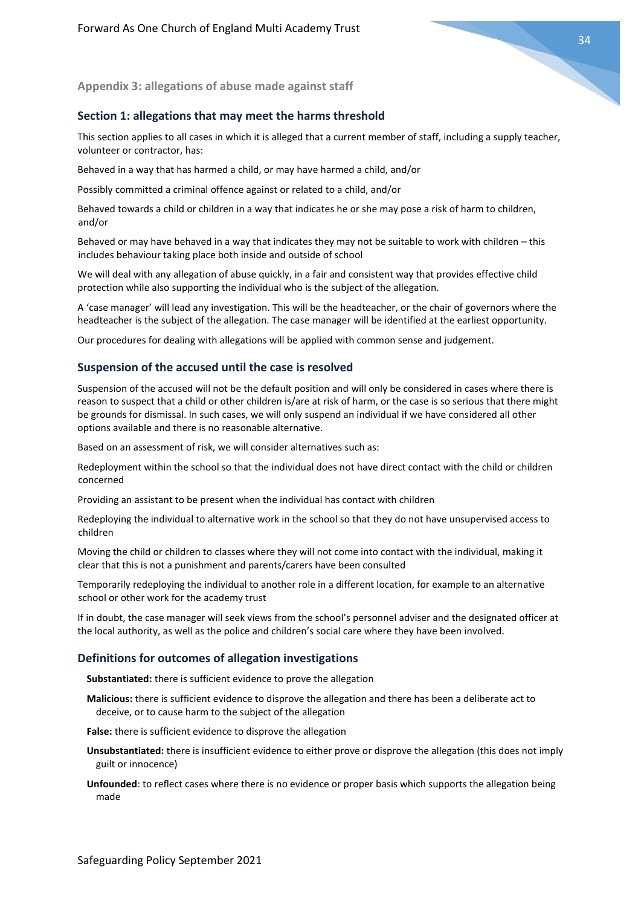## Appendix 3: allegations of abuse made against staff

### Section 1: allegations that may meet the harms threshold

This section applies to all cases in which it is alleged that a current member of staff, including a supply teacher, volunteer or contractor, has:

Behaved in a way that has harmed a child, or may have harmed a child, and/or

Possibly committed a criminal offence against or related to a child, and/or

Behaved towards a child or children in a way that indicates he or she may pose a risk of harm to children, and/or

Behaved or may have behaved in a way that indicates they may not be suitable to work with children – this includes behaviour taking place both inside and outside of school

We will deal with any allegation of abuse quickly, in a fair and consistent way that provides effective child protection while also supporting the individual who is the subject of the allegation.

A 'case manager' will lead any investigation. This will be the headteacher, or the chair of governors where the headteacher is the subject of the allegation. The case manager will be identified at the earliest opportunity.

Our procedures for dealing with allegations will be applied with common sense and judgement.

### Suspension of the accused until the case is resolved

Suspension of the accused will not be the default position and will only be considered in cases where there is reason to suspect that a child or other children is/are at risk of harm, or the case is so serious that there might be grounds for dismissal. In such cases, we will only suspend an individual if we have considered all other options available and there is no reasonable alternative.

Based on an assessment of risk, we will consider alternatives such as:

Redeployment within the school so that the individual does not have direct contact with the child or children concerned

Providing an assistant to be present when the individual has contact with children

Redeploying the individual to alternative work in the school so that they do not have unsupervised access to children

Moving the child or children to classes where they will not come into contact with the individual, making it clear that this is not a punishment and parents/carers have been consulted

Temporarily redeploying the individual to another role in a different location, for example to an alternative school or other work for the academy trust

If in doubt, the case manager will seek views from the school's personnel adviser and the designated officer at the local authority, as well as the police and children's social care where they have been involved.

### Definitions for outcomes of allegation investigations

**Substantiated:** there is sufficient evidence to prove the allegation

**Malicious:** there is sufficient evidence to disprove the allegation and there has been a deliberate act to deceive, or to cause harm to the subject of the allegation

**False:** there is sufficient evidence to disprove the allegation

**Unsubstantiated:** there is insufficient evidence to either prove or disprove the allegation (this does not imply guilt or innocence)

**Unfounded**: to reflect cases where there is no evidence or proper basis which supports the allegation being made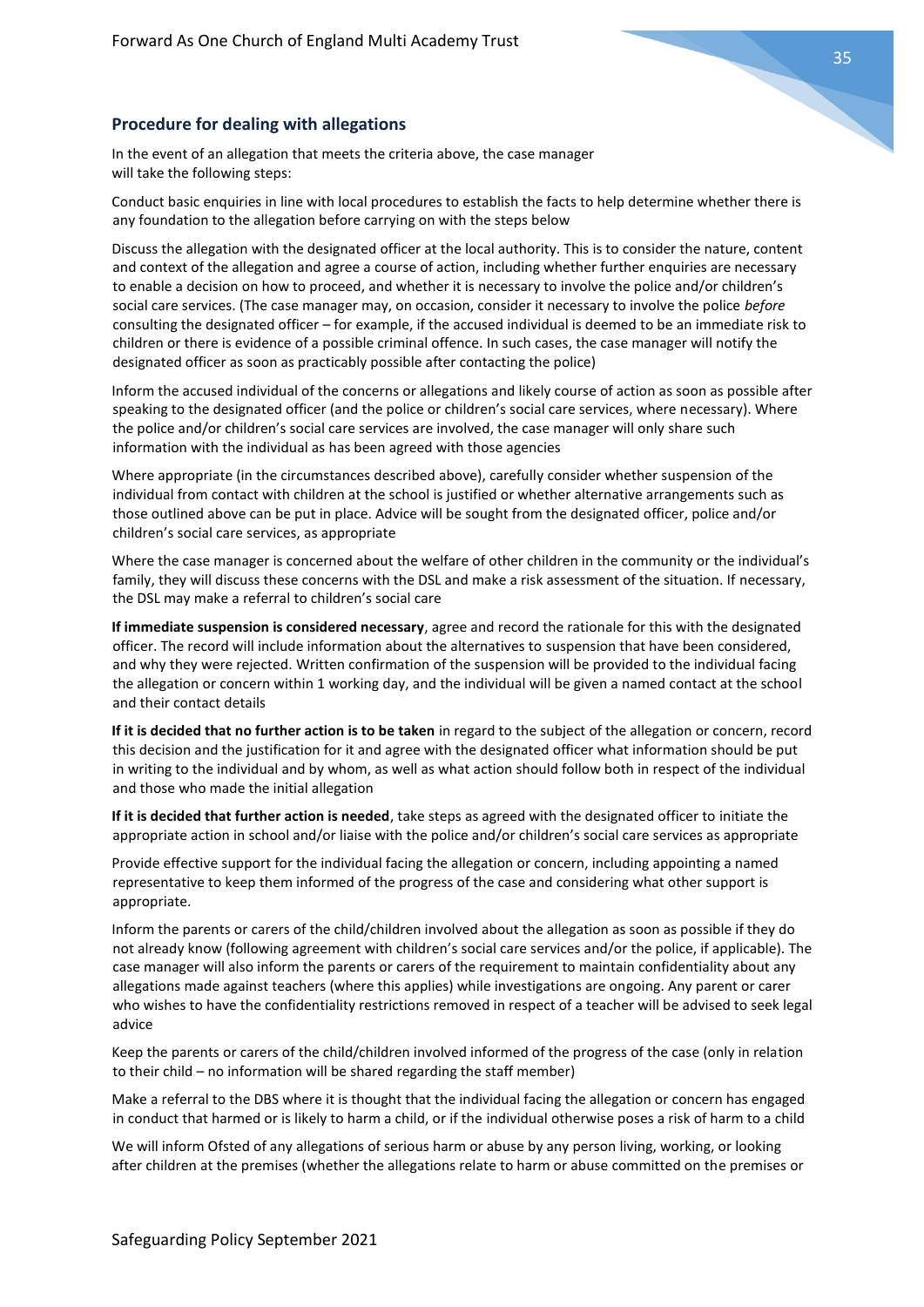## Procedure for dealing with allegations

In the event of an allegation that meets the criteria above, the case manager will take the following steps:

Conduct basic enquiries in line with local procedures to establish the facts to help determine whether there is any foundation to the allegation before carrying on with the steps below

Discuss the allegation with the designated officer at the local authority. This is to consider the nature, content and context of the allegation and agree a course of action, including whether further enquiries are necessary to enable a decision on how to proceed, and whether it is necessary to involve the police and/or children's social care services. (The case manager may, on occasion, consider it necessary to involve the police *before* consulting the designated officer – for example, if the accused individual is deemed to be an immediate risk to children or there is evidence of a possible criminal offence. In such cases, the case manager will notify the designated officer as soon as practicably possible after contacting the police)

Inform the accused individual of the concerns or allegations and likely course of action as soon as possible after speaking to the designated officer (and the police or children's social care services, where necessary). Where the police and/or children's social care services are involved, the case manager will only share such information with the individual as has been agreed with those agencies

Where appropriate (in the circumstances described above), carefully consider whether suspension of the individual from contact with children at the school is justified or whether alternative arrangements such as those outlined above can be put in place. Advice will be sought from the designated officer, police and/or children's social care services, as appropriate

Where the case manager is concerned about the welfare of other children in the community or the individual's family, they will discuss these concerns with the DSL and make a risk assessment of the situation. If necessary, the DSL may make a referral to children's social care

**If immediate suspension is considered necessary**, agree and record the rationale for this with the designated officer. The record will include information about the alternatives to suspension that have been considered, and why they were rejected. Written confirmation of the suspension will be provided to the individual facing the allegation or concern within 1 working day, and the individual will be given a named contact at the school and their contact details

**If it is decided that no further action is to be taken** in regard to the subject of the allegation or concern, record this decision and the justification for it and agree with the designated officer what information should be put in writing to the individual and by whom, as well as what action should follow both in respect of the individual and those who made the initial allegation

**If it is decided that further action is needed**, take steps as agreed with the designated officer to initiate the appropriate action in school and/or liaise with the police and/or children's social care services as appropriate

Provide effective support for the individual facing the allegation or concern, including appointing a named representative to keep them informed of the progress of the case and considering what other support is appropriate.

Inform the parents or carers of the child/children involved about the allegation as soon as possible if they do not already know (following agreement with children's social care services and/or the police, if applicable). The case manager will also inform the parents or carers of the requirement to maintain confidentiality about any allegations made against teachers (where this applies) while investigations are ongoing. Any parent or carer who wishes to have the confidentiality restrictions removed in respect of a teacher will be advised to seek legal advice

Keep the parents or carers of the child/children involved informed of the progress of the case (only in relation to their child – no information will be shared regarding the staff member)

Make a referral to the DBS where it is thought that the individual facing the allegation or concern has engaged in conduct that harmed or is likely to harm a child, or if the individual otherwise poses a risk of harm to a child

We will inform Ofsted of any allegations of serious harm or abuse by any person living, working, or looking after children at the premises (whether the allegations relate to harm or abuse committed on the premises or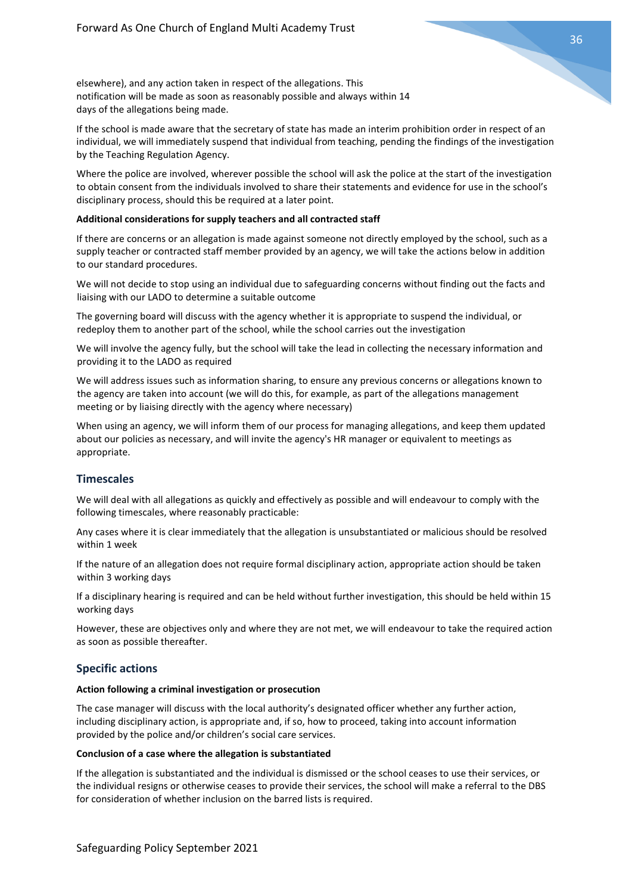elsewhere), and any action taken in respect of the allegations. This notification will be made as soon as reasonably possible and always within 14 days of the allegations being made.

If the school is made aware that the secretary of state has made an interim prohibition order in respect of an individual, we will immediately suspend that individual from teaching, pending the findings of the investigation by the Teaching Regulation Agency.

Where the police are involved, wherever possible the school will ask the police at the start of the investigation to obtain consent from the individuals involved to share their statements and evidence for use in the school's disciplinary process, should this be required at a later point.

**Additional considerations for supply teachers and all contracted staff**

If there are concerns or an allegation is made against someone not directly employed by the school, such as a supply teacher or contracted staff member provided by an agency, we will take the actions below in addition to our standard procedures.

We will not decide to stop using an individual due to safeguarding concerns without finding out the facts and liaising with our LADO to determine a suitable outcome

The governing board will discuss with the agency whether it is appropriate to suspend the individual, or redeploy them to another part of the school, while the school carries out the investigation

We will involve the agency fully, but the school will take the lead in collecting the necessary information and providing it to the LADO as required

We will address issues such as information sharing, to ensure any previous concerns or allegations known to the agency are taken into account (we will do this, for example, as part of the allegations management meeting or by liaising directly with the agency where necessary)

When using an agency, we will inform them of our process for managing allegations, and keep them updated about our policies as necessary, and will invite the agency's HR manager or equivalent to meetings as appropriate.

## Timescales

We will deal with all allegations as quickly and effectively as possible and will endeavour to comply with the following timescales, where reasonably practicable:

Any cases where it is clear immediately that the allegation is unsubstantiated or malicious should be resolved within 1 week

If the nature of an allegation does not require formal disciplinary action, appropriate action should be taken within 3 working days

If a disciplinary hearing is required and can be held without further investigation, this should be held within 15 working days

However, these are objectives only and where they are not met, we will endeavour to take the required action as soon as possible thereafter.

## Specific actions

**Action following a criminal investigation or prosecution**

The case manager will discuss with the local authority's designated officer whether any further action, including disciplinary action, is appropriate and, if so, how to proceed, taking into account information provided by the police and/or children's social care services.

**Conclusion of a case where the allegation is substantiated**

If the allegation is substantiated and the individual is dismissed or the school ceases to use their services, or the individual resigns or otherwise ceases to provide their services, the school will make a referral to the DBS for consideration of whether inclusion on the barred lists is required.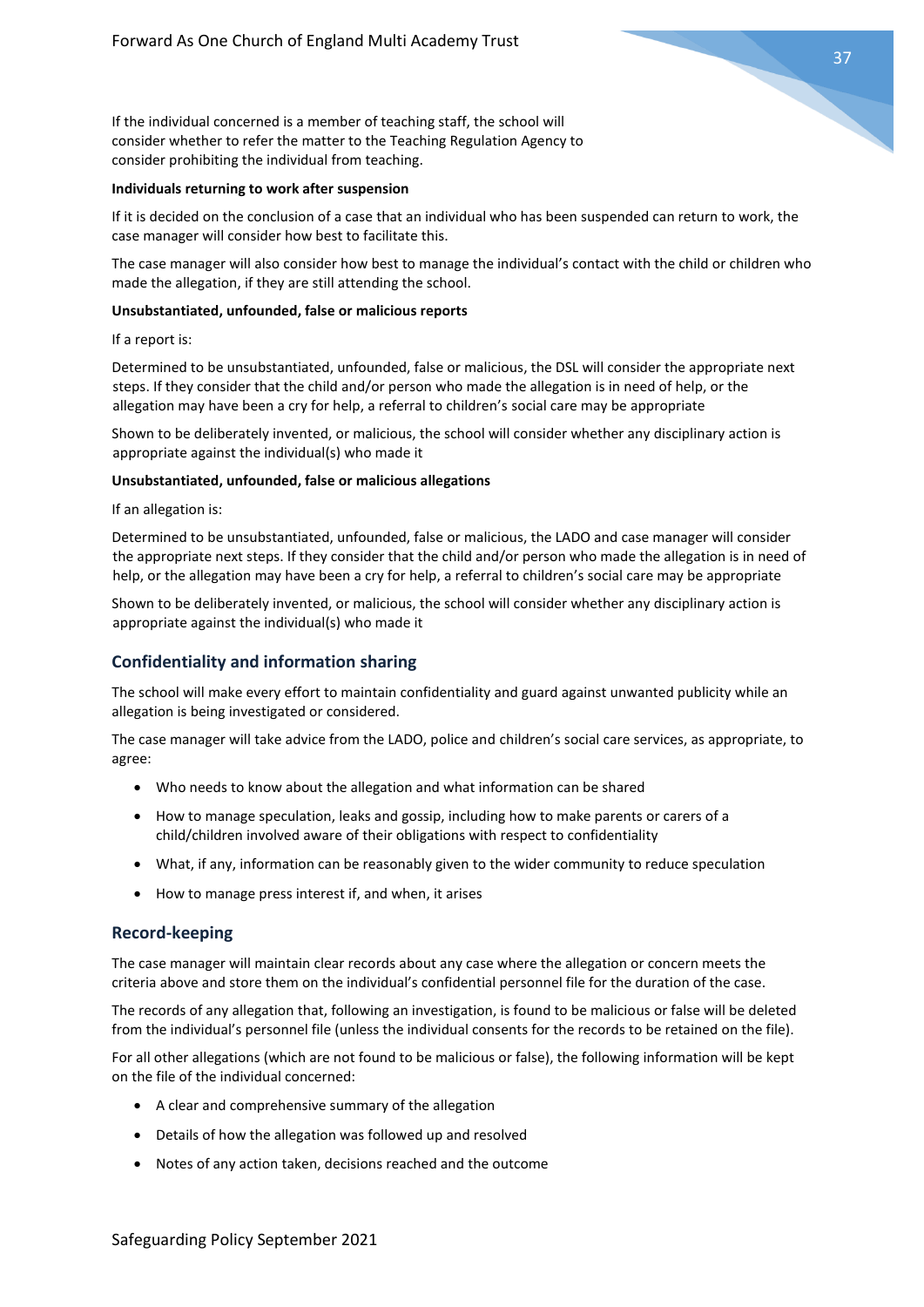If the individual concerned is a member of teaching staff, the school will consider whether to refer the matter to the Teaching Regulation Agency to consider prohibiting the individual from teaching.

**Individuals returning to work after suspension**

If it is decided on the conclusion of a case that an individual who has been suspended can return to work, the case manager will consider how best to facilitate this.

The case manager will also consider how best to manage the individual's contact with the child or children who made the allegation, if they are still attending the school.

**Unsubstantiated, unfounded, false or malicious reports**

If a report is:

Determined to be unsubstantiated, unfounded, false or malicious, the DSL will consider the appropriate next steps. If they consider that the child and/or person who made the allegation is in need of help, or the allegation may have been a cry for help, a referral to children's social care may be appropriate

Shown to be deliberately invented, or malicious, the school will consider whether any disciplinary action is appropriate against the individual(s) who made it

**Unsubstantiated, unfounded, false or malicious allegations**

If an allegation is:

Determined to be unsubstantiated, unfounded, false or malicious, the LADO and case manager will consider the appropriate next steps. If they consider that the child and/or person who made the allegation is in need of help, or the allegation may have been a cry for help, a referral to children's social care may be appropriate

Shown to be deliberately invented, or malicious, the school will consider whether any disciplinary action is appropriate against the individual(s) who made it

## Confidentiality and information sharing

The school will make every effort to maintain confidentiality and guard against unwanted publicity while an allegation is being investigated or considered.

The case manager will take advice from the LADO, police and children's social care services, as appropriate, to agree:

- Who needs to know about the allegation and what information can be shared
- How to manage speculation, leaks and gossip, including how to make parents or carers of a child/children involved aware of their obligations with respect to confidentiality
- What, if any, information can be reasonably given to the wider community to reduce speculation
- How to manage press interest if, and when, it arises

## Record-keeping

The case manager will maintain clear records about any case where the allegation or concern meets the criteria above and store them on the individual's confidential personnel file for the duration of the case.

The records of any allegation that, following an investigation, is found to be malicious or false will be deleted from the individual's personnel file (unless the individual consents for the records to be retained on the file).

For all other allegations (which are not found to be malicious or false), the following information will be kept on the file of the individual concerned:

- A clear and comprehensive summary of the allegation
- Details of how the allegation was followed up and resolved
- Notes of any action taken, decisions reached and the outcome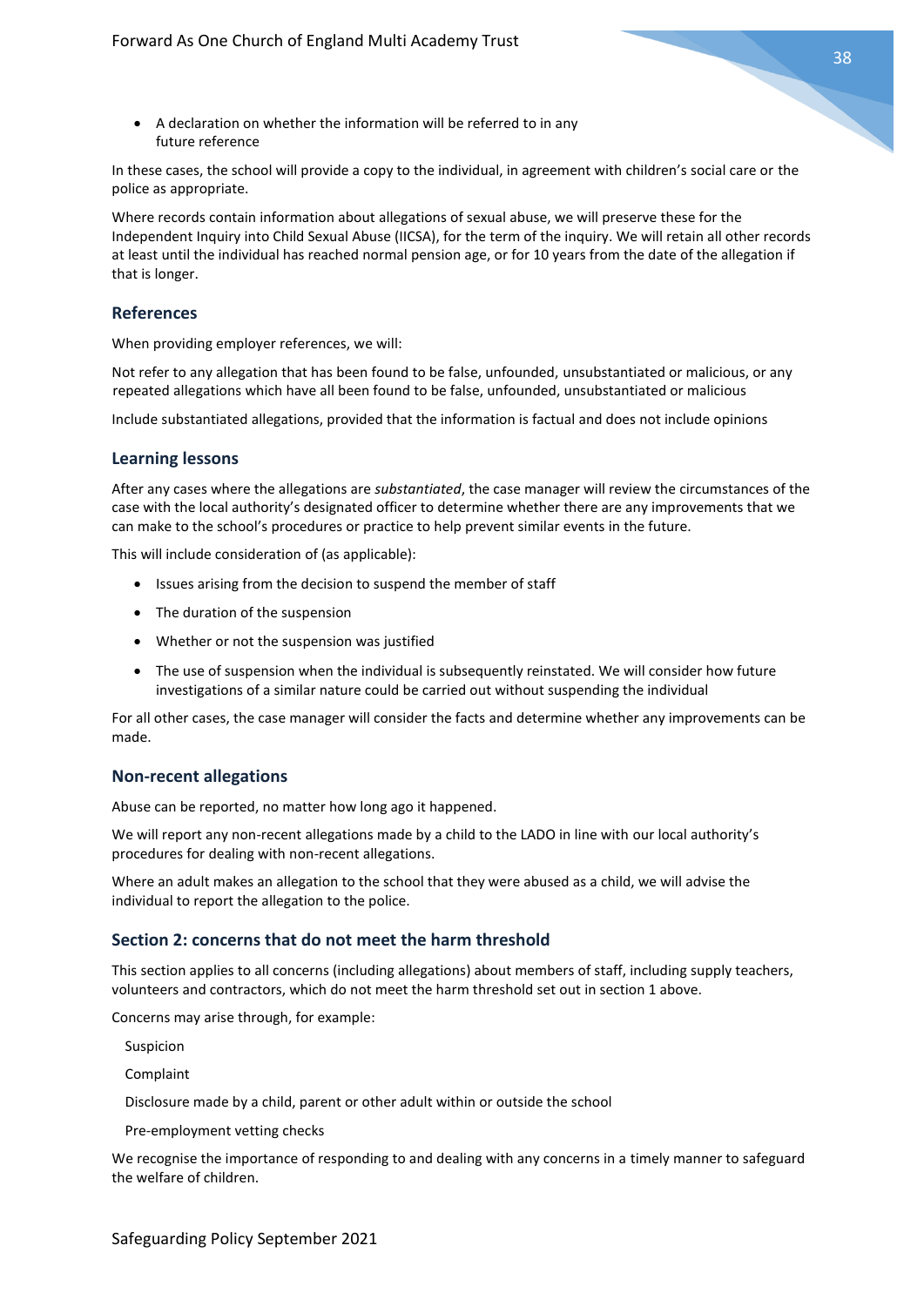- A declaration on whether the information will be referred to in any future reference

In these cases, the school will provide a copy to the individual, in agreement with children's social care or the police as appropriate.

Where records contain information about allegations of sexual abuse, we will preserve these for the Independent Inquiry into Child Sexual Abuse (IICSA), for the term of the inquiry. We will retain all other records at least until the individual has reached normal pension age, or for 10 years from the date of the allegation if that is longer.

### References

When providing employer references, we will:

Not refer to any allegation that has been found to be false, unfounded, unsubstantiated or malicious, or any repeated allegations which have all been found to be false, unfounded, unsubstantiated or malicious

Include substantiated allegations, provided that the information is factual and does not include opinions

### Learning lessons

After any cases where the allegations are *substantiated*, the case manager will review the circumstances of the case with the local authority's designated officer to determine whether there are any improvements that we can make to the school's procedures or practice to help prevent similar events in the future.

This will include consideration of (as applicable):

- Issues arising from the decision to suspend the member of staff
- The duration of the suspension
- Whether or not the suspension was justified
- The use of suspension when the individual is subsequently reinstated. We will consider how future investigations of a similar nature could be carried out without suspending the individual

For all other cases, the case manager will consider the facts and determine whether any improvements can be made.

### Non-recent allegations

Abuse can be reported, no matter how long ago it happened.

We will report any non-recent allegations made by a child to the LADO in line with our local authority's procedures for dealing with non-recent allegations.

Where an adult makes an allegation to the school that they were abused as a child, we will advise the individual to report the allegation to the police.

### Section 2: concerns that do not meet the harm threshold

This section applies to all concerns (including allegations) about members of staff, including supply teachers, volunteers and contractors, which do not meet the harm threshold set out in section 1 above.

Concerns may arise through, for example:

Suspicion

Complaint

Disclosure made by a child, parent or other adult within or outside the school

Pre-employment vetting checks

We recognise the importance of responding to and dealing with any concerns in a timely manner to safeguard the welfare of children.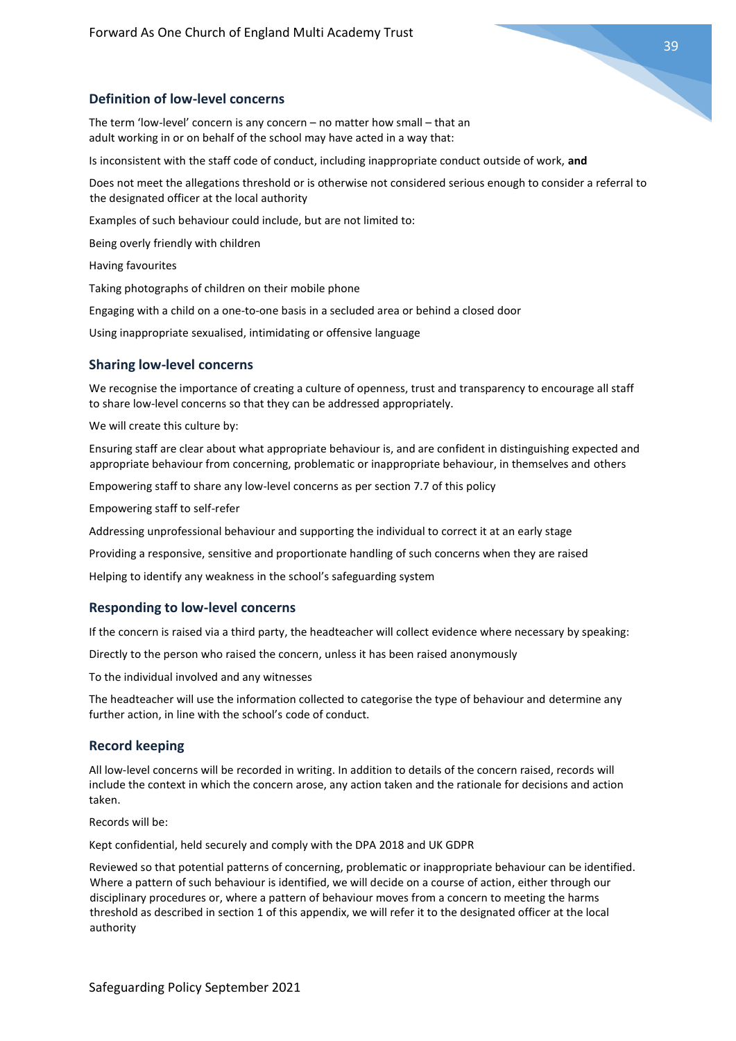### Definition of low-level concerns

The term 'low-level' concern is any concern – no matter how small – that an adult working in or on behalf of the school may have acted in a way that:

Is inconsistent with the staff code of conduct, including inappropriate conduct outside of work, **and**

Does not meet the allegations threshold or is otherwise not considered serious enough to consider a referral to the designated officer at the local authority

Examples of such behaviour could include, but are not limited to:

Being overly friendly with children

Having favourites

Taking photographs of children on their mobile phone

Engaging with a child on a one-to-one basis in a secluded area or behind a closed door

Using inappropriate sexualised, intimidating or offensive language

### Sharing low-level concerns

We recognise the importance of creating a culture of openness, trust and transparency to encourage all staff to share low-level concerns so that they can be addressed appropriately.

We will create this culture by:

Ensuring staff are clear about what appropriate behaviour is, and are confident in distinguishing expected and appropriate behaviour from concerning, problematic or inappropriate behaviour, in themselves and others

Empowering staff to share any low-level concerns as per section 7.7 of this policy

Empowering staff to self-refer

Addressing unprofessional behaviour and supporting the individual to correct it at an early stage

Providing a responsive, sensitive and proportionate handling of such concerns when they are raised

Helping to identify any weakness in the school's safeguarding system

### Responding to low-level concerns

If the concern is raised via a third party, the headteacher will collect evidence where necessary by speaking:

Directly to the person who raised the concern, unless it has been raised anonymously

To the individual involved and any witnesses

The headteacher will use the information collected to categorise the type of behaviour and determine any further action, in line with the school's code of conduct.

### Record keeping

All low-level concerns will be recorded in writing. In addition to details of the concern raised, records will include the context in which the concern arose, any action taken and the rationale for decisions and action taken.

Records will be:

Kept confidential, held securely and comply with the DPA 2018 and UK GDPR

Reviewed so that potential patterns of concerning, problematic or inappropriate behaviour can be identified. Where a pattern of such behaviour is identified, we will decide on a course of action, either through our disciplinary procedures or, where a pattern of behaviour moves from a concern to meeting the harms threshold as described in section 1 of this appendix, we will refer it to the designated officer at the local authority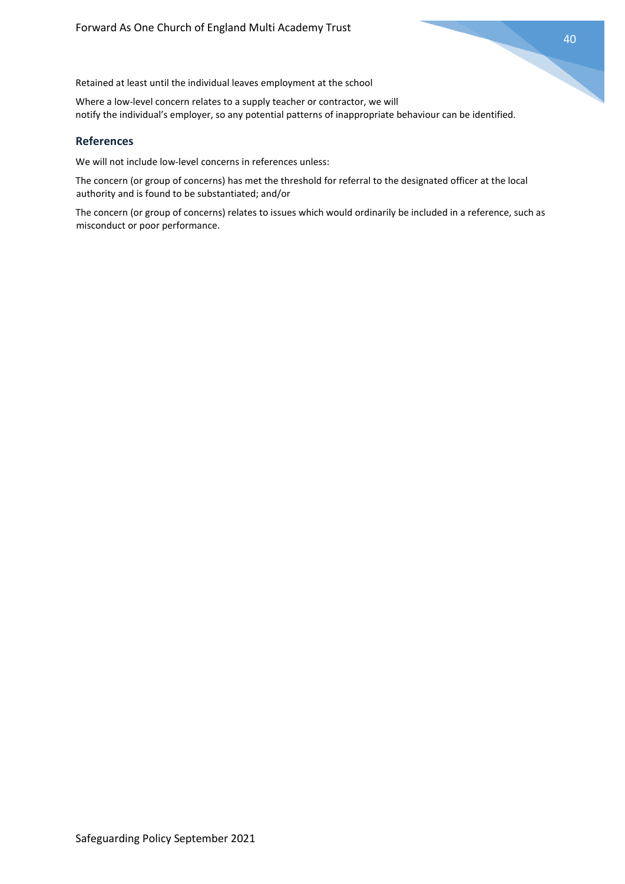Retained at least until the individual leaves employment at the school

Where a low-level concern relates to a supply teacher or contractor, we will notify the individual's employer, so any potential patterns of inappropriate behaviour can be identified.

## References

We will not include low-level concerns in references unless:

The concern (or group of concerns) has met the threshold for referral to the designated officer at the local authority and is found to be substantiated; and/or

The concern (or group of concerns) relates to issues which would ordinarily be included in a reference, such as misconduct or poor performance.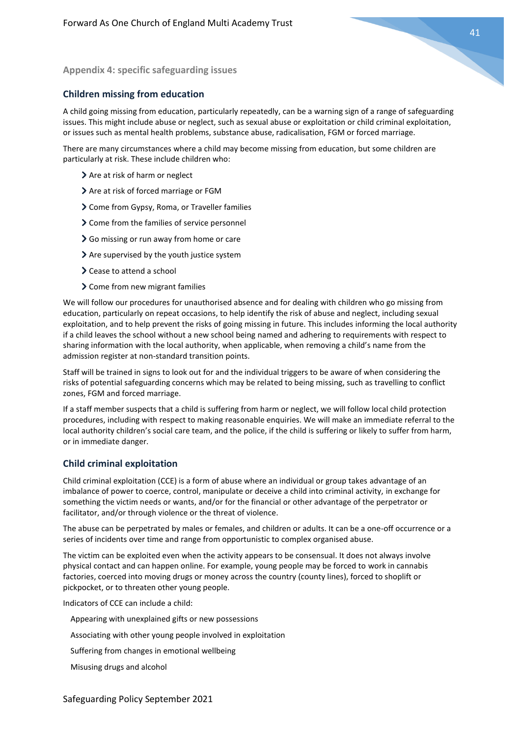## Appendix 4: specific safeguarding issues

### Children missing from education

A child going missing from education, particularly repeatedly, can be a warning sign of a range of safeguarding issues. This might include abuse or neglect, such as sexual abuse or exploitation or child criminal exploitation, or issues such as mental health problems, substance abuse, radicalisation, FGM or forced marriage.

There are many circumstances where a child may become missing from education, but some children are particularly at risk. These include children who:

- Are at risk of harm or neglect
- Are at risk of forced marriage or FGM
- Come from Gypsy, Roma, or Traveller families
- Come from the families of service personnel
- Go missing or run away from home or care
- Are supervised by the youth justice system
- Cease to attend a school
- Come from new migrant families

We will follow our procedures for unauthorised absence and for dealing with children who go missing from education, particularly on repeat occasions, to help identify the risk of abuse and neglect, including sexual exploitation, and to help prevent the risks of going missing in future. This includes informing the local authority if a child leaves the school without a new school being named and adhering to requirements with respect to sharing information with the local authority, when applicable, when removing a child's name from the admission register at non-standard transition points.

Staff will be trained in signs to look out for and the individual triggers to be aware of when considering the risks of potential safeguarding concerns which may be related to being missing, such as travelling to conflict zones, FGM and forced marriage.

If a staff member suspects that a child is suffering from harm or neglect, we will follow local child protection procedures, including with respect to making reasonable enquiries. We will make an immediate referral to the local authority children's social care team, and the police, if the child is suffering or likely to suffer from harm, or in immediate danger.

### Child criminal exploitation

Child criminal exploitation (CCE) is a form of abuse where an individual or group takes advantage of an imbalance of power to coerce, control, manipulate or deceive a child into criminal activity, in exchange for something the victim needs or wants, and/or for the financial or other advantage of the perpetrator or facilitator, and/or through violence or the threat of violence.

The abuse can be perpetrated by males or females, and children or adults. It can be a one-off occurrence or a series of incidents over time and range from opportunistic to complex organised abuse.

The victim can be exploited even when the activity appears to be consensual. It does not always involve physical contact and can happen online. For example, young people may be forced to work in cannabis factories, coerced into moving drugs or money across the country (county lines), forced to shoplift or pickpocket, or to threaten other young people.

Indicators of CCE can include a child:

- Appearing with unexplained gifts or new possessions
- Associating with other young people involved in exploitation
- Suffering from changes in emotional wellbeing
- Misusing drugs and alcohol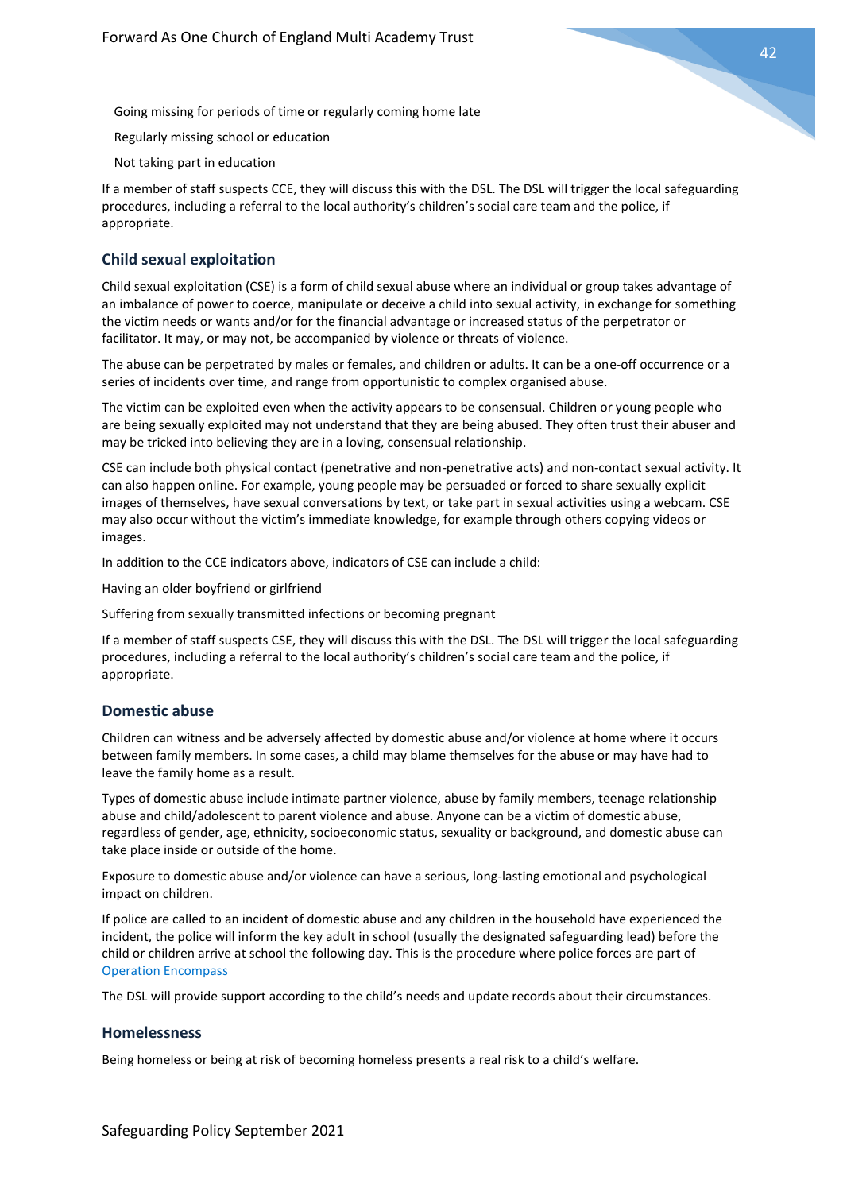- Going missing for periods of time or regularly coming home late
- Regularly missing school or education
- Not taking part in education

If a member of staff suspects CCE, they will discuss this with the DSL. The DSL will trigger the local safeguarding procedures, including a referral to the local authority's children's social care team and the police, if appropriate.

## Child sexual exploitation

Child sexual exploitation (CSE) is a form of child sexual abuse where an individual or group takes advantage of an imbalance of power to coerce, manipulate or deceive a child into sexual activity, in exchange for something the victim needs or wants and/or for the financial advantage or increased status of the perpetrator or facilitator. It may, or may not, be accompanied by violence or threats of violence.

The abuse can be perpetrated by males or females, and children or adults. It can be a one-off occurrence or a series of incidents over time, and range from opportunistic to complex organised abuse.

The victim can be exploited even when the activity appears to be consensual. Children or young people who are being sexually exploited may not understand that they are being abused. They often trust their abuser and may be tricked into believing they are in a loving, consensual relationship.

CSE can include both physical contact (penetrative and non-penetrative acts) and non-contact sexual activity. It can also happen online. For example, young people may be persuaded or forced to share sexually explicit images of themselves, have sexual conversations by text, or take part in sexual activities using a webcam. CSE may also occur without the victim's immediate knowledge, for example through others copying videos or images.

In addition to the CCE indicators above, indicators of CSE can include a child:

- Having an older boyfriend or girlfriend
- Suffering from sexually transmitted infections or becoming pregnant

If a member of staff suspects CSE, they will discuss this with the DSL. The DSL will trigger the local safeguarding procedures, including a referral to the local authority's children's social care team and the police, if appropriate.

## Domestic abuse

Children can witness and be adversely affected by domestic abuse and/or violence at home where it occurs between family members. In some cases, a child may blame themselves for the abuse or may have had to leave the family home as a result.

Types of domestic abuse include intimate partner violence, abuse by family members, teenage relationship abuse and child/adolescent to parent violence and abuse. Anyone can be a victim of domestic abuse, regardless of gender, age, ethnicity, socioeconomic status, sexuality or background, and domestic abuse can take place inside or outside of the home.

Exposure to domestic abuse and/or violence can have a serious, long-lasting emotional and psychological impact on children.

If police are called to an incident of domestic abuse and any children in the household have experienced the incident, the police will inform the key adult in school (usually the designated safeguarding lead) before the child or children arrive at school the following day. This is the procedure where police forces are part of Operation Encompass

The DSL will provide support according to the child's needs and update records about their circumstances.

## Homelessness

Being homeless or being at risk of becoming homeless presents a real risk to a child's welfare.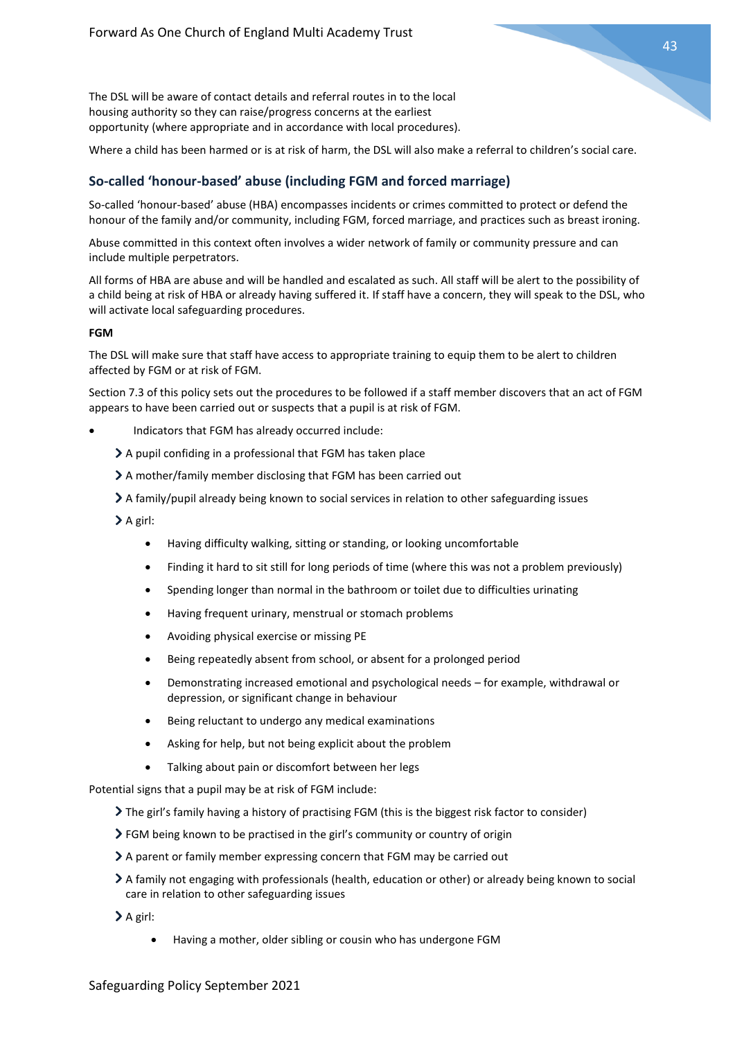The DSL will be aware of contact details and referral routes in to the local housing authority so they can raise/progress concerns at the earliest opportunity (where appropriate and in accordance with local procedures).

Where a child has been harmed or is at risk of harm, the DSL will also make a referral to children's social care.

## So-called 'honour-based' abuse (including FGM and forced marriage)

So-called 'honour-based' abuse (HBA) encompasses incidents or crimes committed to protect or defend the honour of the family and/or community, including FGM, forced marriage, and practices such as breast ironing.

Abuse committed in this context often involves a wider network of family or community pressure and can include multiple perpetrators.

All forms of HBA are abuse and will be handled and escalated as such. All staff will be alert to the possibility of a child being at risk of HBA or already having suffered it. If staff have a concern, they will speak to the DSL, who will activate local safeguarding procedures.

**FGM**

The DSL will make sure that staff have access to appropriate training to equip them to be alert to children affected by FGM or at risk of FGM.

Section 7.3 of this policy sets out the procedures to be followed if a staff member discovers that an act of FGM appears to have been carried out or suspects that a pupil is at risk of FGM.

- Indicators that FGM has already occurred include:
  - A pupil confiding in a professional that FGM has taken place
  - A mother/family member disclosing that FGM has been carried out
  - A family/pupil already being known to social services in relation to other safeguarding issues
  - A girl:
    - Having difficulty walking, sitting or standing, or looking uncomfortable
    - Finding it hard to sit still for long periods of time (where this was not a problem previously)
    - Spending longer than normal in the bathroom or toilet due to difficulties urinating
    - Having frequent urinary, menstrual or stomach problems
    - Avoiding physical exercise or missing PE
    - Being repeatedly absent from school, or absent for a prolonged period
    - Demonstrating increased emotional and psychological needs – for example, withdrawal or depression, or significant change in behaviour
    - Being reluctant to undergo any medical examinations
    - Asking for help, but not being explicit about the problem
    - Talking about pain or discomfort between her legs

Potential signs that a pupil may be at risk of FGM include:

- The girl's family having a history of practising FGM (this is the biggest risk factor to consider)
- FGM being known to be practised in the girl's community or country of origin
- A parent or family member expressing concern that FGM may be carried out
- A family not engaging with professionals (health, education or other) or already being known to social care in relation to other safeguarding issues
- A girl:
  - Having a mother, older sibling or cousin who has undergone FGM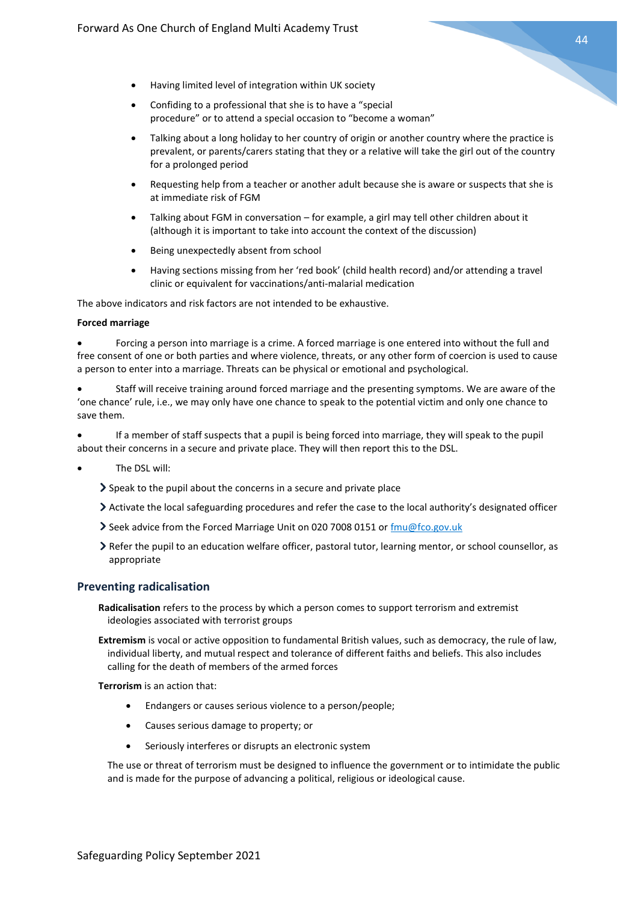- Having limited level of integration within UK society
- Confiding to a professional that she is to have a "special procedure" or to attend a special occasion to "become a woman"
- Talking about a long holiday to her country of origin or another country where the practice is prevalent, or parents/carers stating that they or a relative will take the girl out of the country for a prolonged period
- Requesting help from a teacher or another adult because she is aware or suspects that she is at immediate risk of FGM
- Talking about FGM in conversation – for example, a girl may tell other children about it (although it is important to take into account the context of the discussion)
- Being unexpectedly absent from school
- Having sections missing from her 'red book' (child health record) and/or attending a travel clinic or equivalent for vaccinations/anti-malarial medication

The above indicators and risk factors are not intended to be exhaustive.

**Forced marriage**

- Forcing a person into marriage is a crime. A forced marriage is one entered into without the full and free consent of one or both parties and where violence, threats, or any other form of coercion is used to cause a person to enter into a marriage. Threats can be physical or emotional and psychological.
- Staff will receive training around forced marriage and the presenting symptoms. We are aware of the 'one chance' rule, i.e., we may only have one chance to speak to the potential victim and only one chance to save them.
- If a member of staff suspects that a pupil is being forced into marriage, they will speak to the pupil about their concerns in a secure and private place. They will then report this to the DSL.
- The DSL will:
  - Speak to the pupil about the concerns in a secure and private place
  - Activate the local safeguarding procedures and refer the case to the local authority's designated officer
  - Seek advice from the Forced Marriage Unit on 020 7008 0151 or fmu@fco.gov.uk
  - Refer the pupil to an education welfare officer, pastoral tutor, learning mentor, or school counsellor, as appropriate

## Preventing radicalisation

**Radicalisation** refers to the process by which a person comes to support terrorism and extremist ideologies associated with terrorist groups

**Extremism** is vocal or active opposition to fundamental British values, such as democracy, the rule of law, individual liberty, and mutual respect and tolerance of different faiths and beliefs. This also includes calling for the death of members of the armed forces

**Terrorism** is an action that:

- Endangers or causes serious violence to a person/people;
- Causes serious damage to property; or
- Seriously interferes or disrupts an electronic system

The use or threat of terrorism must be designed to influence the government or to intimidate the public and is made for the purpose of advancing a political, religious or ideological cause.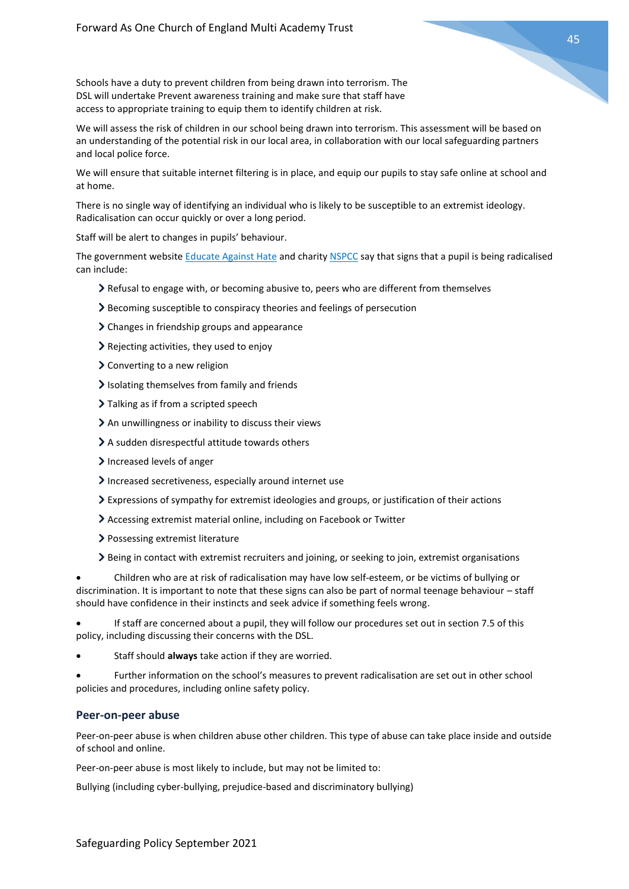Schools have a duty to prevent children from being drawn into terrorism. The DSL will undertake Prevent awareness training and make sure that staff have access to appropriate training to equip them to identify children at risk.

We will assess the risk of children in our school being drawn into terrorism. This assessment will be based on an understanding of the potential risk in our local area, in collaboration with our local safeguarding partners and local police force.

We will ensure that suitable internet filtering is in place, and equip our pupils to stay safe online at school and at home.

There is no single way of identifying an individual who is likely to be susceptible to an extremist ideology. Radicalisation can occur quickly or over a long period.

Staff will be alert to changes in pupils' behaviour.

The government website Educate Against Hate and charity NSPCC say that signs that a pupil is being radicalised can include:

- Refusal to engage with, or becoming abusive to, peers who are different from themselves
- Becoming susceptible to conspiracy theories and feelings of persecution
- Changes in friendship groups and appearance
- Rejecting activities, they used to enjoy
- Converting to a new religion
- Isolating themselves from family and friends
- Talking as if from a scripted speech
- An unwillingness or inability to discuss their views
- A sudden disrespectful attitude towards others
- Increased levels of anger
- Increased secretiveness, especially around internet use
- Expressions of sympathy for extremist ideologies and groups, or justification of their actions
- Accessing extremist material online, including on Facebook or Twitter
- Possessing extremist literature
- Being in contact with extremist recruiters and joining, or seeking to join, extremist organisations

- Children who are at risk of radicalisation may have low self-esteem, or be victims of bullying or discrimination. It is important to note that these signs can also be part of normal teenage behaviour – staff should have confidence in their instincts and seek advice if something feels wrong.
- If staff are concerned about a pupil, they will follow our procedures set out in section 7.5 of this policy, including discussing their concerns with the DSL.
- Staff should **always** take action if they are worried.
- Further information on the school's measures to prevent radicalisation are set out in other school policies and procedures, including online safety policy.

### Peer-on-peer abuse

Peer-on-peer abuse is when children abuse other children. This type of abuse can take place inside and outside of school and online.

Peer-on-peer abuse is most likely to include, but may not be limited to:

Bullying (including cyber-bullying, prejudice-based and discriminatory bullying)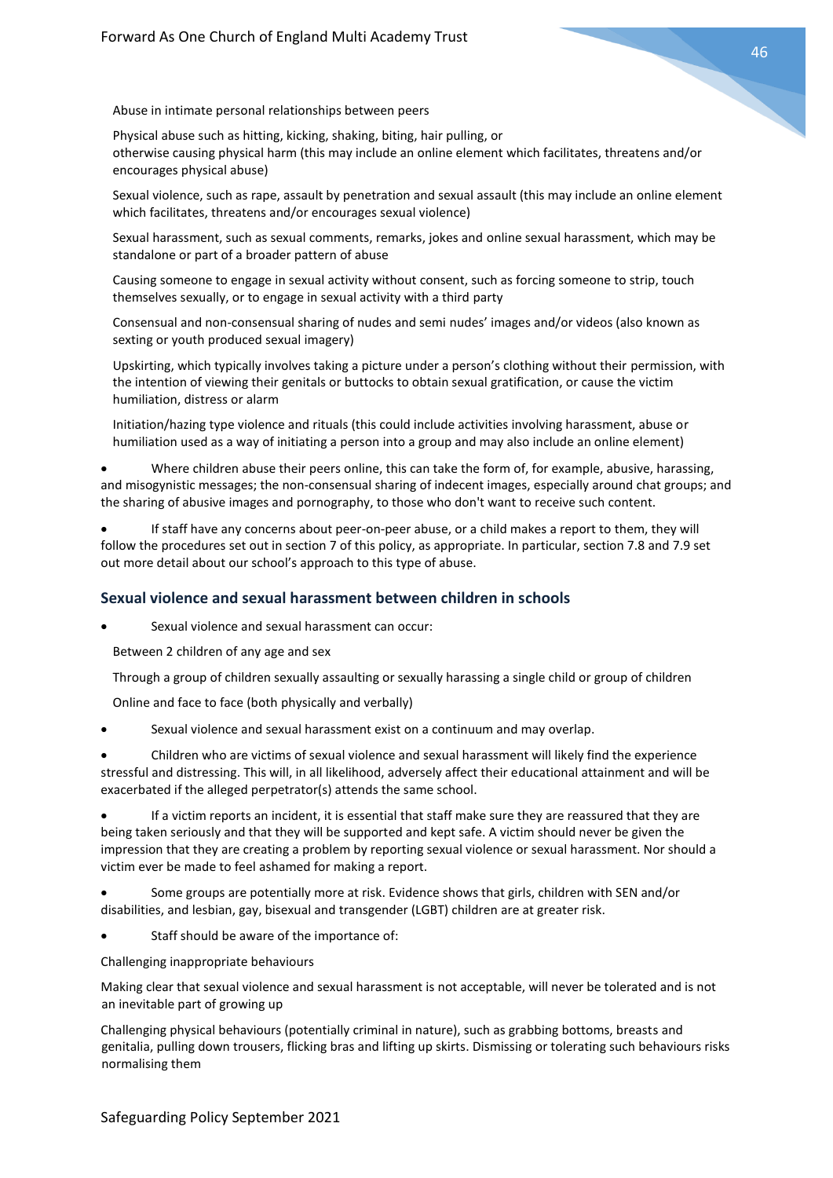Abuse in intimate personal relationships between peers

Physical abuse such as hitting, kicking, shaking, biting, hair pulling, or otherwise causing physical harm (this may include an online element which facilitates, threatens and/or encourages physical abuse)

Sexual violence, such as rape, assault by penetration and sexual assault (this may include an online element which facilitates, threatens and/or encourages sexual violence)

Sexual harassment, such as sexual comments, remarks, jokes and online sexual harassment, which may be standalone or part of a broader pattern of abuse

Causing someone to engage in sexual activity without consent, such as forcing someone to strip, touch themselves sexually, or to engage in sexual activity with a third party

Consensual and non-consensual sharing of nudes and semi nudes' images and/or videos (also known as sexting or youth produced sexual imagery)

Upskirting, which typically involves taking a picture under a person's clothing without their permission, with the intention of viewing their genitals or buttocks to obtain sexual gratification, or cause the victim humiliation, distress or alarm

Initiation/hazing type violence and rituals (this could include activities involving harassment, abuse or humiliation used as a way of initiating a person into a group and may also include an online element)

- Where children abuse their peers online, this can take the form of, for example, abusive, harassing, and misogynistic messages; the non-consensual sharing of indecent images, especially around chat groups; and the sharing of abusive images and pornography, to those who don't want to receive such content.
- If staff have any concerns about peer-on-peer abuse, or a child makes a report to them, they will follow the procedures set out in section 7 of this policy, as appropriate. In particular, section 7.8 and 7.9 set out more detail about our school's approach to this type of abuse.

## Sexual violence and sexual harassment between children in schools

- Sexual violence and sexual harassment can occur:

Between 2 children of any age and sex

Through a group of children sexually assaulting or sexually harassing a single child or group of children

Online and face to face (both physically and verbally)

- Sexual violence and sexual harassment exist on a continuum and may overlap.
- Children who are victims of sexual violence and sexual harassment will likely find the experience stressful and distressing. This will, in all likelihood, adversely affect their educational attainment and will be exacerbated if the alleged perpetrator(s) attends the same school.
- If a victim reports an incident, it is essential that staff make sure they are reassured that they are being taken seriously and that they will be supported and kept safe. A victim should never be given the impression that they are creating a problem by reporting sexual violence or sexual harassment. Nor should a victim ever be made to feel ashamed for making a report.
- Some groups are potentially more at risk. Evidence shows that girls, children with SEN and/or disabilities, and lesbian, gay, bisexual and transgender (LGBT) children are at greater risk.
- Staff should be aware of the importance of:

Challenging inappropriate behaviours

Making clear that sexual violence and sexual harassment is not acceptable, will never be tolerated and is not an inevitable part of growing up

Challenging physical behaviours (potentially criminal in nature), such as grabbing bottoms, breasts and genitalia, pulling down trousers, flicking bras and lifting up skirts. Dismissing or tolerating such behaviours risks normalising them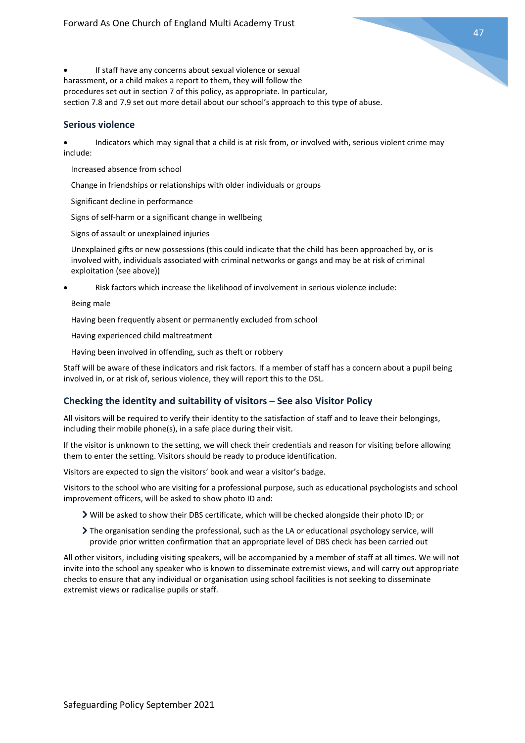- If staff have any concerns about sexual violence or sexual harassment, or a child makes a report to them, they will follow the procedures set out in section 7 of this policy, as appropriate. In particular, section 7.8 and 7.9 set out more detail about our school's approach to this type of abuse.

## Serious violence

- Indicators which may signal that a child is at risk from, or involved with, serious violent crime may include:

  Increased absence from school

  Change in friendships or relationships with older individuals or groups

  Significant decline in performance

  Signs of self-harm or a significant change in wellbeing

  Signs of assault or unexplained injuries

  Unexplained gifts or new possessions (this could indicate that the child has been approached by, or is involved with, individuals associated with criminal networks or gangs and may be at risk of criminal exploitation (see above))

- Risk factors which increase the likelihood of involvement in serious violence include:

  Being male

  Having been frequently absent or permanently excluded from school

  Having experienced child maltreatment

  Having been involved in offending, such as theft or robbery

Staff will be aware of these indicators and risk factors. If a member of staff has a concern about a pupil being involved in, or at risk of, serious violence, they will report this to the DSL.

## Checking the identity and suitability of visitors – See also Visitor Policy

All visitors will be required to verify their identity to the satisfaction of staff and to leave their belongings, including their mobile phone(s), in a safe place during their visit.

If the visitor is unknown to the setting, we will check their credentials and reason for visiting before allowing them to enter the setting. Visitors should be ready to produce identification.

Visitors are expected to sign the visitors' book and wear a visitor's badge.

Visitors to the school who are visiting for a professional purpose, such as educational psychologists and school improvement officers, will be asked to show photo ID and:

- Will be asked to show their DBS certificate, which will be checked alongside their photo ID; or
- The organisation sending the professional, such as the LA or educational psychology service, will provide prior written confirmation that an appropriate level of DBS check has been carried out

All other visitors, including visiting speakers, will be accompanied by a member of staff at all times. We will not invite into the school any speaker who is known to disseminate extremist views, and will carry out appropriate checks to ensure that any individual or organisation using school facilities is not seeking to disseminate extremist views or radicalise pupils or staff.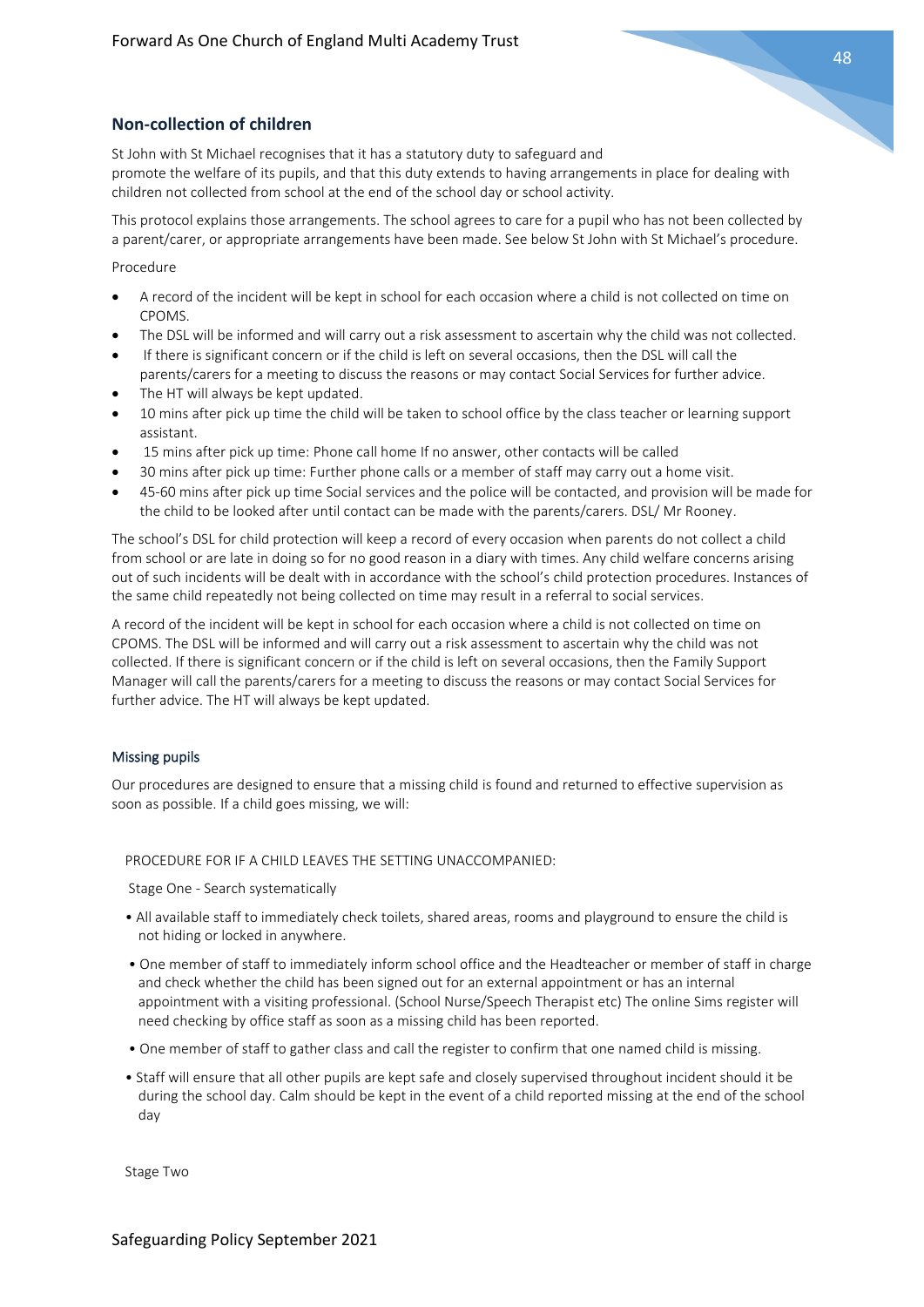## Non-collection of children

St John with St Michael recognises that it has a statutory duty to safeguard and promote the welfare of its pupils, and that this duty extends to having arrangements in place for dealing with children not collected from school at the end of the school day or school activity.

This protocol explains those arrangements. The school agrees to care for a pupil who has not been collected by a parent/carer, or appropriate arrangements have been made. See below St John with St Michael's procedure.

Procedure

- A record of the incident will be kept in school for each occasion where a child is not collected on time on CPOMS.
- The DSL will be informed and will carry out a risk assessment to ascertain why the child was not collected.
- If there is significant concern or if the child is left on several occasions, then the DSL will call the parents/carers for a meeting to discuss the reasons or may contact Social Services for further advice.
- The HT will always be kept updated.
- 10 mins after pick up time the child will be taken to school office by the class teacher or learning support assistant.
- 15 mins after pick up time: Phone call home If no answer, other contacts will be called
- 30 mins after pick up time: Further phone calls or a member of staff may carry out a home visit.
- 45-60 mins after pick up time Social services and the police will be contacted, and provision will be made for the child to be looked after until contact can be made with the parents/carers. DSL/ Mr Rooney.

The school's DSL for child protection will keep a record of every occasion when parents do not collect a child from school or are late in doing so for no good reason in a diary with times. Any child welfare concerns arising out of such incidents will be dealt with in accordance with the school's child protection procedures. Instances of the same child repeatedly not being collected on time may result in a referral to social services.

A record of the incident will be kept in school for each occasion where a child is not collected on time on CPOMS. The DSL will be informed and will carry out a risk assessment to ascertain why the child was not collected. If there is significant concern or if the child is left on several occasions, then the Family Support Manager will call the parents/carers for a meeting to discuss the reasons or may contact Social Services for further advice. The HT will always be kept updated.

### Missing pupils

Our procedures are designed to ensure that a missing child is found and returned to effective supervision as soon as possible. If a child goes missing, we will:

PROCEDURE FOR IF A CHILD LEAVES THE SETTING UNACCOMPANIED:

Stage One - Search systematically

- All available staff to immediately check toilets, shared areas, rooms and playground to ensure the child is not hiding or locked in anywhere.
- One member of staff to immediately inform school office and the Headteacher or member of staff in charge and check whether the child has been signed out for an external appointment or has an internal appointment with a visiting professional. (School Nurse/Speech Therapist etc) The online Sims register will need checking by office staff as soon as a missing child has been reported.
- One member of staff to gather class and call the register to confirm that one named child is missing.
- Staff will ensure that all other pupils are kept safe and closely supervised throughout incident should it be during the school day. Calm should be kept in the event of a child reported missing at the end of the school day

Stage Two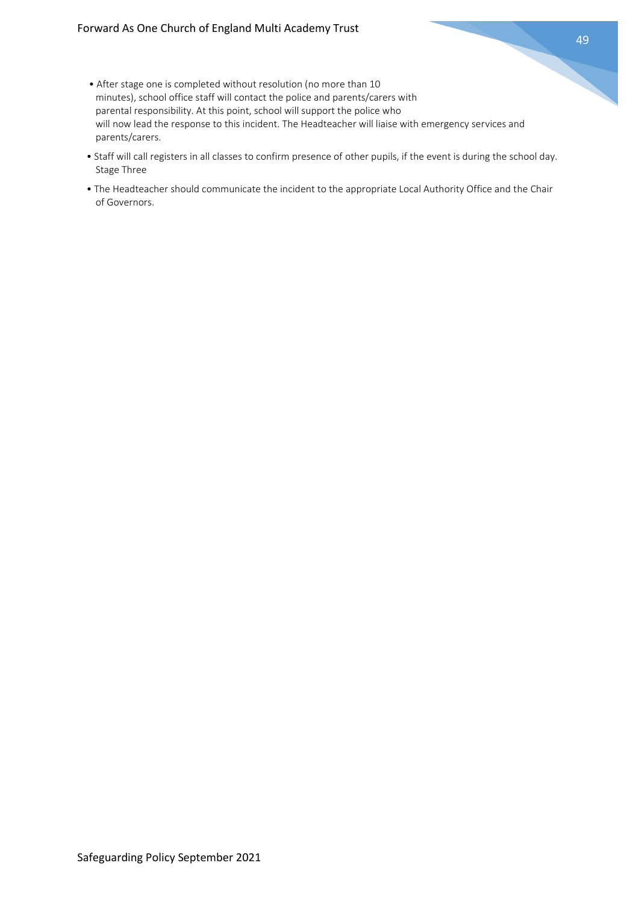- After stage one is completed without resolution (no more than 10 minutes), school office staff will contact the police and parents/carers with parental responsibility. At this point, school will support the police who will now lead the response to this incident. The Headteacher will liaise with emergency services and parents/carers.
- Staff will call registers in all classes to confirm presence of other pupils, if the event is during the school day. Stage Three
- The Headteacher should communicate the incident to the appropriate Local Authority Office and the Chair of Governors.